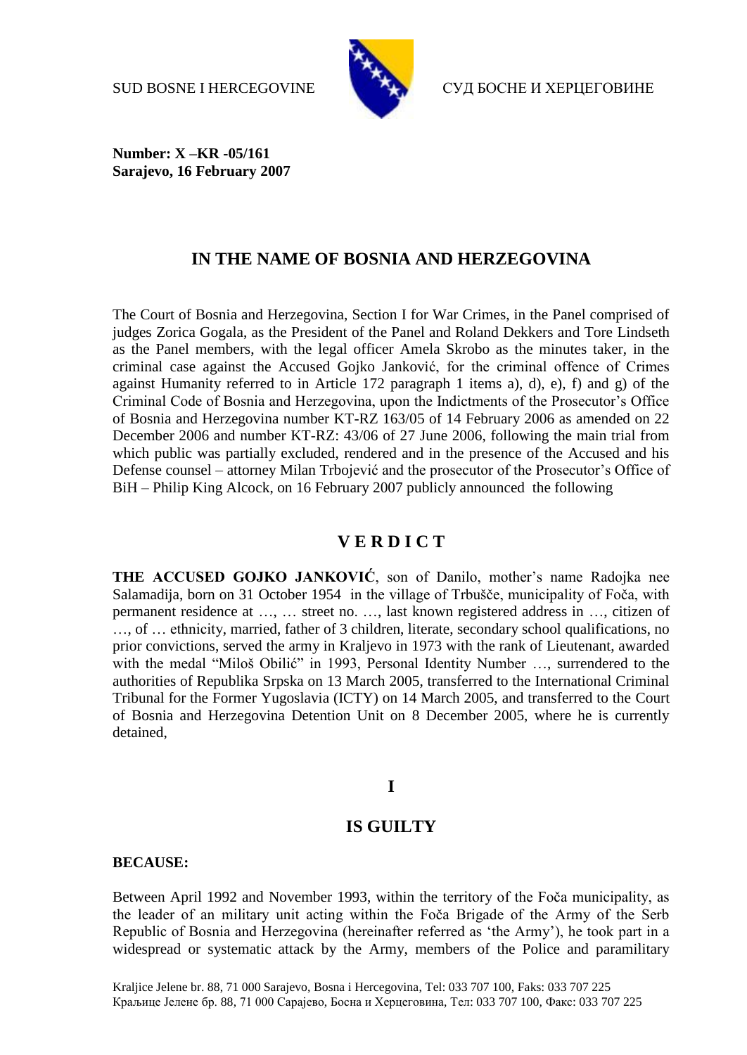SUD BOSNE I HERCEGOVINE СУД БОСНЕ И ХЕРЦЕГОВИНЕ

**Number: X –KR -05/161**
**Sarajevo, 16 February 2007**

## IN THE NAME OF BOSNIA AND HERZEGOVINA

The Court of Bosnia and Herzegovina, Section I for War Crimes, in the Panel comprised of judges Zorica Gogala, as the President of the Panel and Roland Dekkers and Tore Lindseth as the Panel members, with the legal officer Amela Skrobo as the minutes taker, in the criminal case against the Accused Gojko Janković, for the criminal offence of Crimes against Humanity referred to in Article 172 paragraph 1 items a), d), e), f) and g) of the Criminal Code of Bosnia and Herzegovina, upon the Indictments of the Prosecutor's Office of Bosnia and Herzegovina number KT-RZ 163/05 of 14 February 2006 as amended on 22 December 2006 and number KT-RZ: 43/06 of 27 June 2006, following the main trial from which public was partially excluded, rendered and in the presence of the Accused and his Defense counsel – attorney Milan Trbojević and the prosecutor of the Prosecutor's Office of BiH – Philip King Alcock, on 16 February 2007 publicly announced the following

## V E R D I C T

**THE ACCUSED GOJKO JANKOVIĆ**, son of Danilo, mother's name Radojka nee Salamadija, born on 31 October 1954 in the village of Trbušče, municipality of Foča, with permanent residence at …, … street no. …, last known registered address in …, citizen of …, of … ethnicity, married, father of 3 children, literate, secondary school qualifications, no prior convictions, served the army in Kraljevo in 1973 with the rank of Lieutenant, awarded with the medal "Miloš Obilić" in 1993, Personal Identity Number …, surrendered to the authorities of Republika Srpska on 13 March 2005, transferred to the International Criminal Tribunal for the Former Yugoslavia (ICTY) on 14 March 2005, and transferred to the Court of Bosnia and Herzegovina Detention Unit on 8 December 2005, where he is currently detained,

## I

## IS GUILTY

**BECAUSE:**

Between April 1992 and November 1993, within the territory of the Foča municipality, as the leader of an military unit acting within the Foča Brigade of the Army of the Serb Republic of Bosnia and Herzegovina (hereinafter referred as 'the Army'), he took part in a widespread or systematic attack by the Army, members of the Police and paramilitary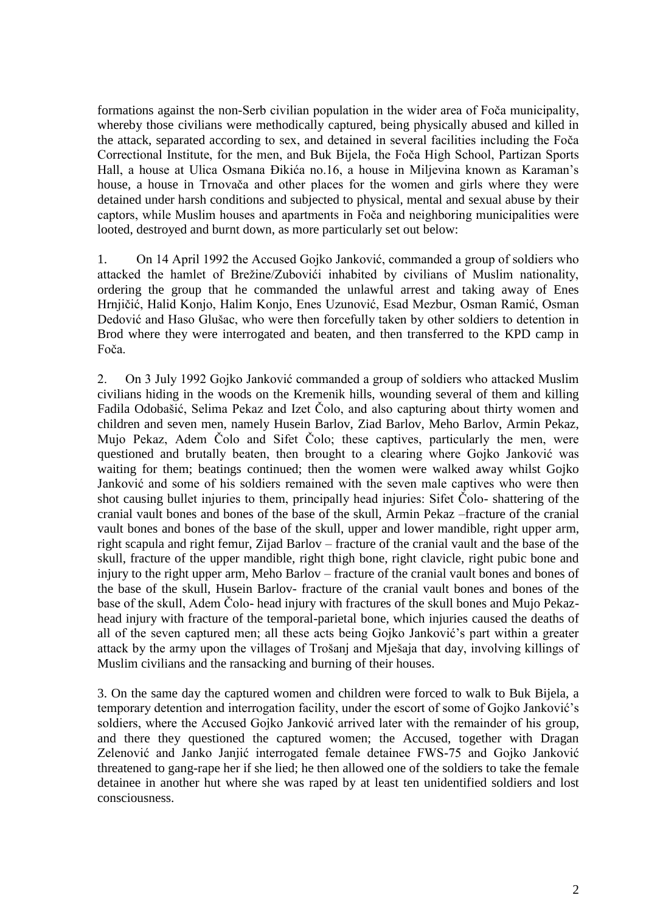formations against the non-Serb civilian population in the wider area of Foča municipality, whereby those civilians were methodically captured, being physically abused and killed in the attack, separated according to sex, and detained in several facilities including the Foča Correctional Institute, for the men, and Buk Bijela, the Foča High School, Partizan Sports Hall, a house at Ulica Osmana Đikića no.16, a house in Miljevina known as Karaman's house, a house in Trnovača and other places for the women and girls where they were detained under harsh conditions and subjected to physical, mental and sexual abuse by their captors, while Muslim houses and apartments in Foča and neighboring municipalities were looted, destroyed and burnt down, as more particularly set out below:

1. On 14 April 1992 the Accused Gojko Janković, commanded a group of soldiers who attacked the hamlet of Brežine/Zubovići inhabited by civilians of Muslim nationality, ordering the group that he commanded the unlawful arrest and taking away of Enes Hrnjičić, Halid Konjo, Halim Konjo, Enes Uzunović, Esad Mezbur, Osman Ramić, Osman Dedović and Haso Glušac, who were then forcefully taken by other soldiers to detention in Brod where they were interrogated and beaten, and then transferred to the KPD camp in Foča.

2. On 3 July 1992 Gojko Janković commanded a group of soldiers who attacked Muslim civilians hiding in the woods on the Kremenik hills, wounding several of them and killing Fadila Odobašić, Selima Pekaz and Izet Čolo, and also capturing about thirty women and children and seven men, namely Husein Barlov, Ziad Barlov, Meho Barlov, Armin Pekaz, Mujo Pekaz, Adem Čolo and Sifet Čolo; these captives, particularly the men, were questioned and brutally beaten, then brought to a clearing where Gojko Janković was waiting for them; beatings continued; then the women were walked away whilst Gojko Janković and some of his soldiers remained with the seven male captives who were then shot causing bullet injuries to them, principally head injuries: Sifet Čolo- shattering of the cranial vault bones and bones of the base of the skull, Armin Pekaz –fracture of the cranial vault bones and bones of the base of the skull, upper and lower mandible, right upper arm, right scapula and right femur, Zijad Barlov – fracture of the cranial vault and the base of the skull, fracture of the upper mandible, right thigh bone, right clavicle, right pubic bone and injury to the right upper arm, Meho Barlov – fracture of the cranial vault bones and bones of the base of the skull, Husein Barlov- fracture of the cranial vault bones and bones of the base of the skull, Adem Čolo- head injury with fractures of the skull bones and Mujo Pekaz- head injury with fracture of the temporal-parietal bone, which injuries caused the deaths of all of the seven captured men; all these acts being Gojko Janković's part within a greater attack by the army upon the villages of Trošanj and Mješaja that day, involving killings of Muslim civilians and the ransacking and burning of their houses.

3. On the same day the captured women and children were forced to walk to Buk Bijela, a temporary detention and interrogation facility, under the escort of some of Gojko Janković's soldiers, where the Accused Gojko Janković arrived later with the remainder of his group, and there they questioned the captured women; the Accused, together with Dragan Zelenović and Janko Janjić interrogated female detainee FWS-75 and Gojko Janković threatened to gang-rape her if she lied; he then allowed one of the soldiers to take the female detainee in another hut where she was raped by at least ten unidentified soldiers and lost consciousness.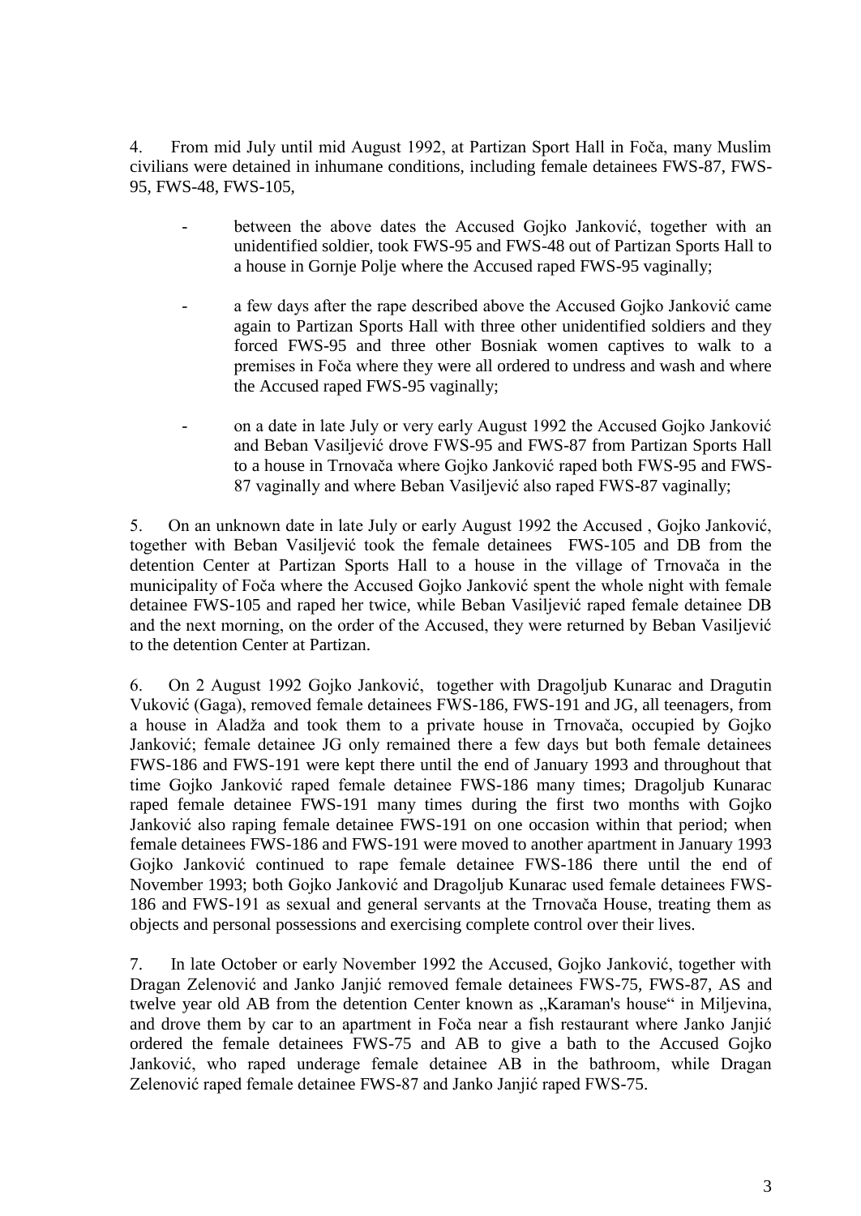4. From mid July until mid August 1992, at Partizan Sport Hall in Foča, many Muslim civilians were detained in inhumane conditions, including female detainees FWS-87, FWS-95, FWS-48, FWS-105,

- between the above dates the Accused Gojko Janković, together with an unidentified soldier, took FWS-95 and FWS-48 out of Partizan Sports Hall to a house in Gornje Polje where the Accused raped FWS-95 vaginally;
- a few days after the rape described above the Accused Gojko Janković came again to Partizan Sports Hall with three other unidentified soldiers and they forced FWS-95 and three other Bosniak women captives to walk to a premises in Foča where they were all ordered to undress and wash and where the Accused raped FWS-95 vaginally;
- on a date in late July or very early August 1992 the Accused Gojko Janković and Beban Vasiljević drove FWS-95 and FWS-87 from Partizan Sports Hall to a house in Trnovača where Gojko Janković raped both FWS-95 and FWS-87 vaginally and where Beban Vasiljević also raped FWS-87 vaginally;

5. On an unknown date in late July or early August 1992 the Accused , Gojko Janković, together with Beban Vasiljević took the female detainees FWS-105 and DB from the detention Center at Partizan Sports Hall to a house in the village of Trnovača in the municipality of Foča where the Accused Gojko Janković spent the whole night with female detainee FWS-105 and raped her twice, while Beban Vasiljević raped female detainee DB and the next morning, on the order of the Accused, they were returned by Beban Vasiljević to the detention Center at Partizan.

6. On 2 August 1992 Gojko Janković, together with Dragoljub Kunarac and Dragutin Vuković (Gaga), removed female detainees FWS-186, FWS-191 and JG, all teenagers, from a house in Aladža and took them to a private house in Trnovača, occupied by Gojko Janković; female detainee JG only remained there a few days but both female detainees FWS-186 and FWS-191 were kept there until the end of January 1993 and throughout that time Gojko Janković raped female detainee FWS-186 many times; Dragoljub Kunarac raped female detainee FWS-191 many times during the first two months with Gojko Janković also raping female detainee FWS-191 on one occasion within that period; when female detainees FWS-186 and FWS-191 were moved to another apartment in January 1993 Gojko Janković continued to rape female detainee FWS-186 there until the end of November 1993; both Gojko Janković and Dragoljub Kunarac used female detainees FWS-186 and FWS-191 as sexual and general servants at the Trnovača House, treating them as objects and personal possessions and exercising complete control over their lives.

7. In late October or early November 1992 the Accused, Gojko Janković, together with Dragan Zelenović and Janko Janjić removed female detainees FWS-75, FWS-87, AS and twelve year old AB from the detention Center known as „Karaman's house" in Miljevina, and drove them by car to an apartment in Foča near a fish restaurant where Janko Janjić ordered the female detainees FWS-75 and AB to give a bath to the Accused Gojko Janković, who raped underage female detainee AB in the bathroom, while Dragan Zelenović raped female detainee FWS-87 and Janko Janjić raped FWS-75.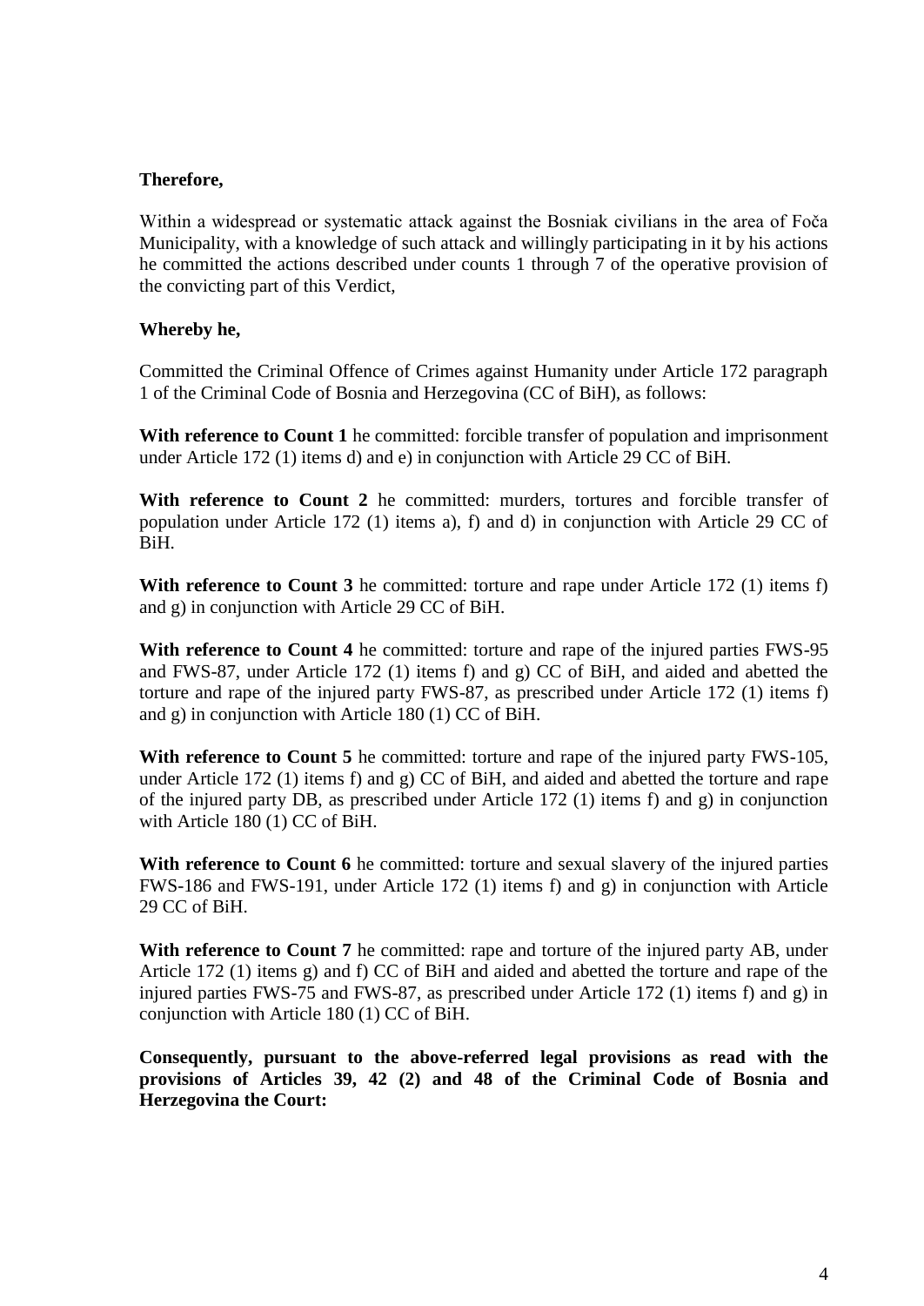**Therefore,**

Within a widespread or systematic attack against the Bosniak civilians in the area of Foča Municipality, with a knowledge of such attack and willingly participating in it by his actions he committed the actions described under counts 1 through 7 of the operative provision of the convicting part of this Verdict,

**Whereby he,**

Committed the Criminal Offence of Crimes against Humanity under Article 172 paragraph 1 of the Criminal Code of Bosnia and Herzegovina (CC of BiH), as follows:

**With reference to Count 1** he committed: forcible transfer of population and imprisonment under Article 172 (1) items d) and e) in conjunction with Article 29 CC of BiH.

**With reference to Count 2** he committed: murders, tortures and forcible transfer of population under Article 172 (1) items a), f) and d) in conjunction with Article 29 CC of BiH.

**With reference to Count 3** he committed: torture and rape under Article 172 (1) items f) and g) in conjunction with Article 29 CC of BiH.

**With reference to Count 4** he committed: torture and rape of the injured parties FWS-95 and FWS-87, under Article 172 (1) items f) and g) CC of BiH, and aided and abetted the torture and rape of the injured party FWS-87, as prescribed under Article 172 (1) items f) and g) in conjunction with Article 180 (1) CC of BiH.

**With reference to Count 5** he committed: torture and rape of the injured party FWS-105, under Article 172 (1) items f) and g) CC of BiH, and aided and abetted the torture and rape of the injured party DB, as prescribed under Article 172 (1) items f) and g) in conjunction with Article 180 (1) CC of BiH.

**With reference to Count 6** he committed: torture and sexual slavery of the injured parties FWS-186 and FWS-191, under Article 172 (1) items f) and g) in conjunction with Article 29 CC of BiH.

**With reference to Count 7** he committed: rape and torture of the injured party AB, under Article 172 (1) items g) and f) CC of BiH and aided and abetted the torture and rape of the injured parties FWS-75 and FWS-87, as prescribed under Article 172 (1) items f) and g) in conjunction with Article 180 (1) CC of BiH.

**Consequently, pursuant to the above-referred legal provisions as read with the provisions of Articles 39, 42 (2) and 48 of the Criminal Code of Bosnia and Herzegovina the Court:**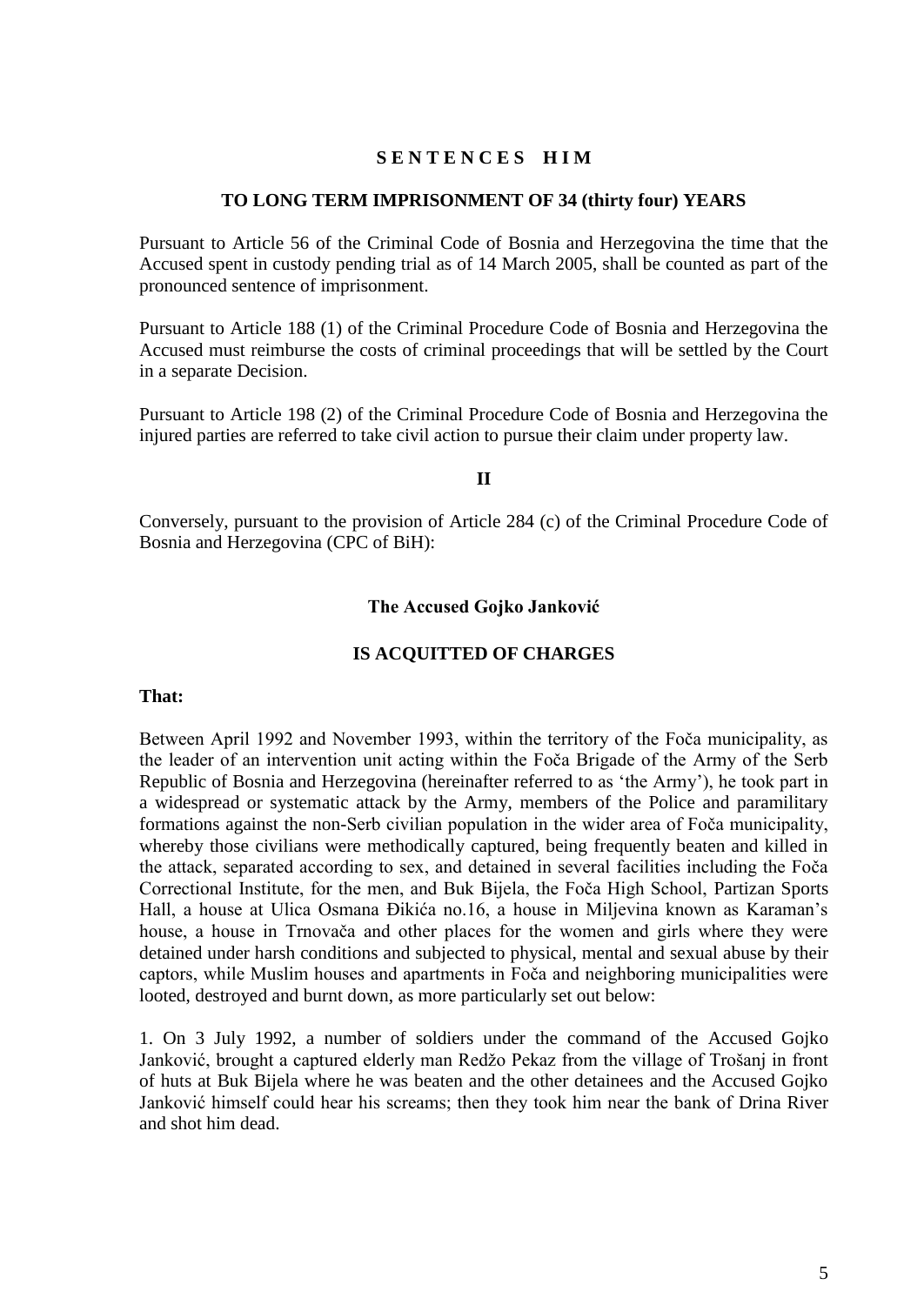**S E N T E N C E S   H I M**

**TO LONG TERM IMPRISONMENT OF 34 (thirty four) YEARS**

Pursuant to Article 56 of the Criminal Code of Bosnia and Herzegovina the time that the Accused spent in custody pending trial as of 14 March 2005, shall be counted as part of the pronounced sentence of imprisonment.

Pursuant to Article 188 (1) of the Criminal Procedure Code of Bosnia and Herzegovina the Accused must reimburse the costs of criminal proceedings that will be settled by the Court in a separate Decision.

Pursuant to Article 198 (2) of the Criminal Procedure Code of Bosnia and Herzegovina the injured parties are referred to take civil action to pursue their claim under property law.

**II**

Conversely, pursuant to the provision of Article 284 (c) of the Criminal Procedure Code of Bosnia and Herzegovina (CPC of BiH):

**The Accused Gojko Janković**

**IS ACQUITTED OF CHARGES**

**That:**

Between April 1992 and November 1993, within the territory of the Foča municipality, as the leader of an intervention unit acting within the Foča Brigade of the Army of the Serb Republic of Bosnia and Herzegovina (hereinafter referred to as 'the Army'), he took part in a widespread or systematic attack by the Army, members of the Police and paramilitary formations against the non-Serb civilian population in the wider area of Foča municipality, whereby those civilians were methodically captured, being frequently beaten and killed in the attack, separated according to sex, and detained in several facilities including the Foča Correctional Institute, for the men, and Buk Bijela, the Foča High School, Partizan Sports Hall, a house at Ulica Osmana Đikića no.16, a house in Miljevina known as Karaman's house, a house in Trnovača and other places for the women and girls where they were detained under harsh conditions and subjected to physical, mental and sexual abuse by their captors, while Muslim houses and apartments in Foča and neighboring municipalities were looted, destroyed and burnt down, as more particularly set out below:

1. On 3 July 1992, a number of soldiers under the command of the Accused Gojko Janković, brought a captured elderly man Redžo Pekaz from the village of Trošanj in front of huts at Buk Bijela where he was beaten and the other detainees and the Accused Gojko Janković himself could hear his screams; then they took him near the bank of Drina River and shot him dead.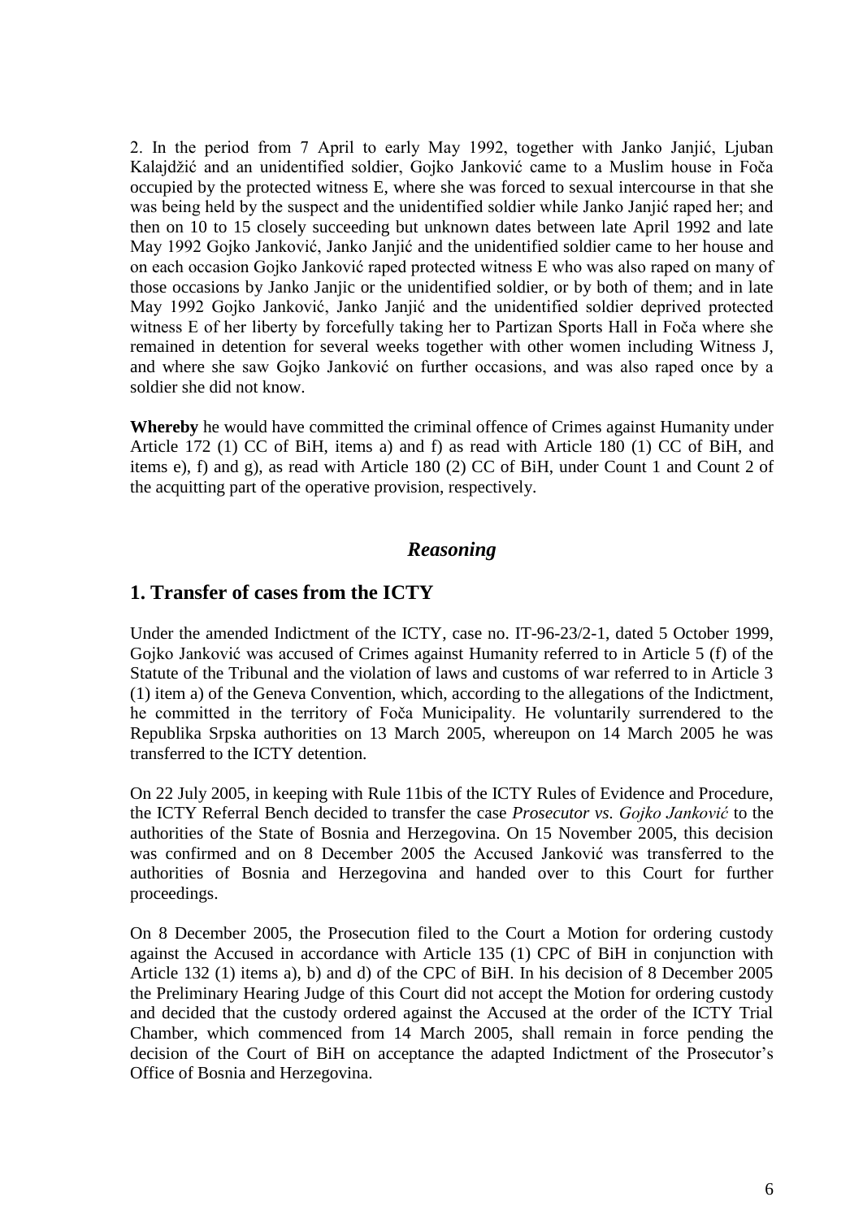2. In the period from 7 April to early May 1992, together with Janko Janjić, Ljuban Kalajdžić and an unidentified soldier, Gojko Janković came to a Muslim house in Foča occupied by the protected witness E, where she was forced to sexual intercourse in that she was being held by the suspect and the unidentified soldier while Janko Janjić raped her; and then on 10 to 15 closely succeeding but unknown dates between late April 1992 and late May 1992 Gojko Janković, Janko Janjić and the unidentified soldier came to her house and on each occasion Gojko Janković raped protected witness E who was also raped on many of those occasions by Janko Janjic or the unidentified soldier, or by both of them; and in late May 1992 Gojko Janković, Janko Janjić and the unidentified soldier deprived protected witness E of her liberty by forcefully taking her to Partizan Sports Hall in Foča where she remained in detention for several weeks together with other women including Witness J, and where she saw Gojko Janković on further occasions, and was also raped once by a soldier she did not know.

**Whereby** he would have committed the criminal offence of Crimes against Humanity under Article 172 (1) CC of BiH, items a) and f) as read with Article 180 (1) CC of BiH, and items e), f) and g), as read with Article 180 (2) CC of BiH, under Count 1 and Count 2 of the acquitting part of the operative provision, respectively.

## *Reasoning*

## 1. Transfer of cases from the ICTY

Under the amended Indictment of the ICTY, case no. IT-96-23/2-1, dated 5 October 1999, Gojko Janković was accused of Crimes against Humanity referred to in Article 5 (f) of the Statute of the Tribunal and the violation of laws and customs of war referred to in Article 3 (1) item a) of the Geneva Convention, which, according to the allegations of the Indictment, he committed in the territory of Foča Municipality. He voluntarily surrendered to the Republika Srpska authorities on 13 March 2005, whereupon on 14 March 2005 he was transferred to the ICTY detention.

On 22 July 2005, in keeping with Rule 11bis of the ICTY Rules of Evidence and Procedure, the ICTY Referral Bench decided to transfer the case *Prosecutor vs. Gojko Janković* to the authorities of the State of Bosnia and Herzegovina. On 15 November 2005, this decision was confirmed and on 8 December 2005 the Accused Janković was transferred to the authorities of Bosnia and Herzegovina and handed over to this Court for further proceedings.

On 8 December 2005, the Prosecution filed to the Court a Motion for ordering custody against the Accused in accordance with Article 135 (1) CPC of BiH in conjunction with Article 132 (1) items a), b) and d) of the CPC of BiH. In his decision of 8 December 2005 the Preliminary Hearing Judge of this Court did not accept the Motion for ordering custody and decided that the custody ordered against the Accused at the order of the ICTY Trial Chamber, which commenced from 14 March 2005, shall remain in force pending the decision of the Court of BiH on acceptance the adapted Indictment of the Prosecutor's Office of Bosnia and Herzegovina.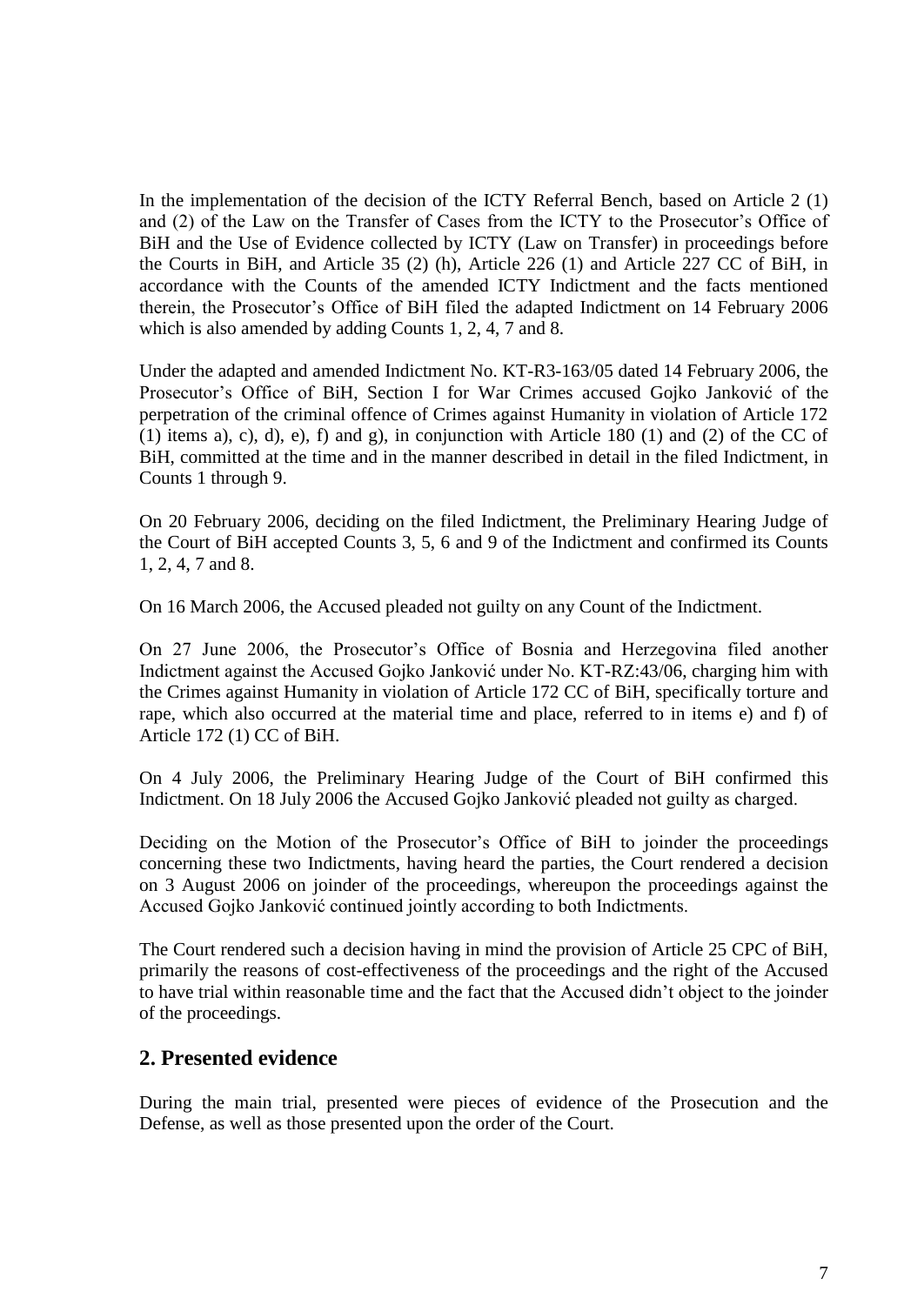In the implementation of the decision of the ICTY Referral Bench, based on Article 2 (1) and (2) of the Law on the Transfer of Cases from the ICTY to the Prosecutor's Office of BiH and the Use of Evidence collected by ICTY (Law on Transfer) in proceedings before the Courts in BiH, and Article 35 (2) (h), Article 226 (1) and Article 227 CC of BiH, in accordance with the Counts of the amended ICTY Indictment and the facts mentioned therein, the Prosecutor's Office of BiH filed the adapted Indictment on 14 February 2006 which is also amended by adding Counts 1, 2, 4, 7 and 8.

Under the adapted and amended Indictment No. KT-R3-163/05 dated 14 February 2006, the Prosecutor's Office of BiH, Section I for War Crimes accused Gojko Janković of the perpetration of the criminal offence of Crimes against Humanity in violation of Article 172 (1) items a), c), d), e), f) and g), in conjunction with Article 180 (1) and (2) of the CC of BiH, committed at the time and in the manner described in detail in the filed Indictment, in Counts 1 through 9.

On 20 February 2006, deciding on the filed Indictment, the Preliminary Hearing Judge of the Court of BiH accepted Counts 3, 5, 6 and 9 of the Indictment and confirmed its Counts 1, 2, 4, 7 and 8.

On 16 March 2006, the Accused pleaded not guilty on any Count of the Indictment.

On 27 June 2006, the Prosecutor's Office of Bosnia and Herzegovina filed another Indictment against the Accused Gojko Janković under No. KT-RZ:43/06, charging him with the Crimes against Humanity in violation of Article 172 CC of BiH, specifically torture and rape, which also occurred at the material time and place, referred to in items e) and f) of Article 172 (1) CC of BiH.

On 4 July 2006, the Preliminary Hearing Judge of the Court of BiH confirmed this Indictment. On 18 July 2006 the Accused Gojko Janković pleaded not guilty as charged.

Deciding on the Motion of the Prosecutor's Office of BiH to joinder the proceedings concerning these two Indictments, having heard the parties, the Court rendered a decision on 3 August 2006 on joinder of the proceedings, whereupon the proceedings against the Accused Gojko Janković continued jointly according to both Indictments.

The Court rendered such a decision having in mind the provision of Article 25 CPC of BiH, primarily the reasons of cost-effectiveness of the proceedings and the right of the Accused to have trial within reasonable time and the fact that the Accused didn't object to the joinder of the proceedings.

## 2. Presented evidence

During the main trial, presented were pieces of evidence of the Prosecution and the Defense, as well as those presented upon the order of the Court.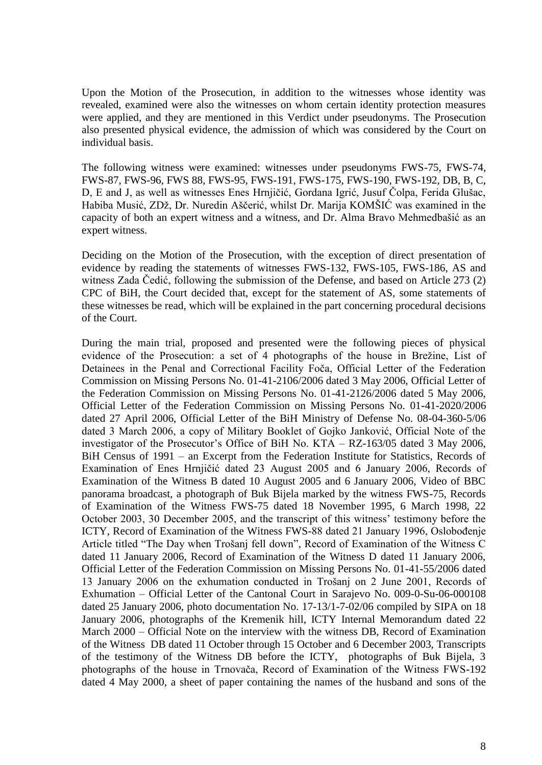Upon the Motion of the Prosecution, in addition to the witnesses whose identity was revealed, examined were also the witnesses on whom certain identity protection measures were applied, and they are mentioned in this Verdict under pseudonyms. The Prosecution also presented physical evidence, the admission of which was considered by the Court on individual basis.

The following witness were examined: witnesses under pseudonyms FWS-75, FWS-74, FWS-87, FWS-96, FWS 88, FWS-95, FWS-191, FWS-175, FWS-190, FWS-192, DB, B, C, D, E and J, as well as witnesses Enes Hrnjičić, Gordana Igrić, Jusuf Čolpa, Ferida Glušac, Habiba Musić, ZDž, Dr. Nuredin Aščerić, whilst Dr. Marija KOMŠIĆ was examined in the capacity of both an expert witness and a witness, and Dr. Alma Bravo Mehmedbašić as an expert witness.

Deciding on the Motion of the Prosecution, with the exception of direct presentation of evidence by reading the statements of witnesses FWS-132, FWS-105, FWS-186, AS and witness Zada Čedić, following the submission of the Defense, and based on Article 273 (2) CPC of BiH, the Court decided that, except for the statement of AS, some statements of these witnesses be read, which will be explained in the part concerning procedural decisions of the Court.

During the main trial, proposed and presented were the following pieces of physical evidence of the Prosecution: a set of 4 photographs of the house in Brežine, List of Detainees in the Penal and Correctional Facility Foča, Official Letter of the Federation Commission on Missing Persons No. 01-41-2106/2006 dated 3 May 2006, Official Letter of the Federation Commission on Missing Persons No. 01-41-2126/2006 dated 5 May 2006, Official Letter of the Federation Commission on Missing Persons No. 01-41-2020/2006 dated 27 April 2006, Official Letter of the BiH Ministry of Defense No. 08-04-360-5/06 dated 3 March 2006, a copy of Military Booklet of Gojko Janković, Official Note of the investigator of the Prosecutor's Office of BiH No. KTA – RZ-163/05 dated 3 May 2006, BiH Census of 1991 – an Excerpt from the Federation Institute for Statistics, Records of Examination of Enes Hrnjičić dated 23 August 2005 and 6 January 2006, Records of Examination of the Witness B dated 10 August 2005 and 6 January 2006, Video of BBC panorama broadcast, a photograph of Buk Bijela marked by the witness FWS-75, Records of Examination of the Witness FWS-75 dated 18 November 1995, 6 March 1998, 22 October 2003, 30 December 2005, and the transcript of this witness' testimony before the ICTY, Record of Examination of the Witness FWS-88 dated 21 January 1996, Oslobođenje Article titled "The Day when Trošanj fell down", Record of Examination of the Witness C dated 11 January 2006, Record of Examination of the Witness D dated 11 January 2006, Official Letter of the Federation Commission on Missing Persons No. 01-41-55/2006 dated 13 January 2006 on the exhumation conducted in Trošanj on 2 June 2001, Records of Exhumation – Official Letter of the Cantonal Court in Sarajevo No. 009-0-Su-06-000108 dated 25 January 2006, photo documentation No. 17-13/1-7-02/06 compiled by SIPA on 18 January 2006, photographs of the Kremenik hill, ICTY Internal Memorandum dated 22 March 2000 – Official Note on the interview with the witness DB, Record of Examination of the Witness DB dated 11 October through 15 October and 6 December 2003, Transcripts of the testimony of the Witness DB before the ICTY, photographs of Buk Bijela, 3 photographs of the house in Trnovača, Record of Examination of the Witness FWS-192 dated 4 May 2000, a sheet of paper containing the names of the husband and sons of the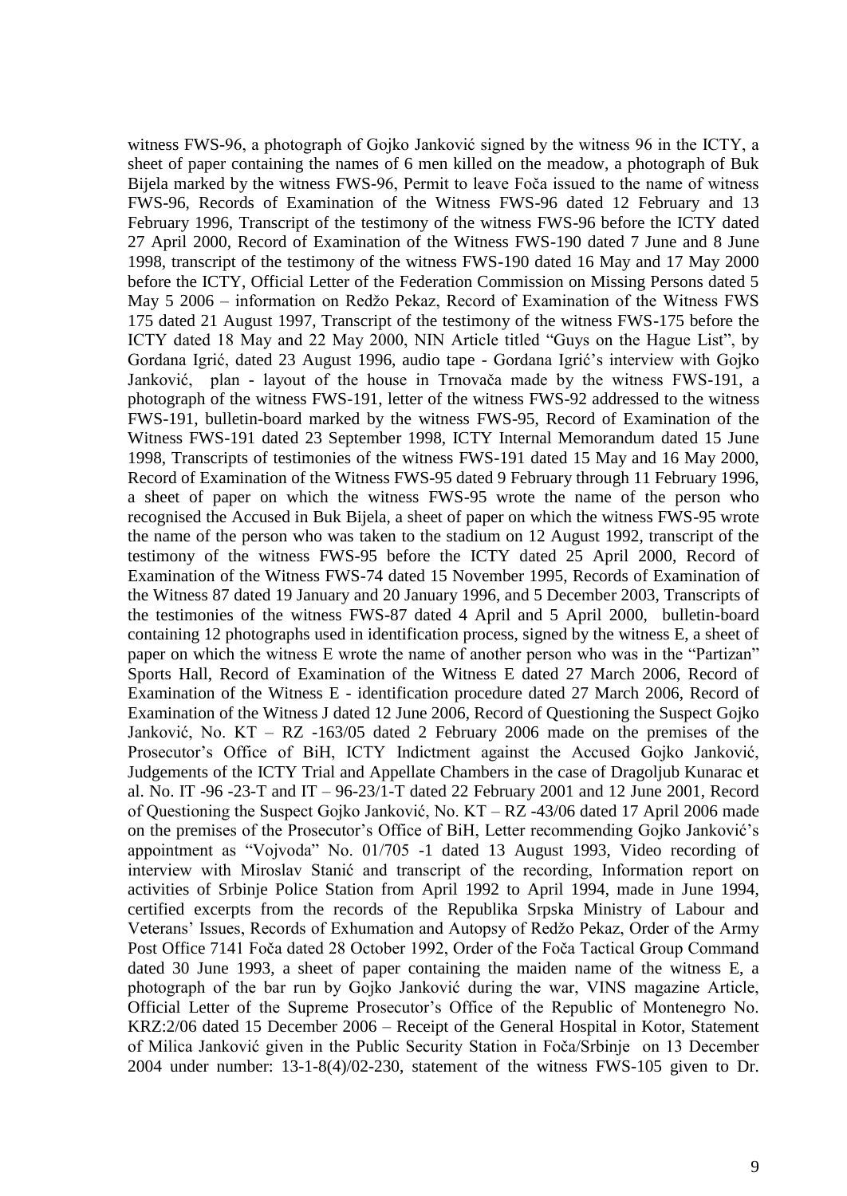witness FWS-96, a photograph of Gojko Janković signed by the witness 96 in the ICTY, a sheet of paper containing the names of 6 men killed on the meadow, a photograph of Buk Bijela marked by the witness FWS-96, Permit to leave Foča issued to the name of witness FWS-96, Records of Examination of the Witness FWS-96 dated 12 February and 13 February 1996, Transcript of the testimony of the witness FWS-96 before the ICTY dated 27 April 2000, Record of Examination of the Witness FWS-190 dated 7 June and 8 June 1998, transcript of the testimony of the witness FWS-190 dated 16 May and 17 May 2000 before the ICTY, Official Letter of the Federation Commission on Missing Persons dated 5 May 5 2006 – information on Redžo Pekaz, Record of Examination of the Witness FWS 175 dated 21 August 1997, Transcript of the testimony of the witness FWS-175 before the ICTY dated 18 May and 22 May 2000, NIN Article titled "Guys on the Hague List", by Gordana Igrić, dated 23 August 1996, audio tape - Gordana Igrić's interview with Gojko Janković, plan - layout of the house in Trnovača made by the witness FWS-191, a photograph of the witness FWS-191, letter of the witness FWS-92 addressed to the witness FWS-191, bulletin-board marked by the witness FWS-95, Record of Examination of the Witness FWS-191 dated 23 September 1998, ICTY Internal Memorandum dated 15 June 1998, Transcripts of testimonies of the witness FWS-191 dated 15 May and 16 May 2000, Record of Examination of the Witness FWS-95 dated 9 February through 11 February 1996, a sheet of paper on which the witness FWS-95 wrote the name of the person who recognised the Accused in Buk Bijela, a sheet of paper on which the witness FWS-95 wrote the name of the person who was taken to the stadium on 12 August 1992, transcript of the testimony of the witness FWS-95 before the ICTY dated 25 April 2000, Record of Examination of the Witness FWS-74 dated 15 November 1995, Records of Examination of the Witness 87 dated 19 January and 20 January 1996, and 5 December 2003, Transcripts of the testimonies of the witness FWS-87 dated 4 April and 5 April 2000, bulletin-board containing 12 photographs used in identification process, signed by the witness E, a sheet of paper on which the witness E wrote the name of another person who was in the "Partizan" Sports Hall, Record of Examination of the Witness E dated 27 March 2006, Record of Examination of the Witness E - identification procedure dated 27 March 2006, Record of Examination of the Witness J dated 12 June 2006, Record of Questioning the Suspect Gojko Janković, No. KT – RZ -163/05 dated 2 February 2006 made on the premises of the Prosecutor's Office of BiH, ICTY Indictment against the Accused Gojko Janković, Judgements of the ICTY Trial and Appellate Chambers in the case of Dragoljub Kunarac et al. No. IT -96 -23-T and IT – 96-23/1-T dated 22 February 2001 and 12 June 2001, Record of Questioning the Suspect Gojko Janković, No. KT – RZ -43/06 dated 17 April 2006 made on the premises of the Prosecutor's Office of BiH, Letter recommending Gojko Janković's appointment as "Vojvoda" No. 01/705 -1 dated 13 August 1993, Video recording of interview with Miroslav Stanić and transcript of the recording, Information report on activities of Srbinje Police Station from April 1992 to April 1994, made in June 1994, certified excerpts from the records of the Republika Srpska Ministry of Labour and Veterans' Issues, Records of Exhumation and Autopsy of Redžo Pekaz, Order of the Army Post Office 7141 Foča dated 28 October 1992, Order of the Foča Tactical Group Command dated 30 June 1993, a sheet of paper containing the maiden name of the witness E, a photograph of the bar run by Gojko Janković during the war, VINS magazine Article, Official Letter of the Supreme Prosecutor's Office of the Republic of Montenegro No. KRZ:2/06 dated 15 December 2006 – Receipt of the General Hospital in Kotor, Statement of Milica Janković given in the Public Security Station in Foča/Srbinje on 13 December 2004 under number: 13-1-8(4)/02-230, statement of the witness FWS-105 given to Dr.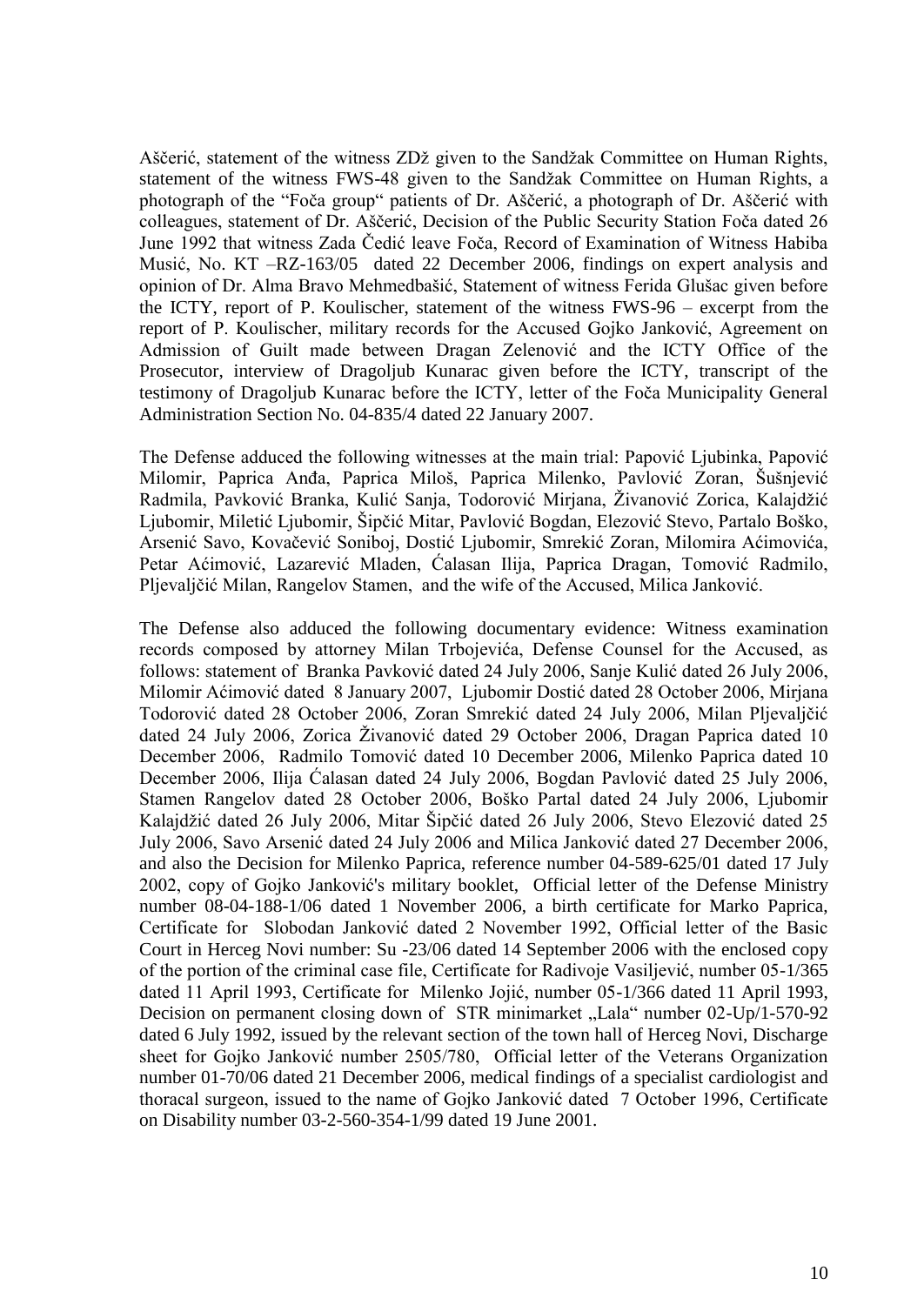Aščerić, statement of the witness ZDž given to the Sandžak Committee on Human Rights, statement of the witness FWS-48 given to the Sandžak Committee on Human Rights, a photograph of the "Foča group" patients of Dr. Aščerić, a photograph of Dr. Aščerić with colleagues, statement of Dr. Aščerić, Decision of the Public Security Station Foča dated 26 June 1992 that witness Zada Čedić leave Foča, Record of Examination of Witness Habiba Musić, No. KT –RZ-163/05 dated 22 December 2006, findings on expert analysis and opinion of Dr. Alma Bravo Mehmedbašić, Statement of witness Ferida Glušac given before the ICTY, report of P. Koulischer, statement of the witness FWS-96 – excerpt from the report of P. Koulischer, military records for the Accused Gojko Janković, Agreement on Admission of Guilt made between Dragan Zelenović and the ICTY Office of the Prosecutor, interview of Dragoljub Kunarac given before the ICTY, transcript of the testimony of Dragoljub Kunarac before the ICTY, letter of the Foča Municipality General Administration Section No. 04-835/4 dated 22 January 2007.

The Defense adduced the following witnesses at the main trial: Papović Ljubinka, Papović Milomir, Paprica Anđa, Paprica Miloš, Paprica Milenko, Pavlović Zoran, Šušnjević Radmila, Pavković Branka, Kulić Sanja, Todorović Mirjana, Živanović Zorica, Kalajdžić Ljubomir, Miletić Ljubomir, Šipčić Mitar, Pavlović Bogdan, Elezović Stevo, Partalo Boško, Arsenić Savo, Kovačević Soniboj, Dostić Ljubomir, Smrekić Zoran, Milomira Aćimovića, Petar Aćimović, Lazarević Mladen, Ćalasan Ilija, Paprica Dragan, Tomović Radmilo, Pljevaljčić Milan, Rangelov Stamen, and the wife of the Accused, Milica Janković.

The Defense also adduced the following documentary evidence: Witness examination records composed by attorney Milan Trbojevića, Defense Counsel for the Accused, as follows: statement of Branka Pavković dated 24 July 2006, Sanje Kulić dated 26 July 2006, Milomir Aćimović dated 8 January 2007, Ljubomir Dostić dated 28 October 2006, Mirjana Todorović dated 28 October 2006, Zoran Smrekić dated 24 July 2006, Milan Pljevaljčić dated 24 July 2006, Zorica Živanović dated 29 October 2006, Dragan Paprica dated 10 December 2006, Radmilo Tomović dated 10 December 2006, Milenko Paprica dated 10 December 2006, Ilija Ćalasan dated 24 July 2006, Bogdan Pavlović dated 25 July 2006, Stamen Rangelov dated 28 October 2006, Boško Partal dated 24 July 2006, Ljubomir Kalajdžić dated 26 July 2006, Mitar Šipčić dated 26 July 2006, Stevo Elezović dated 25 July 2006, Savo Arsenić dated 24 July 2006 and Milica Janković dated 27 December 2006, and also the Decision for Milenko Paprica, reference number 04-589-625/01 dated 17 July 2002, copy of Gojko Janković's military booklet, Official letter of the Defense Ministry number 08-04-188-1/06 dated 1 November 2006, a birth certificate for Marko Paprica, Certificate for Slobodan Janković dated 2 November 1992, Official letter of the Basic Court in Herceg Novi number: Su -23/06 dated 14 September 2006 with the enclosed copy of the portion of the criminal case file, Certificate for Radivoje Vasiljević, number 05-1/365 dated 11 April 1993, Certificate for Milenko Jojić, number 05-1/366 dated 11 April 1993, Decision on permanent closing down of STR minimarket „Lala" number 02-Up/1-570-92 dated 6 July 1992, issued by the relevant section of the town hall of Herceg Novi, Discharge sheet for Gojko Janković number 2505/780, Official letter of the Veterans Organization number 01-70/06 dated 21 December 2006, medical findings of a specialist cardiologist and thoracal surgeon, issued to the name of Gojko Janković dated 7 October 1996, Certificate on Disability number 03-2-560-354-1/99 dated 19 June 2001.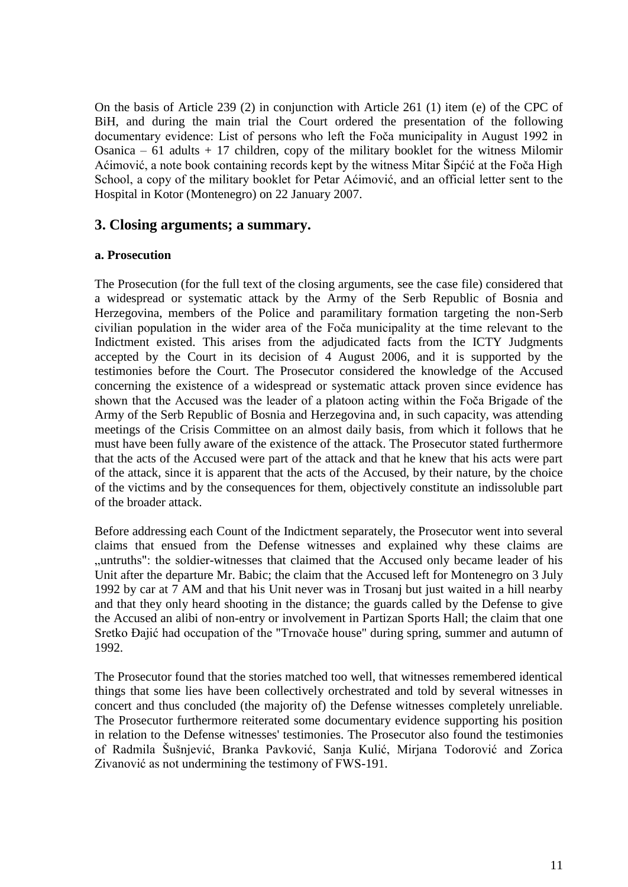On the basis of Article 239 (2) in conjunction with Article 261 (1) item (e) of the CPC of BiH, and during the main trial the Court ordered the presentation of the following documentary evidence: List of persons who left the Foča municipality in August 1992 in Osanica – 61 adults + 17 children, copy of the military booklet for the witness Milomir Aćimović, a note book containing records kept by the witness Mitar Šipćić at the Foča High School, a copy of the military booklet for Petar Aćimović, and an official letter sent to the Hospital in Kotor (Montenegro) on 22 January 2007.

## 3. Closing arguments; a summary.

### a. Prosecution

The Prosecution (for the full text of the closing arguments, see the case file) considered that a widespread or systematic attack by the Army of the Serb Republic of Bosnia and Herzegovina, members of the Police and paramilitary formation targeting the non-Serb civilian population in the wider area of the Foča municipality at the time relevant to the Indictment existed. This arises from the adjudicated facts from the ICTY Judgments accepted by the Court in its decision of 4 August 2006, and it is supported by the testimonies before the Court. The Prosecutor considered the knowledge of the Accused concerning the existence of a widespread or systematic attack proven since evidence has shown that the Accused was the leader of a platoon acting within the Foča Brigade of the Army of the Serb Republic of Bosnia and Herzegovina and, in such capacity, was attending meetings of the Crisis Committee on an almost daily basis, from which it follows that he must have been fully aware of the existence of the attack. The Prosecutor stated furthermore that the acts of the Accused were part of the attack and that he knew that his acts were part of the attack, since it is apparent that the acts of the Accused, by their nature, by the choice of the victims and by the consequences for them, objectively constitute an indissoluble part of the broader attack.

Before addressing each Count of the Indictment separately, the Prosecutor went into several claims that ensued from the Defense witnesses and explained why these claims are „untruths": the soldier-witnesses that claimed that the Accused only became leader of his Unit after the departure Mr. Babic; the claim that the Accused left for Montenegro on 3 July 1992 by car at 7 AM and that his Unit never was in Trosanj but just waited in a hill nearby and that they only heard shooting in the distance; the guards called by the Defense to give the Accused an alibi of non-entry or involvement in Partizan Sports Hall; the claim that one Sretko Đajić had occupation of the "Trnovače house" during spring, summer and autumn of 1992.

The Prosecutor found that the stories matched too well, that witnesses remembered identical things that some lies have been collectively orchestrated and told by several witnesses in concert and thus concluded (the majority of) the Defense witnesses completely unreliable. The Prosecutor furthermore reiterated some documentary evidence supporting his position in relation to the Defense witnesses' testimonies. The Prosecutor also found the testimonies of Radmila Šušnjević, Branka Pavković, Sanja Kulić, Mirjana Todorović and Zorica Zivanović as not undermining the testimony of FWS-191.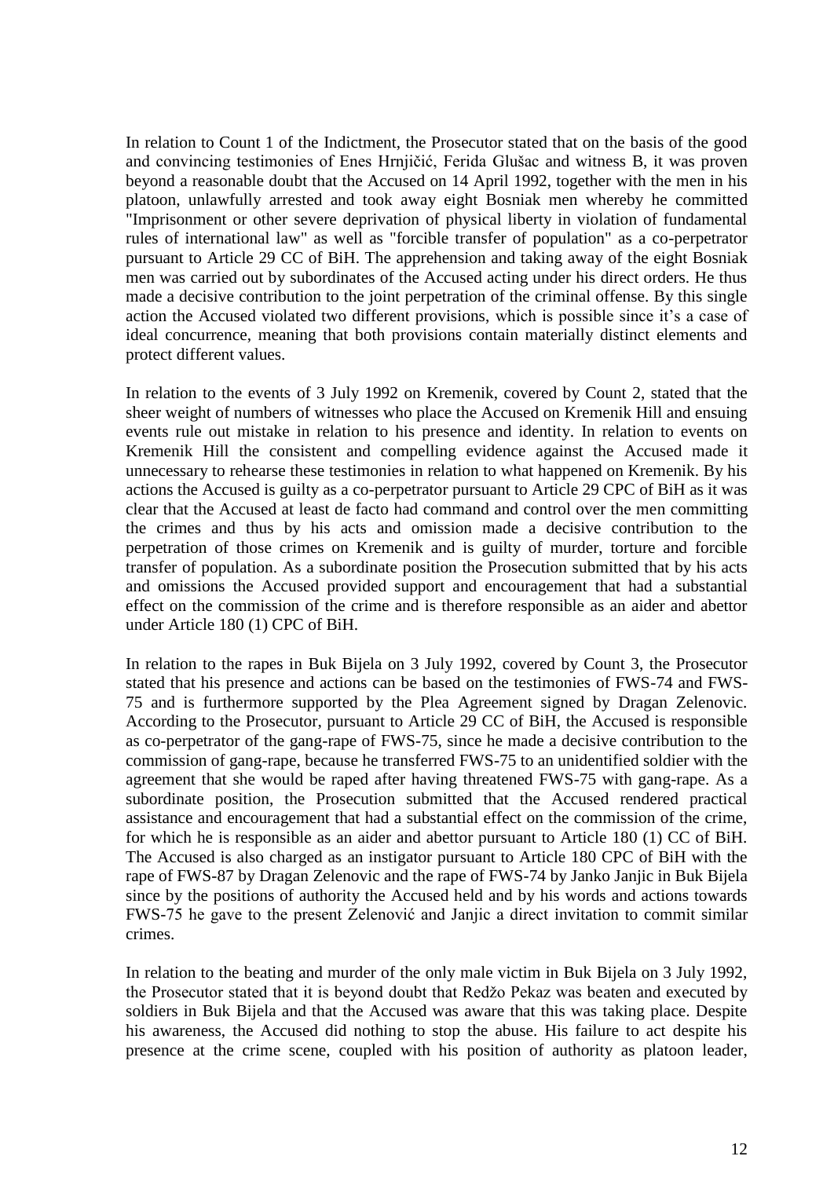In relation to Count 1 of the Indictment, the Prosecutor stated that on the basis of the good and convincing testimonies of Enes Hrnjičić, Ferida Glušac and witness B, it was proven beyond a reasonable doubt that the Accused on 14 April 1992, together with the men in his platoon, unlawfully arrested and took away eight Bosniak men whereby he committed "Imprisonment or other severe deprivation of physical liberty in violation of fundamental rules of international law" as well as "forcible transfer of population" as a co-perpetrator pursuant to Article 29 CC of BiH. The apprehension and taking away of the eight Bosniak men was carried out by subordinates of the Accused acting under his direct orders. He thus made a decisive contribution to the joint perpetration of the criminal offense. By this single action the Accused violated two different provisions, which is possible since it's a case of ideal concurrence, meaning that both provisions contain materially distinct elements and protect different values.

In relation to the events of 3 July 1992 on Kremenik, covered by Count 2, stated that the sheer weight of numbers of witnesses who place the Accused on Kremenik Hill and ensuing events rule out mistake in relation to his presence and identity. In relation to events on Kremenik Hill the consistent and compelling evidence against the Accused made it unnecessary to rehearse these testimonies in relation to what happened on Kremenik. By his actions the Accused is guilty as a co-perpetrator pursuant to Article 29 CPC of BiH as it was clear that the Accused at least de facto had command and control over the men committing the crimes and thus by his acts and omission made a decisive contribution to the perpetration of those crimes on Kremenik and is guilty of murder, torture and forcible transfer of population. As a subordinate position the Prosecution submitted that by his acts and omissions the Accused provided support and encouragement that had a substantial effect on the commission of the crime and is therefore responsible as an aider and abettor under Article 180 (1) CPC of BiH.

In relation to the rapes in Buk Bijela on 3 July 1992, covered by Count 3, the Prosecutor stated that his presence and actions can be based on the testimonies of FWS-74 and FWS-75 and is furthermore supported by the Plea Agreement signed by Dragan Zelenovic. According to the Prosecutor, pursuant to Article 29 CC of BiH, the Accused is responsible as co-perpetrator of the gang-rape of FWS-75, since he made a decisive contribution to the commission of gang-rape, because he transferred FWS-75 to an unidentified soldier with the agreement that she would be raped after having threatened FWS-75 with gang-rape. As a subordinate position, the Prosecution submitted that the Accused rendered practical assistance and encouragement that had a substantial effect on the commission of the crime, for which he is responsible as an aider and abettor pursuant to Article 180 (1) CC of BiH. The Accused is also charged as an instigator pursuant to Article 180 CPC of BiH with the rape of FWS-87 by Dragan Zelenovic and the rape of FWS-74 by Janko Janjic in Buk Bijela since by the positions of authority the Accused held and by his words and actions towards FWS-75 he gave to the present Zelenović and Janjic a direct invitation to commit similar crimes.

In relation to the beating and murder of the only male victim in Buk Bijela on 3 July 1992, the Prosecutor stated that it is beyond doubt that Redžo Pekaz was beaten and executed by soldiers in Buk Bijela and that the Accused was aware that this was taking place. Despite his awareness, the Accused did nothing to stop the abuse. His failure to act despite his presence at the crime scene, coupled with his position of authority as platoon leader,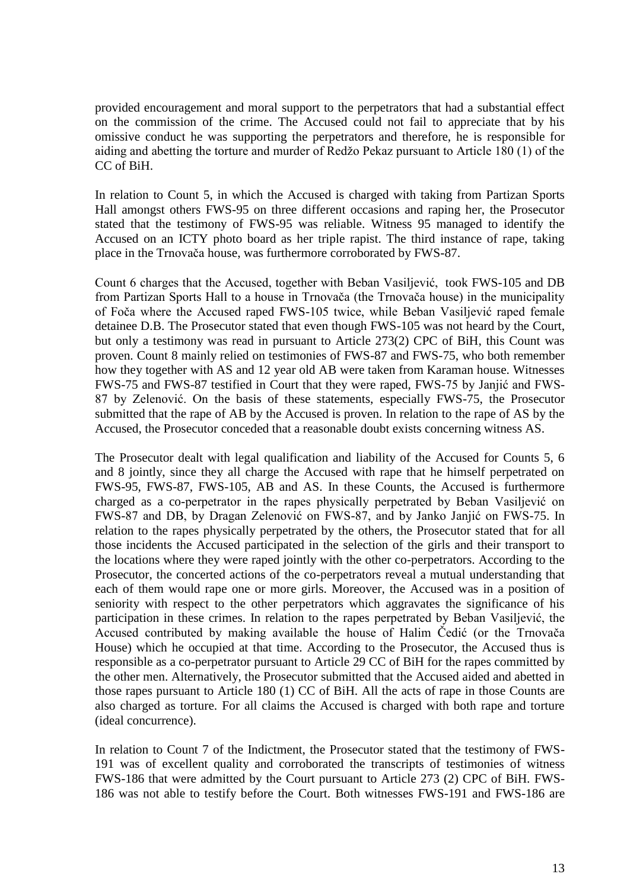provided encouragement and moral support to the perpetrators that had a substantial effect on the commission of the crime. The Accused could not fail to appreciate that by his omissive conduct he was supporting the perpetrators and therefore, he is responsible for aiding and abetting the torture and murder of Redžo Pekaz pursuant to Article 180 (1) of the CC of BiH.

In relation to Count 5, in which the Accused is charged with taking from Partizan Sports Hall amongst others FWS-95 on three different occasions and raping her, the Prosecutor stated that the testimony of FWS-95 was reliable. Witness 95 managed to identify the Accused on an ICTY photo board as her triple rapist. The third instance of rape, taking place in the Trnovača house, was furthermore corroborated by FWS-87.

Count 6 charges that the Accused, together with Beban Vasiljević, took FWS-105 and DB from Partizan Sports Hall to a house in Trnovača (the Trnovača house) in the municipality of Foča where the Accused raped FWS-105 twice, while Beban Vasiljević raped female detainee D.B. The Prosecutor stated that even though FWS-105 was not heard by the Court, but only a testimony was read in pursuant to Article 273(2) CPC of BiH, this Count was proven. Count 8 mainly relied on testimonies of FWS-87 and FWS-75, who both remember how they together with AS and 12 year old AB were taken from Karaman house. Witnesses FWS-75 and FWS-87 testified in Court that they were raped, FWS-75 by Janjić and FWS-87 by Zelenović. On the basis of these statements, especially FWS-75, the Prosecutor submitted that the rape of AB by the Accused is proven. In relation to the rape of AS by the Accused, the Prosecutor conceded that a reasonable doubt exists concerning witness AS.

The Prosecutor dealt with legal qualification and liability of the Accused for Counts 5, 6 and 8 jointly, since they all charge the Accused with rape that he himself perpetrated on FWS-95, FWS-87, FWS-105, AB and AS. In these Counts, the Accused is furthermore charged as a co-perpetrator in the rapes physically perpetrated by Beban Vasiljević on FWS-87 and DB, by Dragan Zelenović on FWS-87, and by Janko Janjić on FWS-75. In relation to the rapes physically perpetrated by the others, the Prosecutor stated that for all those incidents the Accused participated in the selection of the girls and their transport to the locations where they were raped jointly with the other co-perpetrators. According to the Prosecutor, the concerted actions of the co-perpetrators reveal a mutual understanding that each of them would rape one or more girls. Moreover, the Accused was in a position of seniority with respect to the other perpetrators which aggravates the significance of his participation in these crimes. In relation to the rapes perpetrated by Beban Vasiljević, the Accused contributed by making available the house of Halim Čedić (or the Trnovača House) which he occupied at that time. According to the Prosecutor, the Accused thus is responsible as a co-perpetrator pursuant to Article 29 CC of BiH for the rapes committed by the other men. Alternatively, the Prosecutor submitted that the Accused aided and abetted in those rapes pursuant to Article 180 (1) CC of BiH. All the acts of rape in those Counts are also charged as torture. For all claims the Accused is charged with both rape and torture (ideal concurrence).

In relation to Count 7 of the Indictment, the Prosecutor stated that the testimony of FWS-191 was of excellent quality and corroborated the transcripts of testimonies of witness FWS-186 that were admitted by the Court pursuant to Article 273 (2) CPC of BiH. FWS-186 was not able to testify before the Court. Both witnesses FWS-191 and FWS-186 are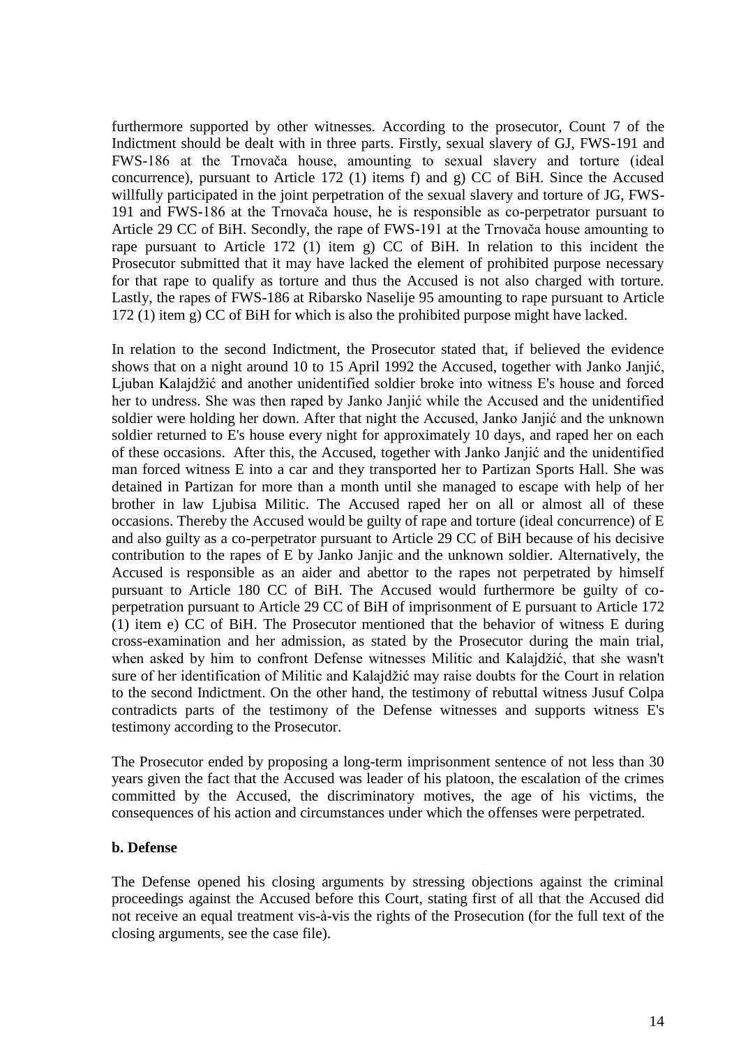furthermore supported by other witnesses. According to the prosecutor, Count 7 of the Indictment should be dealt with in three parts. Firstly, sexual slavery of GJ, FWS-191 and FWS-186 at the Trnovača house, amounting to sexual slavery and torture (ideal concurrence), pursuant to Article 172 (1) items f) and g) CC of BiH. Since the Accused willfully participated in the joint perpetration of the sexual slavery and torture of JG, FWS-191 and FWS-186 at the Trnovača house, he is responsible as co-perpetrator pursuant to Article 29 CC of BiH. Secondly, the rape of FWS-191 at the Trnovača house amounting to rape pursuant to Article 172 (1) item g) CC of BiH. In relation to this incident the Prosecutor submitted that it may have lacked the element of prohibited purpose necessary for that rape to qualify as torture and thus the Accused is not also charged with torture. Lastly, the rapes of FWS-186 at Ribarsko Naselije 95 amounting to rape pursuant to Article 172 (1) item g) CC of BiH for which is also the prohibited purpose might have lacked.

In relation to the second Indictment, the Prosecutor stated that, if believed the evidence shows that on a night around 10 to 15 April 1992 the Accused, together with Janko Janjić, Ljuban Kalajdžić and another unidentified soldier broke into witness E's house and forced her to undress. She was then raped by Janko Janjić while the Accused and the unidentified soldier were holding her down. After that night the Accused, Janko Janjić and the unknown soldier returned to E's house every night for approximately 10 days, and raped her on each of these occasions. After this, the Accused, together with Janko Janjić and the unidentified man forced witness E into a car and they transported her to Partizan Sports Hall. She was detained in Partizan for more than a month until she managed to escape with help of her brother in law Ljubisa Militic. The Accused raped her on all or almost all of these occasions. Thereby the Accused would be guilty of rape and torture (ideal concurrence) of E and also guilty as a co-perpetrator pursuant to Article 29 CC of BiH because of his decisive contribution to the rapes of E by Janko Janjic and the unknown soldier. Alternatively, the Accused is responsible as an aider and abettor to the rapes not perpetrated by himself pursuant to Article 180 CC of BiH. The Accused would furthermore be guilty of co-perpetration pursuant to Article 29 CC of BiH of imprisonment of E pursuant to Article 172 (1) item e) CC of BiH. The Prosecutor mentioned that the behavior of witness E during cross-examination and her admission, as stated by the Prosecutor during the main trial, when asked by him to confront Defense witnesses Militic and Kalajdžić, that she wasn't sure of her identification of Militic and Kalajdžić may raise doubts for the Court in relation to the second Indictment. On the other hand, the testimony of rebuttal witness Jusuf Colpa contradicts parts of the testimony of the Defense witnesses and supports witness E's testimony according to the Prosecutor.

The Prosecutor ended by proposing a long-term imprisonment sentence of not less than 30 years given the fact that the Accused was leader of his platoon, the escalation of the crimes committed by the Accused, the discriminatory motives, the age of his victims, the consequences of his action and circumstances under which the offenses were perpetrated.

**b. Defense**

The Defense opened his closing arguments by stressing objections against the criminal proceedings against the Accused before this Court, stating first of all that the Accused did not receive an equal treatment vis-à-vis the rights of the Prosecution (for the full text of the closing arguments, see the case file).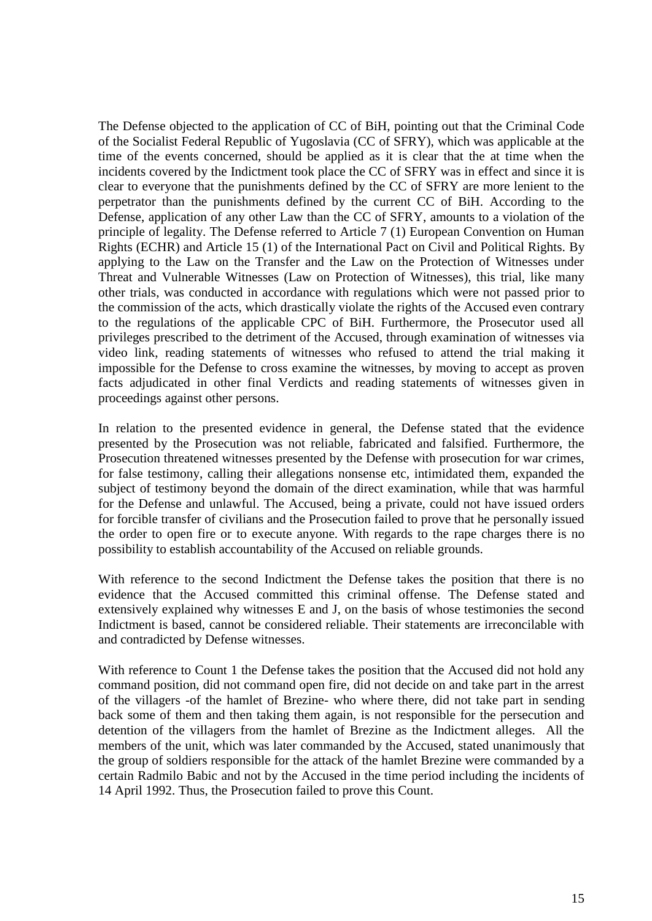The Defense objected to the application of CC of BiH, pointing out that the Criminal Code of the Socialist Federal Republic of Yugoslavia (CC of SFRY), which was applicable at the time of the events concerned, should be applied as it is clear that the at time when the incidents covered by the Indictment took place the CC of SFRY was in effect and since it is clear to everyone that the punishments defined by the CC of SFRY are more lenient to the perpetrator than the punishments defined by the current CC of BiH. According to the Defense, application of any other Law than the CC of SFRY, amounts to a violation of the principle of legality. The Defense referred to Article 7 (1) European Convention on Human Rights (ECHR) and Article 15 (1) of the International Pact on Civil and Political Rights. By applying to the Law on the Transfer and the Law on the Protection of Witnesses under Threat and Vulnerable Witnesses (Law on Protection of Witnesses), this trial, like many other trials, was conducted in accordance with regulations which were not passed prior to the commission of the acts, which drastically violate the rights of the Accused even contrary to the regulations of the applicable CPC of BiH. Furthermore, the Prosecutor used all privileges prescribed to the detriment of the Accused, through examination of witnesses via video link, reading statements of witnesses who refused to attend the trial making it impossible for the Defense to cross examine the witnesses, by moving to accept as proven facts adjudicated in other final Verdicts and reading statements of witnesses given in proceedings against other persons.

In relation to the presented evidence in general, the Defense stated that the evidence presented by the Prosecution was not reliable, fabricated and falsified. Furthermore, the Prosecution threatened witnesses presented by the Defense with prosecution for war crimes, for false testimony, calling their allegations nonsense etc, intimidated them, expanded the subject of testimony beyond the domain of the direct examination, while that was harmful for the Defense and unlawful. The Accused, being a private, could not have issued orders for forcible transfer of civilians and the Prosecution failed to prove that he personally issued the order to open fire or to execute anyone. With regards to the rape charges there is no possibility to establish accountability of the Accused on reliable grounds.

With reference to the second Indictment the Defense takes the position that there is no evidence that the Accused committed this criminal offense. The Defense stated and extensively explained why witnesses E and J, on the basis of whose testimonies the second Indictment is based, cannot be considered reliable. Their statements are irreconcilable with and contradicted by Defense witnesses.

With reference to Count 1 the Defense takes the position that the Accused did not hold any command position, did not command open fire, did not decide on and take part in the arrest of the villagers -of the hamlet of Brezine- who where there, did not take part in sending back some of them and then taking them again, is not responsible for the persecution and detention of the villagers from the hamlet of Brezine as the Indictment alleges. All the members of the unit, which was later commanded by the Accused, stated unanimously that the group of soldiers responsible for the attack of the hamlet Brezine were commanded by a certain Radmilo Babic and not by the Accused in the time period including the incidents of 14 April 1992. Thus, the Prosecution failed to prove this Count.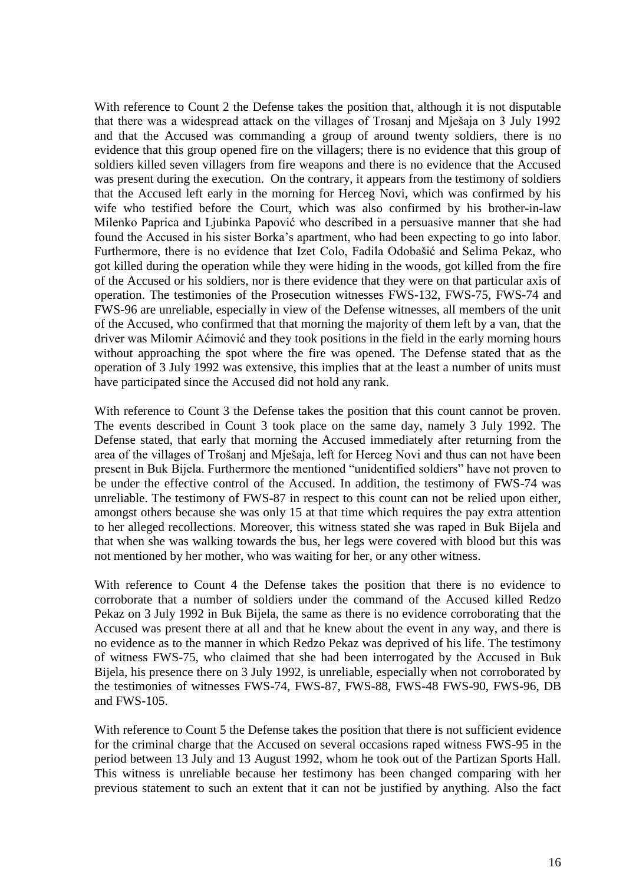With reference to Count 2 the Defense takes the position that, although it is not disputable that there was a widespread attack on the villages of Trosanj and Mješaja on 3 July 1992 and that the Accused was commanding a group of around twenty soldiers, there is no evidence that this group opened fire on the villagers; there is no evidence that this group of soldiers killed seven villagers from fire weapons and there is no evidence that the Accused was present during the execution. On the contrary, it appears from the testimony of soldiers that the Accused left early in the morning for Herceg Novi, which was confirmed by his wife who testified before the Court, which was also confirmed by his brother-in-law Milenko Paprica and Ljubinka Papović who described in a persuasive manner that she had found the Accused in his sister Borka's apartment, who had been expecting to go into labor. Furthermore, there is no evidence that Izet Colo, Fadila Odobašić and Selima Pekaz, who got killed during the operation while they were hiding in the woods, got killed from the fire of the Accused or his soldiers, nor is there evidence that they were on that particular axis of operation. The testimonies of the Prosecution witnesses FWS-132, FWS-75, FWS-74 and FWS-96 are unreliable, especially in view of the Defense witnesses, all members of the unit of the Accused, who confirmed that that morning the majority of them left by a van, that the driver was Milomir Aćimović and they took positions in the field in the early morning hours without approaching the spot where the fire was opened. The Defense stated that as the operation of 3 July 1992 was extensive, this implies that at the least a number of units must have participated since the Accused did not hold any rank.

With reference to Count 3 the Defense takes the position that this count cannot be proven. The events described in Count 3 took place on the same day, namely 3 July 1992. The Defense stated, that early that morning the Accused immediately after returning from the area of the villages of Trošanj and Mješaja, left for Herceg Novi and thus can not have been present in Buk Bijela. Furthermore the mentioned "unidentified soldiers" have not proven to be under the effective control of the Accused. In addition, the testimony of FWS-74 was unreliable. The testimony of FWS-87 in respect to this count can not be relied upon either, amongst others because she was only 15 at that time which requires the pay extra attention to her alleged recollections. Moreover, this witness stated she was raped in Buk Bijela and that when she was walking towards the bus, her legs were covered with blood but this was not mentioned by her mother, who was waiting for her, or any other witness.

With reference to Count 4 the Defense takes the position that there is no evidence to corroborate that a number of soldiers under the command of the Accused killed Redzo Pekaz on 3 July 1992 in Buk Bijela, the same as there is no evidence corroborating that the Accused was present there at all and that he knew about the event in any way, and there is no evidence as to the manner in which Redzo Pekaz was deprived of his life. The testimony of witness FWS-75, who claimed that she had been interrogated by the Accused in Buk Bijela, his presence there on 3 July 1992, is unreliable, especially when not corroborated by the testimonies of witnesses FWS-74, FWS-87, FWS-88, FWS-48 FWS-90, FWS-96, DB and FWS-105.

With reference to Count 5 the Defense takes the position that there is not sufficient evidence for the criminal charge that the Accused on several occasions raped witness FWS-95 in the period between 13 July and 13 August 1992, whom he took out of the Partizan Sports Hall. This witness is unreliable because her testimony has been changed comparing with her previous statement to such an extent that it can not be justified by anything. Also the fact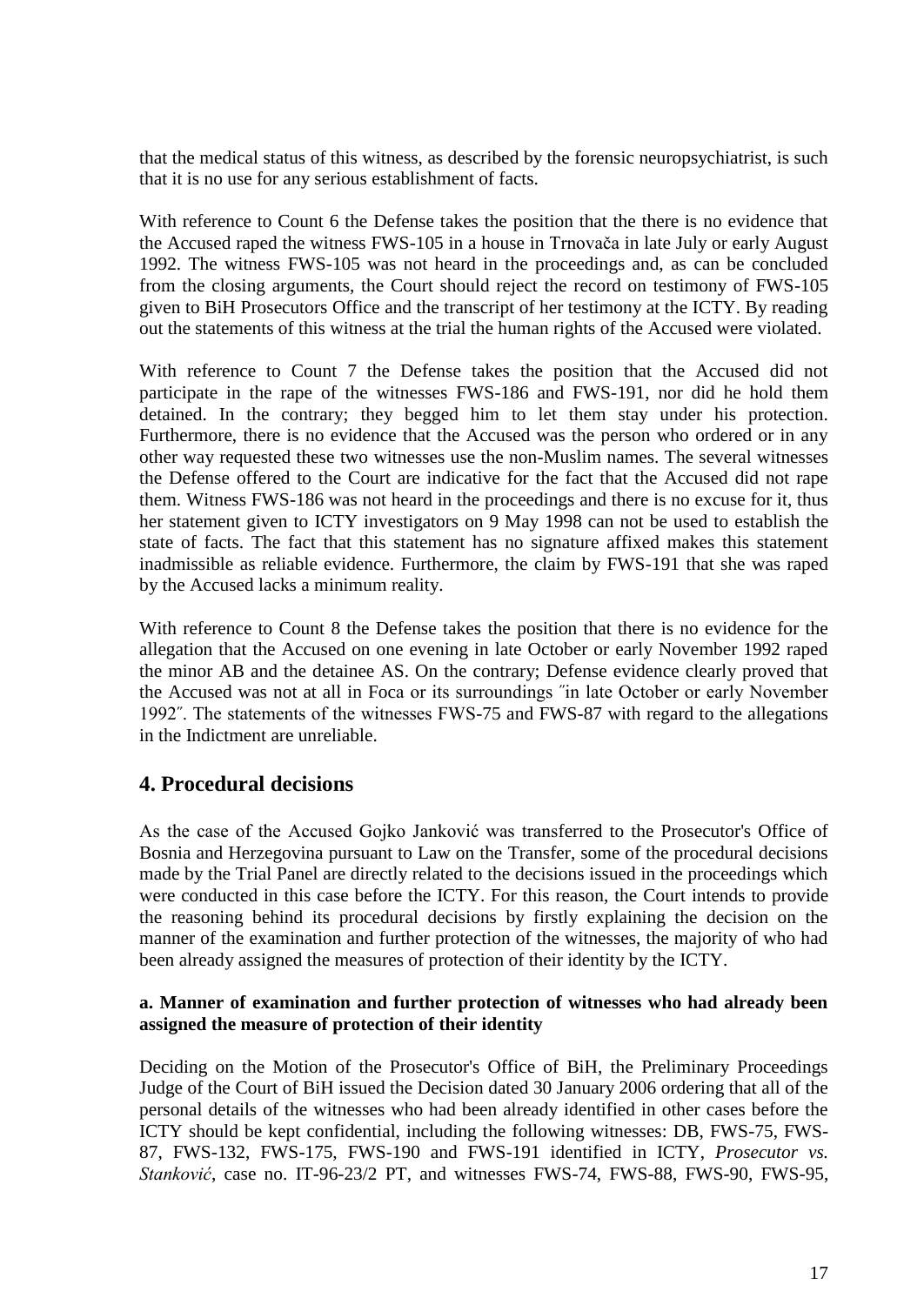that the medical status of this witness, as described by the forensic neuropsychiatrist, is such that it is no use for any serious establishment of facts.

With reference to Count 6 the Defense takes the position that the there is no evidence that the Accused raped the witness FWS-105 in a house in Trnovača in late July or early August 1992. The witness FWS-105 was not heard in the proceedings and, as can be concluded from the closing arguments, the Court should reject the record on testimony of FWS-105 given to BiH Prosecutors Office and the transcript of her testimony at the ICTY. By reading out the statements of this witness at the trial the human rights of the Accused were violated.

With reference to Count 7 the Defense takes the position that the Accused did not participate in the rape of the witnesses FWS-186 and FWS-191, nor did he hold them detained. In the contrary; they begged him to let them stay under his protection. Furthermore, there is no evidence that the Accused was the person who ordered or in any other way requested these two witnesses use the non-Muslim names. The several witnesses the Defense offered to the Court are indicative for the fact that the Accused did not rape them. Witness FWS-186 was not heard in the proceedings and there is no excuse for it, thus her statement given to ICTY investigators on 9 May 1998 can not be used to establish the state of facts. The fact that this statement has no signature affixed makes this statement inadmissible as reliable evidence. Furthermore, the claim by FWS-191 that she was raped by the Accused lacks a minimum reality.

With reference to Count 8 the Defense takes the position that there is no evidence for the allegation that the Accused on one evening in late October or early November 1992 raped the minor AB and the detainee AS. On the contrary; Defense evidence clearly proved that the Accused was not at all in Foca or its surroundings ″in late October or early November 1992″. The statements of the witnesses FWS-75 and FWS-87 with regard to the allegations in the Indictment are unreliable.

## 4. Procedural decisions

As the case of the Accused Gojko Janković was transferred to the Prosecutor's Office of Bosnia and Herzegovina pursuant to Law on the Transfer, some of the procedural decisions made by the Trial Panel are directly related to the decisions issued in the proceedings which were conducted in this case before the ICTY. For this reason, the Court intends to provide the reasoning behind its procedural decisions by firstly explaining the decision on the manner of the examination and further protection of the witnesses, the majority of who had been already assigned the measures of protection of their identity by the ICTY.

### a. Manner of examination and further protection of witnesses who had already been assigned the measure of protection of their identity

Deciding on the Motion of the Prosecutor's Office of BiH, the Preliminary Proceedings Judge of the Court of BiH issued the Decision dated 30 January 2006 ordering that all of the personal details of the witnesses who had been already identified in other cases before the ICTY should be kept confidential, including the following witnesses: DB, FWS-75, FWS-87, FWS-132, FWS-175, FWS-190 and FWS-191 identified in ICTY, *Prosecutor vs. Stanković*, case no. IT-96-23/2 PT, and witnesses FWS-74, FWS-88, FWS-90, FWS-95,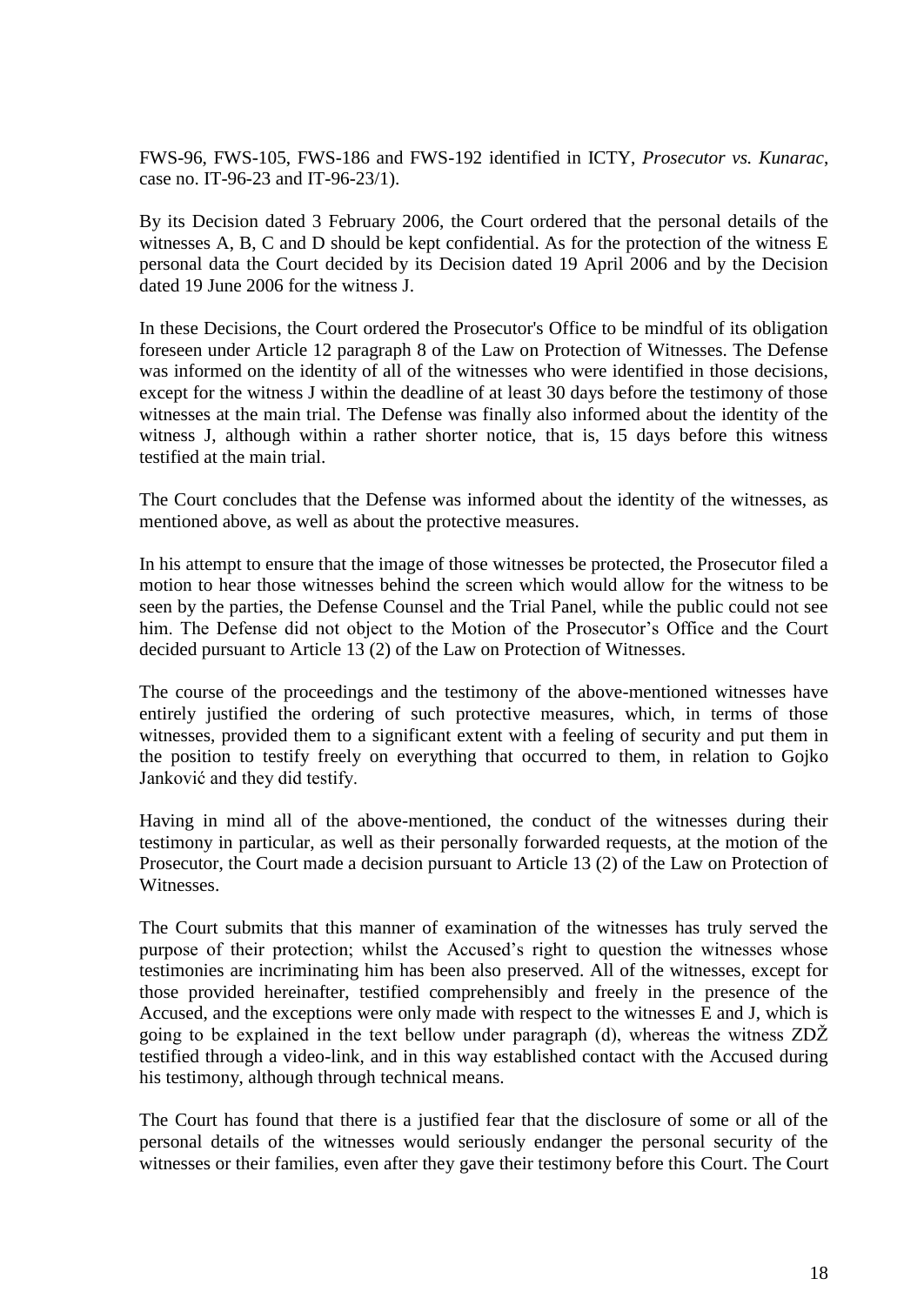FWS-96, FWS-105, FWS-186 and FWS-192 identified in ICTY, *Prosecutor vs. Kunarac*, case no. IT-96-23 and IT-96-23/1).

By its Decision dated 3 February 2006, the Court ordered that the personal details of the witnesses A, B, C and D should be kept confidential. As for the protection of the witness E personal data the Court decided by its Decision dated 19 April 2006 and by the Decision dated 19 June 2006 for the witness J.

In these Decisions, the Court ordered the Prosecutor's Office to be mindful of its obligation foreseen under Article 12 paragraph 8 of the Law on Protection of Witnesses. The Defense was informed on the identity of all of the witnesses who were identified in those decisions, except for the witness J within the deadline of at least 30 days before the testimony of those witnesses at the main trial. The Defense was finally also informed about the identity of the witness J, although within a rather shorter notice, that is, 15 days before this witness testified at the main trial.

The Court concludes that the Defense was informed about the identity of the witnesses, as mentioned above, as well as about the protective measures.

In his attempt to ensure that the image of those witnesses be protected, the Prosecutor filed a motion to hear those witnesses behind the screen which would allow for the witness to be seen by the parties, the Defense Counsel and the Trial Panel, while the public could not see him. The Defense did not object to the Motion of the Prosecutor's Office and the Court decided pursuant to Article 13 (2) of the Law on Protection of Witnesses.

The course of the proceedings and the testimony of the above-mentioned witnesses have entirely justified the ordering of such protective measures, which, in terms of those witnesses, provided them to a significant extent with a feeling of security and put them in the position to testify freely on everything that occurred to them, in relation to Gojko Janković and they did testify.

Having in mind all of the above-mentioned, the conduct of the witnesses during their testimony in particular, as well as their personally forwarded requests, at the motion of the Prosecutor, the Court made a decision pursuant to Article 13 (2) of the Law on Protection of Witnesses.

The Court submits that this manner of examination of the witnesses has truly served the purpose of their protection; whilst the Accused's right to question the witnesses whose testimonies are incriminating him has been also preserved. All of the witnesses, except for those provided hereinafter, testified comprehensibly and freely in the presence of the Accused, and the exceptions were only made with respect to the witnesses E and J, which is going to be explained in the text bellow under paragraph (d), whereas the witness ZDŽ testified through a video-link, and in this way established contact with the Accused during his testimony, although through technical means.

The Court has found that there is a justified fear that the disclosure of some or all of the personal details of the witnesses would seriously endanger the personal security of the witnesses or their families, even after they gave their testimony before this Court. The Court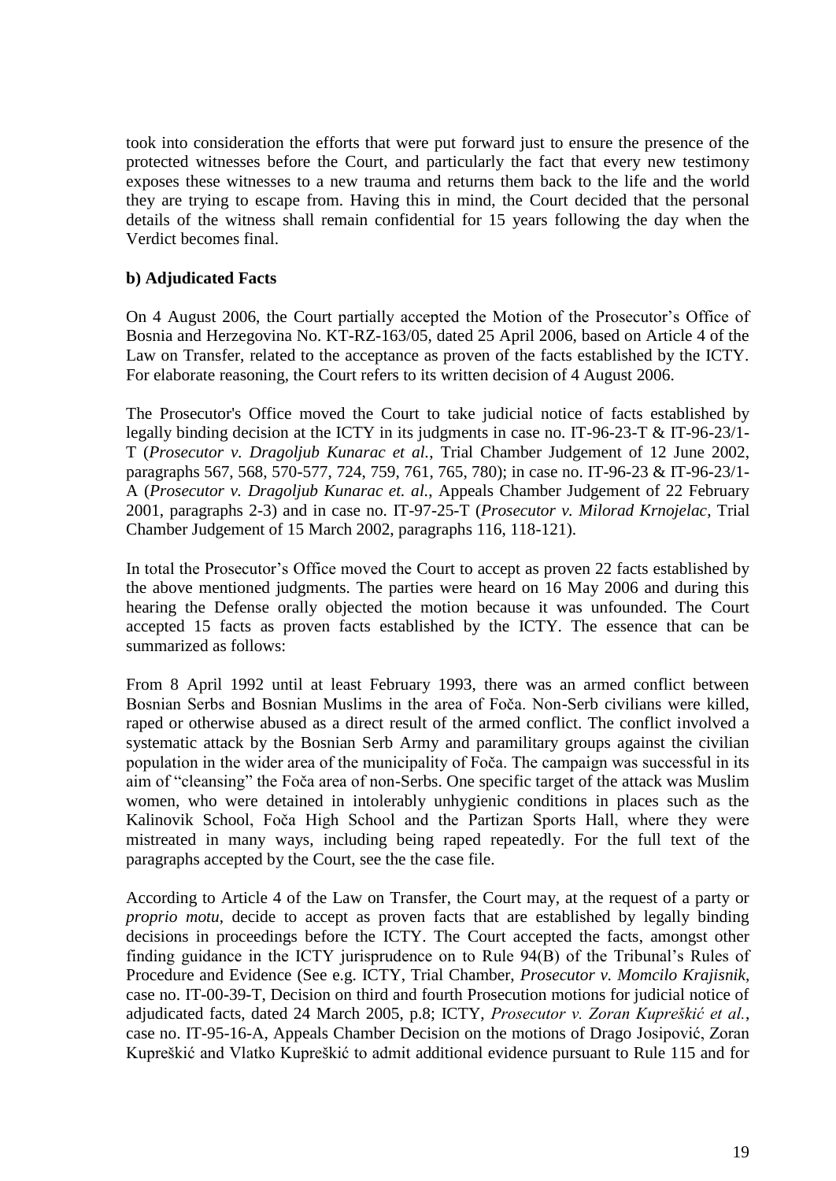took into consideration the efforts that were put forward just to ensure the presence of the protected witnesses before the Court, and particularly the fact that every new testimony exposes these witnesses to a new trauma and returns them back to the life and the world they are trying to escape from. Having this in mind, the Court decided that the personal details of the witness shall remain confidential for 15 years following the day when the Verdict becomes final.

**b) Adjudicated Facts**

On 4 August 2006, the Court partially accepted the Motion of the Prosecutor's Office of Bosnia and Herzegovina No. KT-RZ-163/05, dated 25 April 2006, based on Article 4 of the Law on Transfer, related to the acceptance as proven of the facts established by the ICTY. For elaborate reasoning, the Court refers to its written decision of 4 August 2006.

The Prosecutor's Office moved the Court to take judicial notice of facts established by legally binding decision at the ICTY in its judgments in case no. IT-96-23-T & IT-96-23/1-T (*Prosecutor v. Dragoljub Kunarac et al.*, Trial Chamber Judgement of 12 June 2002, paragraphs 567, 568, 570-577, 724, 759, 761, 765, 780); in case no. IT-96-23 & IT-96-23/1-A (*Prosecutor v. Dragoljub Kunarac et. al.*, Appeals Chamber Judgement of 22 February 2001, paragraphs 2-3) and in case no. IT-97-25-T (*Prosecutor v. Milorad Krnojelac*, Trial Chamber Judgement of 15 March 2002, paragraphs 116, 118-121).

In total the Prosecutor's Office moved the Court to accept as proven 22 facts established by the above mentioned judgments. The parties were heard on 16 May 2006 and during this hearing the Defense orally objected the motion because it was unfounded. The Court accepted 15 facts as proven facts established by the ICTY. The essence that can be summarized as follows:

From 8 April 1992 until at least February 1993, there was an armed conflict between Bosnian Serbs and Bosnian Muslims in the area of Foča. Non-Serb civilians were killed, raped or otherwise abused as a direct result of the armed conflict. The conflict involved a systematic attack by the Bosnian Serb Army and paramilitary groups against the civilian population in the wider area of the municipality of Foča. The campaign was successful in its aim of "cleansing" the Foča area of non-Serbs. One specific target of the attack was Muslim women, who were detained in intolerably unhygienic conditions in places such as the Kalinovik School, Foča High School and the Partizan Sports Hall, where they were mistreated in many ways, including being raped repeatedly. For the full text of the paragraphs accepted by the Court, see the the case file.

According to Article 4 of the Law on Transfer, the Court may, at the request of a party or *proprio motu*, decide to accept as proven facts that are established by legally binding decisions in proceedings before the ICTY. The Court accepted the facts, amongst other finding guidance in the ICTY jurisprudence on to Rule 94(B) of the Tribunal's Rules of Procedure and Evidence (See e.g. ICTY, Trial Chamber, *Prosecutor v. Momcilo Krajisnik*, case no. IT-00-39-T, Decision on third and fourth Prosecution motions for judicial notice of adjudicated facts, dated 24 March 2005, p.8; ICTY, *Prosecutor v. Zoran Kupreškić et al.*, case no. IT-95-16-A, Appeals Chamber Decision on the motions of Drago Josipović, Zoran Kupreškić and Vlatko Kupreškić to admit additional evidence pursuant to Rule 115 and for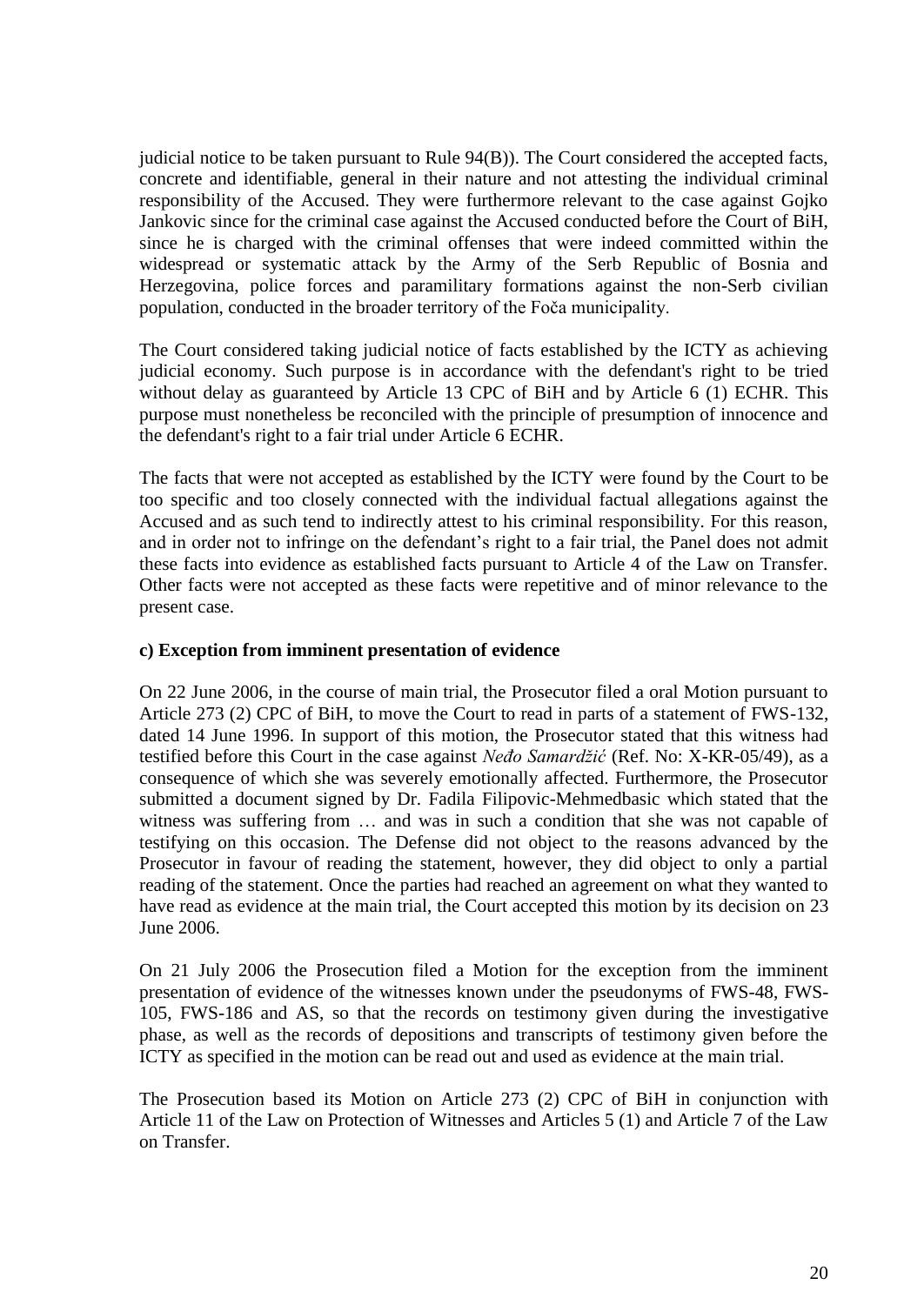judicial notice to be taken pursuant to Rule 94(B)). The Court considered the accepted facts, concrete and identifiable, general in their nature and not attesting the individual criminal responsibility of the Accused. They were furthermore relevant to the case against Gojko Jankovic since for the criminal case against the Accused conducted before the Court of BiH, since he is charged with the criminal offenses that were indeed committed within the widespread or systematic attack by the Army of the Serb Republic of Bosnia and Herzegovina, police forces and paramilitary formations against the non-Serb civilian population, conducted in the broader territory of the Foča municipality.

The Court considered taking judicial notice of facts established by the ICTY as achieving judicial economy. Such purpose is in accordance with the defendant's right to be tried without delay as guaranteed by Article 13 CPC of BiH and by Article 6 (1) ECHR. This purpose must nonetheless be reconciled with the principle of presumption of innocence and the defendant's right to a fair trial under Article 6 ECHR.

The facts that were not accepted as established by the ICTY were found by the Court to be too specific and too closely connected with the individual factual allegations against the Accused and as such tend to indirectly attest to his criminal responsibility. For this reason, and in order not to infringe on the defendant's right to a fair trial, the Panel does not admit these facts into evidence as established facts pursuant to Article 4 of the Law on Transfer. Other facts were not accepted as these facts were repetitive and of minor relevance to the present case.

**c) Exception from imminent presentation of evidence**

On 22 June 2006, in the course of main trial, the Prosecutor filed a oral Motion pursuant to Article 273 (2) CPC of BiH, to move the Court to read in parts of a statement of FWS-132, dated 14 June 1996. In support of this motion, the Prosecutor stated that this witness had testified before this Court in the case against *Neđo Samardžić* (Ref. No: X-KR-05/49), as a consequence of which she was severely emotionally affected. Furthermore, the Prosecutor submitted a document signed by Dr. Fadila Filipovic-Mehmedbasic which stated that the witness was suffering from … and was in such a condition that she was not capable of testifying on this occasion. The Defense did not object to the reasons advanced by the Prosecutor in favour of reading the statement, however, they did object to only a partial reading of the statement. Once the parties had reached an agreement on what they wanted to have read as evidence at the main trial, the Court accepted this motion by its decision on 23 June 2006.

On 21 July 2006 the Prosecution filed a Motion for the exception from the imminent presentation of evidence of the witnesses known under the pseudonyms of FWS-48, FWS-105, FWS-186 and AS, so that the records on testimony given during the investigative phase, as well as the records of depositions and transcripts of testimony given before the ICTY as specified in the motion can be read out and used as evidence at the main trial.

The Prosecution based its Motion on Article 273 (2) CPC of BiH in conjunction with Article 11 of the Law on Protection of Witnesses and Articles 5 (1) and Article 7 of the Law on Transfer.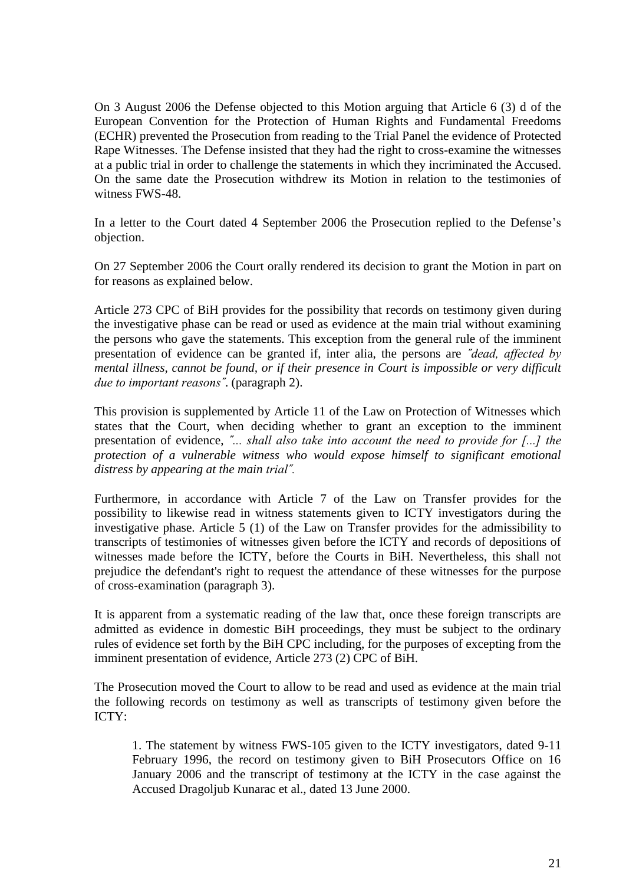On 3 August 2006 the Defense objected to this Motion arguing that Article 6 (3) d of the European Convention for the Protection of Human Rights and Fundamental Freedoms (ECHR) prevented the Prosecution from reading to the Trial Panel the evidence of Protected Rape Witnesses. The Defense insisted that they had the right to cross-examine the witnesses at a public trial in order to challenge the statements in which they incriminated the Accused. On the same date the Prosecution withdrew its Motion in relation to the testimonies of witness FWS-48.

In a letter to the Court dated 4 September 2006 the Prosecution replied to the Defense's objection.

On 27 September 2006 the Court orally rendered its decision to grant the Motion in part on for reasons as explained below.

Article 273 CPC of BiH provides for the possibility that records on testimony given during the investigative phase can be read or used as evidence at the main trial without examining the persons who gave the statements. This exception from the general rule of the imminent presentation of evidence can be granted if, inter alia, the persons are *˝dead, affected by mental illness, cannot be found, or if their presence in Court is impossible or very difficult due to important reasons˝*. (paragraph 2).

This provision is supplemented by Article 11 of the Law on Protection of Witnesses which states that the Court, when deciding whether to grant an exception to the imminent presentation of evidence, *˝... shall also take into account the need to provide for [...] the protection of a vulnerable witness who would expose himself to significant emotional distress by appearing at the main trial˝.*

Furthermore, in accordance with Article 7 of the Law on Transfer provides for the possibility to likewise read in witness statements given to ICTY investigators during the investigative phase. Article 5 (1) of the Law on Transfer provides for the admissibility to transcripts of testimonies of witnesses given before the ICTY and records of depositions of witnesses made before the ICTY, before the Courts in BiH. Nevertheless, this shall not prejudice the defendant's right to request the attendance of these witnesses for the purpose of cross-examination (paragraph 3).

It is apparent from a systematic reading of the law that, once these foreign transcripts are admitted as evidence in domestic BiH proceedings, they must be subject to the ordinary rules of evidence set forth by the BiH CPC including, for the purposes of excepting from the imminent presentation of evidence, Article 273 (2) CPC of BiH.

The Prosecution moved the Court to allow to be read and used as evidence at the main trial the following records on testimony as well as transcripts of testimony given before the ICTY:

> 1. The statement by witness FWS-105 given to the ICTY investigators, dated 9-11 February 1996, the record on testimony given to BiH Prosecutors Office on 16 January 2006 and the transcript of testimony at the ICTY in the case against the Accused Dragoljub Kunarac et al., dated 13 June 2000.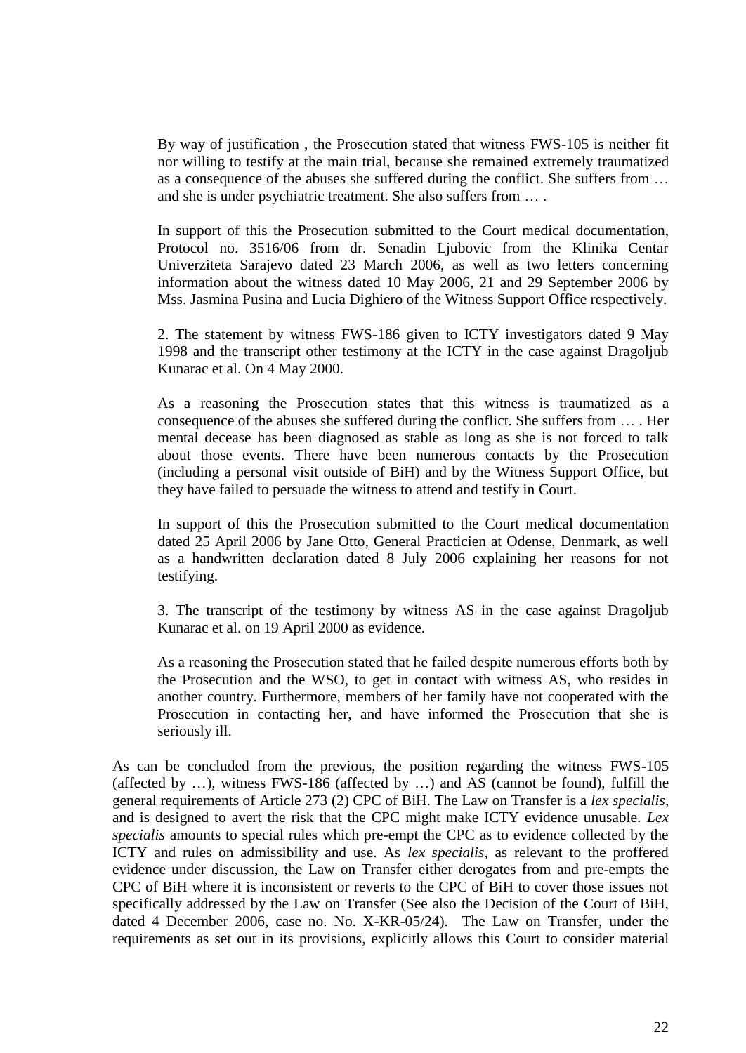By way of justification , the Prosecution stated that witness FWS-105 is neither fit nor willing to testify at the main trial, because she remained extremely traumatized as a consequence of the abuses she suffered during the conflict. She suffers from … and she is under psychiatric treatment. She also suffers from … .

In support of this the Prosecution submitted to the Court medical documentation, Protocol no. 3516/06 from dr. Senadin Ljubovic from the Klinika Centar Univerziteta Sarajevo dated 23 March 2006, as well as two letters concerning information about the witness dated 10 May 2006, 21 and 29 September 2006 by Mss. Jasmina Pusina and Lucia Dighiero of the Witness Support Office respectively.

2. The statement by witness FWS-186 given to ICTY investigators dated 9 May 1998 and the transcript other testimony at the ICTY in the case against Dragoljub Kunarac et al. On 4 May 2000.

As a reasoning the Prosecution states that this witness is traumatized as a consequence of the abuses she suffered during the conflict. She suffers from … . Her mental decease has been diagnosed as stable as long as she is not forced to talk about those events. There have been numerous contacts by the Prosecution (including a personal visit outside of BiH) and by the Witness Support Office, but they have failed to persuade the witness to attend and testify in Court.

In support of this the Prosecution submitted to the Court medical documentation dated 25 April 2006 by Jane Otto, General Practicien at Odense, Denmark, as well as a handwritten declaration dated 8 July 2006 explaining her reasons for not testifying.

3. The transcript of the testimony by witness AS in the case against Dragoljub Kunarac et al. on 19 April 2000 as evidence.

As a reasoning the Prosecution stated that he failed despite numerous efforts both by the Prosecution and the WSO, to get in contact with witness AS, who resides in another country. Furthermore, members of her family have not cooperated with the Prosecution in contacting her, and have informed the Prosecution that she is seriously ill.

As can be concluded from the previous, the position regarding the witness FWS-105 (affected by …), witness FWS-186 (affected by …) and AS (cannot be found), fulfill the general requirements of Article 273 (2) CPC of BiH. The Law on Transfer is a *lex specialis*, and is designed to avert the risk that the CPC might make ICTY evidence unusable. *Lex specialis* amounts to special rules which pre-empt the CPC as to evidence collected by the ICTY and rules on admissibility and use. As *lex specialis*, as relevant to the proffered evidence under discussion, the Law on Transfer either derogates from and pre-empts the CPC of BiH where it is inconsistent or reverts to the CPC of BiH to cover those issues not specifically addressed by the Law on Transfer (See also the Decision of the Court of BiH, dated 4 December 2006, case no. No. X-KR-05/24). The Law on Transfer, under the requirements as set out in its provisions, explicitly allows this Court to consider material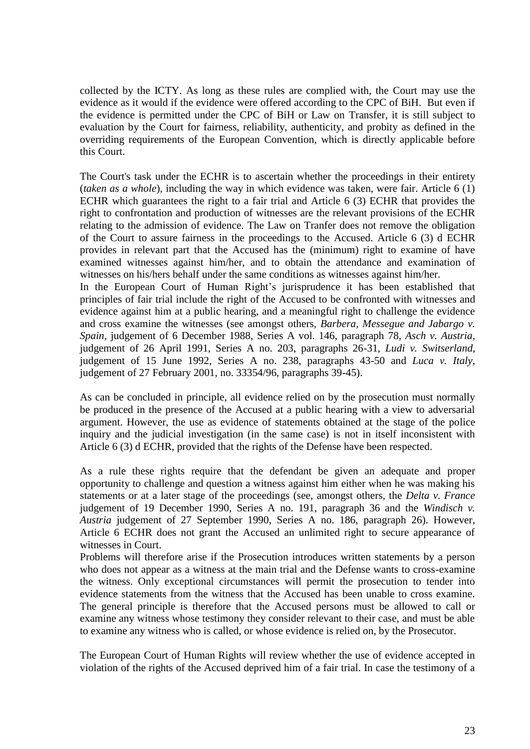collected by the ICTY. As long as these rules are complied with, the Court may use the evidence as it would if the evidence were offered according to the CPC of BiH. But even if the evidence is permitted under the CPC of BiH or Law on Transfer, it is still subject to evaluation by the Court for fairness, reliability, authenticity, and probity as defined in the overriding requirements of the European Convention, which is directly applicable before this Court.

The Court's task under the ECHR is to ascertain whether the proceedings in their entirety (*taken as a whole*), including the way in which evidence was taken, were fair. Article 6 (1) ECHR which guarantees the right to a fair trial and Article 6 (3) ECHR that provides the right to confrontation and production of witnesses are the relevant provisions of the ECHR relating to the admission of evidence. The Law on Tranfer does not remove the obligation of the Court to assure fairness in the proceedings to the Accused. Article 6 (3) d ECHR provides in relevant part that the Accused has the (minimum) right to examine of have examined witnesses against him/her, and to obtain the attendance and examination of witnesses on his/hers behalf under the same conditions as witnesses against him/her.
In the European Court of Human Right's jurisprudence it has been established that principles of fair trial include the right of the Accused to be confronted with witnesses and evidence against him at a public hearing, and a meaningful right to challenge the evidence and cross examine the witnesses (see amongst others, *Barbera, Messegue and Jabargo v. Spain*, judgement of 6 December 1988, Series A vol. 146, paragraph 78, *Asch v. Austria*, judgement of 26 April 1991, Series A no. 203, paragraphs 26-31, *Ludi v. Switserland*, judgement of 15 June 1992, Series A no. 238, paragraphs 43-50 and *Luca v. Italy*, judgement of 27 February 2001, no. 33354/96, paragraphs 39-45).

As can be concluded in principle, all evidence relied on by the prosecution must normally be produced in the presence of the Accused at a public hearing with a view to adversarial argument. However, the use as evidence of statements obtained at the stage of the police inquiry and the judicial investigation (in the same case) is not in itself inconsistent with Article 6 (3) d ECHR, provided that the rights of the Defense have been respected.

As a rule these rights require that the defendant be given an adequate and proper opportunity to challenge and question a witness against him either when he was making his statements or at a later stage of the proceedings (see, amongst others, the *Delta v. France* judgement of 19 December 1990, Series A no. 191, paragraph 36 and the *Windisch v. Austria* judgement of 27 September 1990, Series A no. 186, paragraph 26). However, Article 6 ECHR does not grant the Accused an unlimited right to secure appearance of witnesses in Court.
Problems will therefore arise if the Prosecution introduces written statements by a person who does not appear as a witness at the main trial and the Defense wants to cross-examine the witness. Only exceptional circumstances will permit the prosecution to tender into evidence statements from the witness that the Accused has been unable to cross examine. The general principle is therefore that the Accused persons must be allowed to call or examine any witness whose testimony they consider relevant to their case, and must be able to examine any witness who is called, or whose evidence is relied on, by the Prosecutor.

The European Court of Human Rights will review whether the use of evidence accepted in violation of the rights of the Accused deprived him of a fair trial. In case the testimony of a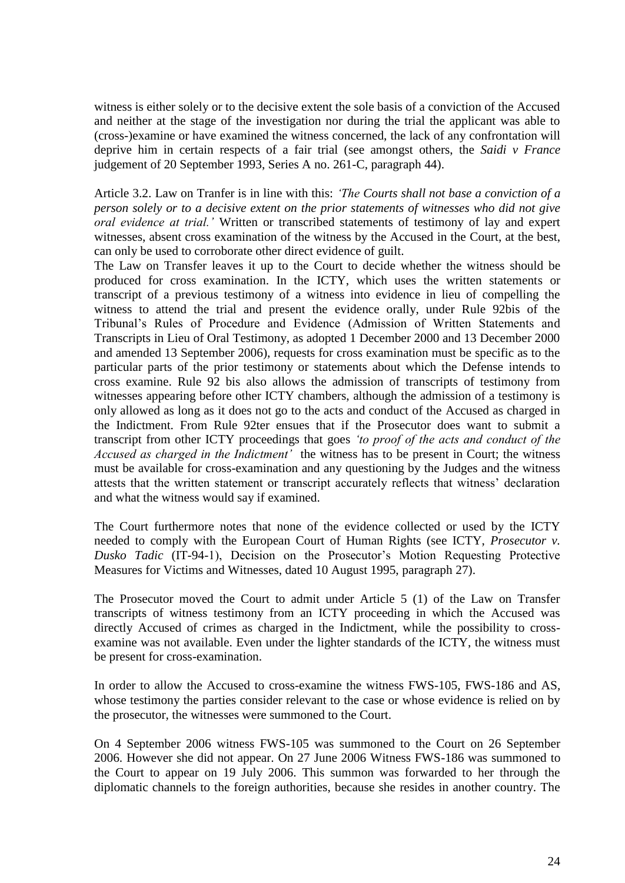witness is either solely or to the decisive extent the sole basis of a conviction of the Accused and neither at the stage of the investigation nor during the trial the applicant was able to (cross-)examine or have examined the witness concerned, the lack of any confrontation will deprive him in certain respects of a fair trial (see amongst others, the *Saidi v France* judgement of 20 September 1993, Series A no. 261-C, paragraph 44).

Article 3.2. Law on Tranfer is in line with this: *'The Courts shall not base a conviction of a person solely or to a decisive extent on the prior statements of witnesses who did not give oral evidence at trial.'* Written or transcribed statements of testimony of lay and expert witnesses, absent cross examination of the witness by the Accused in the Court, at the best, can only be used to corroborate other direct evidence of guilt.
The Law on Transfer leaves it up to the Court to decide whether the witness should be produced for cross examination. In the ICTY, which uses the written statements or transcript of a previous testimony of a witness into evidence in lieu of compelling the witness to attend the trial and present the evidence orally, under Rule 92bis of the Tribunal's Rules of Procedure and Evidence (Admission of Written Statements and Transcripts in Lieu of Oral Testimony, as adopted 1 December 2000 and 13 December 2000 and amended 13 September 2006), requests for cross examination must be specific as to the particular parts of the prior testimony or statements about which the Defense intends to cross examine. Rule 92 bis also allows the admission of transcripts of testimony from witnesses appearing before other ICTY chambers, although the admission of a testimony is only allowed as long as it does not go to the acts and conduct of the Accused as charged in the Indictment. From Rule 92ter ensues that if the Prosecutor does want to submit a transcript from other ICTY proceedings that goes *'to proof of the acts and conduct of the Accused as charged in the Indictment'* the witness has to be present in Court; the witness must be available for cross-examination and any questioning by the Judges and the witness attests that the written statement or transcript accurately reflects that witness' declaration and what the witness would say if examined.

The Court furthermore notes that none of the evidence collected or used by the ICTY needed to comply with the European Court of Human Rights (see ICTY, *Prosecutor v. Dusko Tadic* (IT-94-1), Decision on the Prosecutor's Motion Requesting Protective Measures for Victims and Witnesses, dated 10 August 1995, paragraph 27).

The Prosecutor moved the Court to admit under Article 5 (1) of the Law on Transfer transcripts of witness testimony from an ICTY proceeding in which the Accused was directly Accused of crimes as charged in the Indictment, while the possibility to cross-examine was not available. Even under the lighter standards of the ICTY, the witness must be present for cross-examination.

In order to allow the Accused to cross-examine the witness FWS-105, FWS-186 and AS, whose testimony the parties consider relevant to the case or whose evidence is relied on by the prosecutor, the witnesses were summoned to the Court.

On 4 September 2006 witness FWS-105 was summoned to the Court on 26 September 2006. However she did not appear. On 27 June 2006 Witness FWS-186 was summoned to the Court to appear on 19 July 2006. This summon was forwarded to her through the diplomatic channels to the foreign authorities, because she resides in another country. The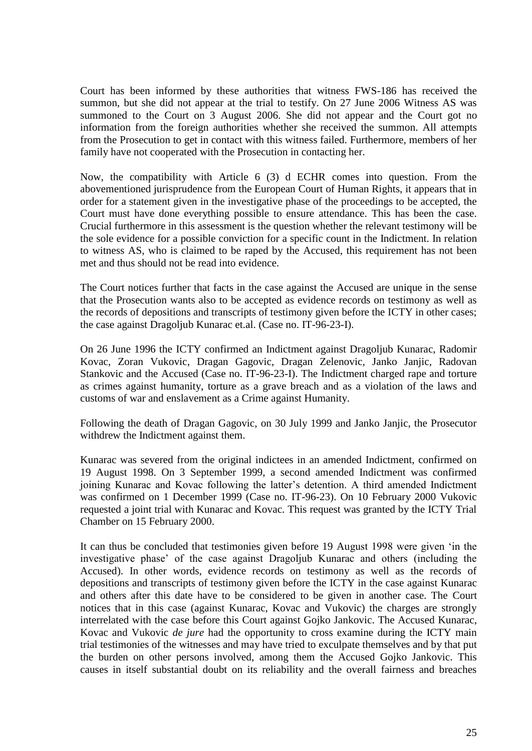Court has been informed by these authorities that witness FWS-186 has received the summon, but she did not appear at the trial to testify. On 27 June 2006 Witness AS was summoned to the Court on 3 August 2006. She did not appear and the Court got no information from the foreign authorities whether she received the summon. All attempts from the Prosecution to get in contact with this witness failed. Furthermore, members of her family have not cooperated with the Prosecution in contacting her.

Now, the compatibility with Article 6 (3) d ECHR comes into question. From the abovementioned jurisprudence from the European Court of Human Rights, it appears that in order for a statement given in the investigative phase of the proceedings to be accepted, the Court must have done everything possible to ensure attendance. This has been the case. Crucial furthermore in this assessment is the question whether the relevant testimony will be the sole evidence for a possible conviction for a specific count in the Indictment. In relation to witness AS, who is claimed to be raped by the Accused, this requirement has not been met and thus should not be read into evidence.

The Court notices further that facts in the case against the Accused are unique in the sense that the Prosecution wants also to be accepted as evidence records on testimony as well as the records of depositions and transcripts of testimony given before the ICTY in other cases; the case against Dragoljub Kunarac et.al. (Case no. IT-96-23-I).

On 26 June 1996 the ICTY confirmed an Indictment against Dragoljub Kunarac, Radomir Kovac, Zoran Vukovic, Dragan Gagovic, Dragan Zelenovic, Janko Janjic, Radovan Stankovic and the Accused (Case no. IT-96-23-I). The Indictment charged rape and torture as crimes against humanity, torture as a grave breach and as a violation of the laws and customs of war and enslavement as a Crime against Humanity.

Following the death of Dragan Gagovic, on 30 July 1999 and Janko Janjic, the Prosecutor withdrew the Indictment against them.

Kunarac was severed from the original indictees in an amended Indictment, confirmed on 19 August 1998. On 3 September 1999, a second amended Indictment was confirmed joining Kunarac and Kovac following the latter's detention. A third amended Indictment was confirmed on 1 December 1999 (Case no. IT-96-23). On 10 February 2000 Vukovic requested a joint trial with Kunarac and Kovac. This request was granted by the ICTY Trial Chamber on 15 February 2000.

It can thus be concluded that testimonies given before 19 August 1998 were given 'in the investigative phase' of the case against Dragoljub Kunarac and others (including the Accused). In other words, evidence records on testimony as well as the records of depositions and transcripts of testimony given before the ICTY in the case against Kunarac and others after this date have to be considered to be given in another case. The Court notices that in this case (against Kunarac, Kovac and Vukovic) the charges are strongly interrelated with the case before this Court against Gojko Jankovic. The Accused Kunarac, Kovac and Vukovic *de jure* had the opportunity to cross examine during the ICTY main trial testimonies of the witnesses and may have tried to exculpate themselves and by that put the burden on other persons involved, among them the Accused Gojko Jankovic. This causes in itself substantial doubt on its reliability and the overall fairness and breaches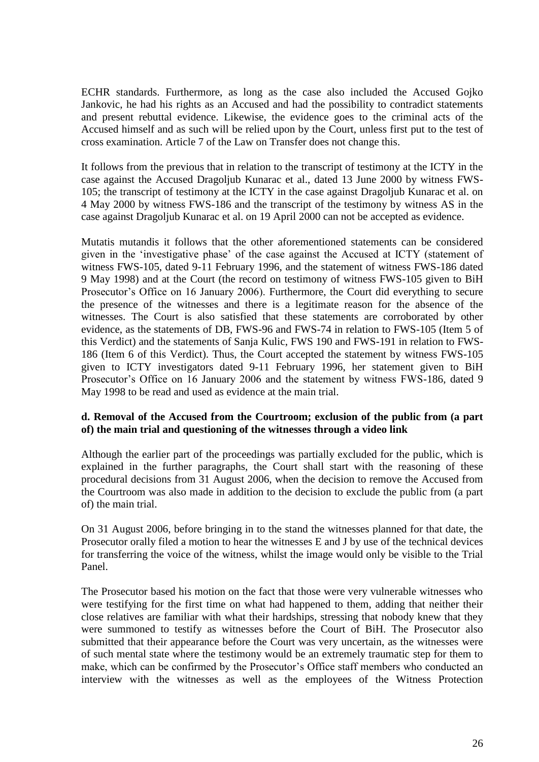ECHR standards. Furthermore, as long as the case also included the Accused Gojko Jankovic, he had his rights as an Accused and had the possibility to contradict statements and present rebuttal evidence. Likewise, the evidence goes to the criminal acts of the Accused himself and as such will be relied upon by the Court, unless first put to the test of cross examination. Article 7 of the Law on Transfer does not change this.

It follows from the previous that in relation to the transcript of testimony at the ICTY in the case against the Accused Dragoljub Kunarac et al., dated 13 June 2000 by witness FWS-105; the transcript of testimony at the ICTY in the case against Dragoljub Kunarac et al. on 4 May 2000 by witness FWS-186 and the transcript of the testimony by witness AS in the case against Dragoljub Kunarac et al. on 19 April 2000 can not be accepted as evidence.

Mutatis mutandis it follows that the other aforementioned statements can be considered given in the 'investigative phase' of the case against the Accused at ICTY (statement of witness FWS-105, dated 9-11 February 1996, and the statement of witness FWS-186 dated 9 May 1998) and at the Court (the record on testimony of witness FWS-105 given to BiH Prosecutor's Office on 16 January 2006). Furthermore, the Court did everything to secure the presence of the witnesses and there is a legitimate reason for the absence of the witnesses. The Court is also satisfied that these statements are corroborated by other evidence, as the statements of DB, FWS-96 and FWS-74 in relation to FWS-105 (Item 5 of this Verdict) and the statements of Sanja Kulic, FWS 190 and FWS-191 in relation to FWS-186 (Item 6 of this Verdict). Thus, the Court accepted the statement by witness FWS-105 given to ICTY investigators dated 9-11 February 1996, her statement given to BiH Prosecutor's Office on 16 January 2006 and the statement by witness FWS-186, dated 9 May 1998 to be read and used as evidence at the main trial.

#### d. Removal of the Accused from the Courtroom; exclusion of the public from (a part of) the main trial and questioning of the witnesses through a video link

Although the earlier part of the proceedings was partially excluded for the public, which is explained in the further paragraphs, the Court shall start with the reasoning of these procedural decisions from 31 August 2006, when the decision to remove the Accused from the Courtroom was also made in addition to the decision to exclude the public from (a part of) the main trial.

On 31 August 2006, before bringing in to the stand the witnesses planned for that date, the Prosecutor orally filed a motion to hear the witnesses E and J by use of the technical devices for transferring the voice of the witness, whilst the image would only be visible to the Trial Panel.

The Prosecutor based his motion on the fact that those were very vulnerable witnesses who were testifying for the first time on what had happened to them, adding that neither their close relatives are familiar with what their hardships, stressing that nobody knew that they were summoned to testify as witnesses before the Court of BiH. The Prosecutor also submitted that their appearance before the Court was very uncertain, as the witnesses were of such mental state where the testimony would be an extremely traumatic step for them to make, which can be confirmed by the Prosecutor's Office staff members who conducted an interview with the witnesses as well as the employees of the Witness Protection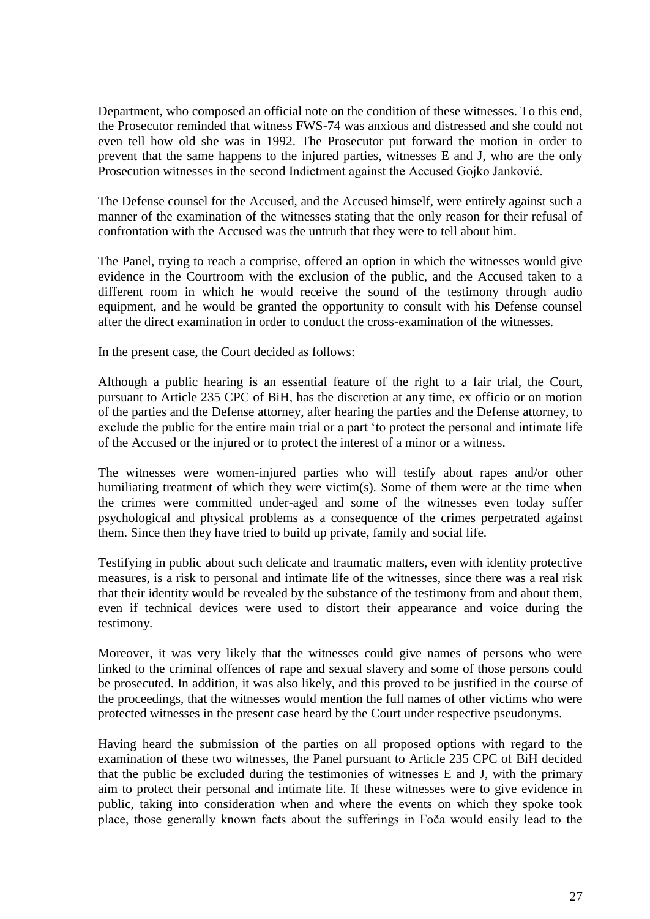Department, who composed an official note on the condition of these witnesses. To this end, the Prosecutor reminded that witness FWS-74 was anxious and distressed and she could not even tell how old she was in 1992. The Prosecutor put forward the motion in order to prevent that the same happens to the injured parties, witnesses E and J, who are the only Prosecution witnesses in the second Indictment against the Accused Gojko Janković.

The Defense counsel for the Accused, and the Accused himself, were entirely against such a manner of the examination of the witnesses stating that the only reason for their refusal of confrontation with the Accused was the untruth that they were to tell about him.

The Panel, trying to reach a comprise, offered an option in which the witnesses would give evidence in the Courtroom with the exclusion of the public, and the Accused taken to a different room in which he would receive the sound of the testimony through audio equipment, and he would be granted the opportunity to consult with his Defense counsel after the direct examination in order to conduct the cross-examination of the witnesses.

In the present case, the Court decided as follows:

Although a public hearing is an essential feature of the right to a fair trial, the Court, pursuant to Article 235 CPC of BiH, has the discretion at any time, ex officio or on motion of the parties and the Defense attorney, after hearing the parties and the Defense attorney, to exclude the public for the entire main trial or a part 'to protect the personal and intimate life of the Accused or the injured or to protect the interest of a minor or a witness.

The witnesses were women-injured parties who will testify about rapes and/or other humiliating treatment of which they were victim(s). Some of them were at the time when the crimes were committed under-aged and some of the witnesses even today suffer psychological and physical problems as a consequence of the crimes perpetrated against them. Since then they have tried to build up private, family and social life.

Testifying in public about such delicate and traumatic matters, even with identity protective measures, is a risk to personal and intimate life of the witnesses, since there was a real risk that their identity would be revealed by the substance of the testimony from and about them, even if technical devices were used to distort their appearance and voice during the testimony.

Moreover, it was very likely that the witnesses could give names of persons who were linked to the criminal offences of rape and sexual slavery and some of those persons could be prosecuted. In addition, it was also likely, and this proved to be justified in the course of the proceedings, that the witnesses would mention the full names of other victims who were protected witnesses in the present case heard by the Court under respective pseudonyms.

Having heard the submission of the parties on all proposed options with regard to the examination of these two witnesses, the Panel pursuant to Article 235 CPC of BiH decided that the public be excluded during the testimonies of witnesses E and J, with the primary aim to protect their personal and intimate life. If these witnesses were to give evidence in public, taking into consideration when and where the events on which they spoke took place, those generally known facts about the sufferings in Foča would easily lead to the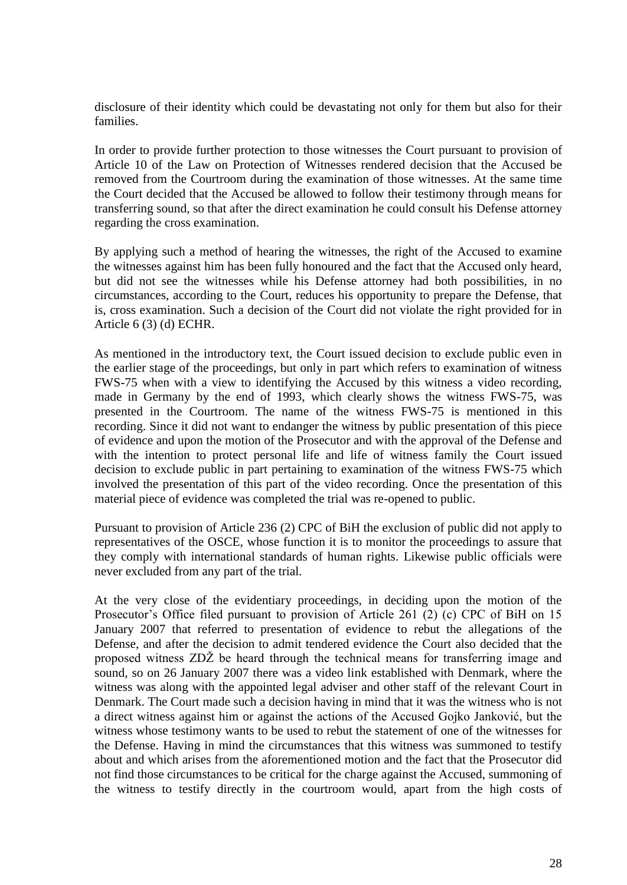disclosure of their identity which could be devastating not only for them but also for their families.

In order to provide further protection to those witnesses the Court pursuant to provision of Article 10 of the Law on Protection of Witnesses rendered decision that the Accused be removed from the Courtroom during the examination of those witnesses. At the same time the Court decided that the Accused be allowed to follow their testimony through means for transferring sound, so that after the direct examination he could consult his Defense attorney regarding the cross examination.

By applying such a method of hearing the witnesses, the right of the Accused to examine the witnesses against him has been fully honoured and the fact that the Accused only heard, but did not see the witnesses while his Defense attorney had both possibilities, in no circumstances, according to the Court, reduces his opportunity to prepare the Defense, that is, cross examination. Such a decision of the Court did not violate the right provided for in Article 6 (3) (d) ECHR.

As mentioned in the introductory text, the Court issued decision to exclude public even in the earlier stage of the proceedings, but only in part which refers to examination of witness FWS-75 when with a view to identifying the Accused by this witness a video recording, made in Germany by the end of 1993, which clearly shows the witness FWS-75, was presented in the Courtroom. The name of the witness FWS-75 is mentioned in this recording. Since it did not want to endanger the witness by public presentation of this piece of evidence and upon the motion of the Prosecutor and with the approval of the Defense and with the intention to protect personal life and life of witness family the Court issued decision to exclude public in part pertaining to examination of the witness FWS-75 which involved the presentation of this part of the video recording. Once the presentation of this material piece of evidence was completed the trial was re-opened to public.

Pursuant to provision of Article 236 (2) CPC of BiH the exclusion of public did not apply to representatives of the OSCE, whose function it is to monitor the proceedings to assure that they comply with international standards of human rights. Likewise public officials were never excluded from any part of the trial.

At the very close of the evidentiary proceedings, in deciding upon the motion of the Prosecutor's Office filed pursuant to provision of Article 261 (2) (c) CPC of BiH on 15 January 2007 that referred to presentation of evidence to rebut the allegations of the Defense, and after the decision to admit tendered evidence the Court also decided that the proposed witness ZDŽ be heard through the technical means for transferring image and sound, so on 26 January 2007 there was a video link established with Denmark, where the witness was along with the appointed legal adviser and other staff of the relevant Court in Denmark. The Court made such a decision having in mind that it was the witness who is not a direct witness against him or against the actions of the Accused Gojko Janković, but the witness whose testimony wants to be used to rebut the statement of one of the witnesses for the Defense. Having in mind the circumstances that this witness was summoned to testify about and which arises from the aforementioned motion and the fact that the Prosecutor did not find those circumstances to be critical for the charge against the Accused, summoning of the witness to testify directly in the courtroom would, apart from the high costs of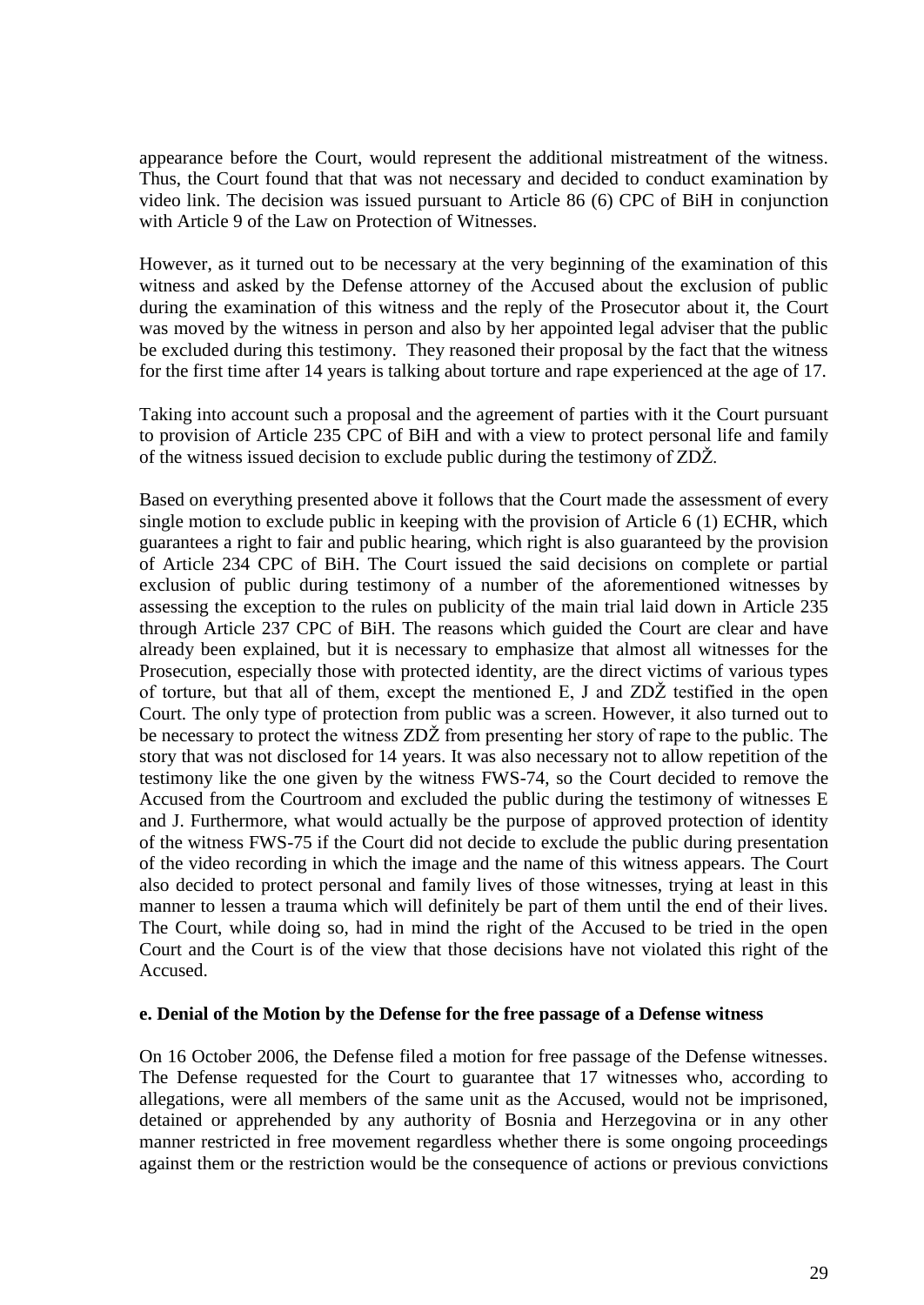appearance before the Court, would represent the additional mistreatment of the witness. Thus, the Court found that that was not necessary and decided to conduct examination by video link. The decision was issued pursuant to Article 86 (6) CPC of BiH in conjunction with Article 9 of the Law on Protection of Witnesses.

However, as it turned out to be necessary at the very beginning of the examination of this witness and asked by the Defense attorney of the Accused about the exclusion of public during the examination of this witness and the reply of the Prosecutor about it, the Court was moved by the witness in person and also by her appointed legal adviser that the public be excluded during this testimony. They reasoned their proposal by the fact that the witness for the first time after 14 years is talking about torture and rape experienced at the age of 17.

Taking into account such a proposal and the agreement of parties with it the Court pursuant to provision of Article 235 CPC of BiH and with a view to protect personal life and family of the witness issued decision to exclude public during the testimony of ZDŽ.

Based on everything presented above it follows that the Court made the assessment of every single motion to exclude public in keeping with the provision of Article 6 (1) ECHR, which guarantees a right to fair and public hearing, which right is also guaranteed by the provision of Article 234 CPC of BiH. The Court issued the said decisions on complete or partial exclusion of public during testimony of a number of the aforementioned witnesses by assessing the exception to the rules on publicity of the main trial laid down in Article 235 through Article 237 CPC of BiH. The reasons which guided the Court are clear and have already been explained, but it is necessary to emphasize that almost all witnesses for the Prosecution, especially those with protected identity, are the direct victims of various types of torture, but that all of them, except the mentioned E, J and ZDŽ testified in the open Court. The only type of protection from public was a screen. However, it also turned out to be necessary to protect the witness ZDŽ from presenting her story of rape to the public. The story that was not disclosed for 14 years. It was also necessary not to allow repetition of the testimony like the one given by the witness FWS-74, so the Court decided to remove the Accused from the Courtroom and excluded the public during the testimony of witnesses E and J. Furthermore, what would actually be the purpose of approved protection of identity of the witness FWS-75 if the Court did not decide to exclude the public during presentation of the video recording in which the image and the name of this witness appears. The Court also decided to protect personal and family lives of those witnesses, trying at least in this manner to lessen a trauma which will definitely be part of them until the end of their lives. The Court, while doing so, had in mind the right of the Accused to be tried in the open Court and the Court is of the view that those decisions have not violated this right of the Accused.

**e. Denial of the Motion by the Defense for the free passage of a Defense witness**

On 16 October 2006, the Defense filed a motion for free passage of the Defense witnesses. The Defense requested for the Court to guarantee that 17 witnesses who, according to allegations, were all members of the same unit as the Accused, would not be imprisoned, detained or apprehended by any authority of Bosnia and Herzegovina or in any other manner restricted in free movement regardless whether there is some ongoing proceedings against them or the restriction would be the consequence of actions or previous convictions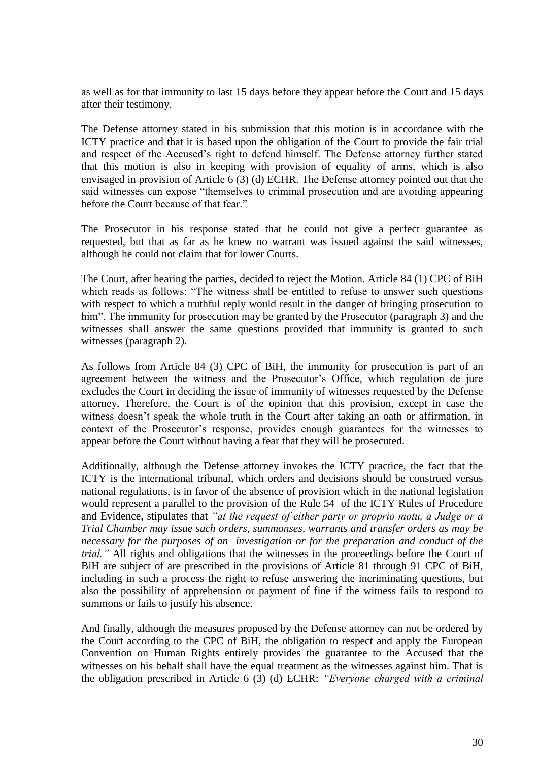as well as for that immunity to last 15 days before they appear before the Court and 15 days after their testimony.

The Defense attorney stated in his submission that this motion is in accordance with the ICTY practice and that it is based upon the obligation of the Court to provide the fair trial and respect of the Accused's right to defend himself. The Defense attorney further stated that this motion is also in keeping with provision of equality of arms, which is also envisaged in provision of Article 6 (3) (d) ECHR. The Defense attorney pointed out that the said witnesses can expose "themselves to criminal prosecution and are avoiding appearing before the Court because of that fear."

The Prosecutor in his response stated that he could not give a perfect guarantee as requested, but that as far as he knew no warrant was issued against the said witnesses, although he could not claim that for lower Courts.

The Court, after hearing the parties, decided to reject the Motion. Article 84 (1) CPC of BiH which reads as follows: "The witness shall be entitled to refuse to answer such questions with respect to which a truthful reply would result in the danger of bringing prosecution to him". The immunity for prosecution may be granted by the Prosecutor (paragraph 3) and the witnesses shall answer the same questions provided that immunity is granted to such witnesses (paragraph 2).

As follows from Article 84 (3) CPC of BiH, the immunity for prosecution is part of an agreement between the witness and the Prosecutor's Office, which regulation de jure excludes the Court in deciding the issue of immunity of witnesses requested by the Defense attorney. Therefore, the Court is of the opinion that this provision, except in case the witness doesn't speak the whole truth in the Court after taking an oath or affirmation, in context of the Prosecutor's response, provides enough guarantees for the witnesses to appear before the Court without having a fear that they will be prosecuted.

Additionally, although the Defense attorney invokes the ICTY practice, the fact that the ICTY is the international tribunal, which orders and decisions should be construed versus national regulations, is in favor of the absence of provision which in the national legislation would represent a parallel to the provision of the Rule 54 of the ICTY Rules of Procedure and Evidence, stipulates that *"at the request of either party or proprio motu, a Judge or a Trial Chamber may issue such orders, summonses, warrants and transfer orders as may be necessary for the purposes of an investigation or for the preparation and conduct of the trial."* All rights and obligations that the witnesses in the proceedings before the Court of BiH are subject of are prescribed in the provisions of Article 81 through 91 CPC of BiH, including in such a process the right to refuse answering the incriminating questions, but also the possibility of apprehension or payment of fine if the witness fails to respond to summons or fails to justify his absence.

And finally, although the measures proposed by the Defense attorney can not be ordered by the Court according to the CPC of BiH, the obligation to respect and apply the European Convention on Human Rights entirely provides the guarantee to the Accused that the witnesses on his behalf shall have the equal treatment as the witnesses against him. That is the obligation prescribed in Article 6 (3) (d) ECHR: *"Everyone charged with a criminal*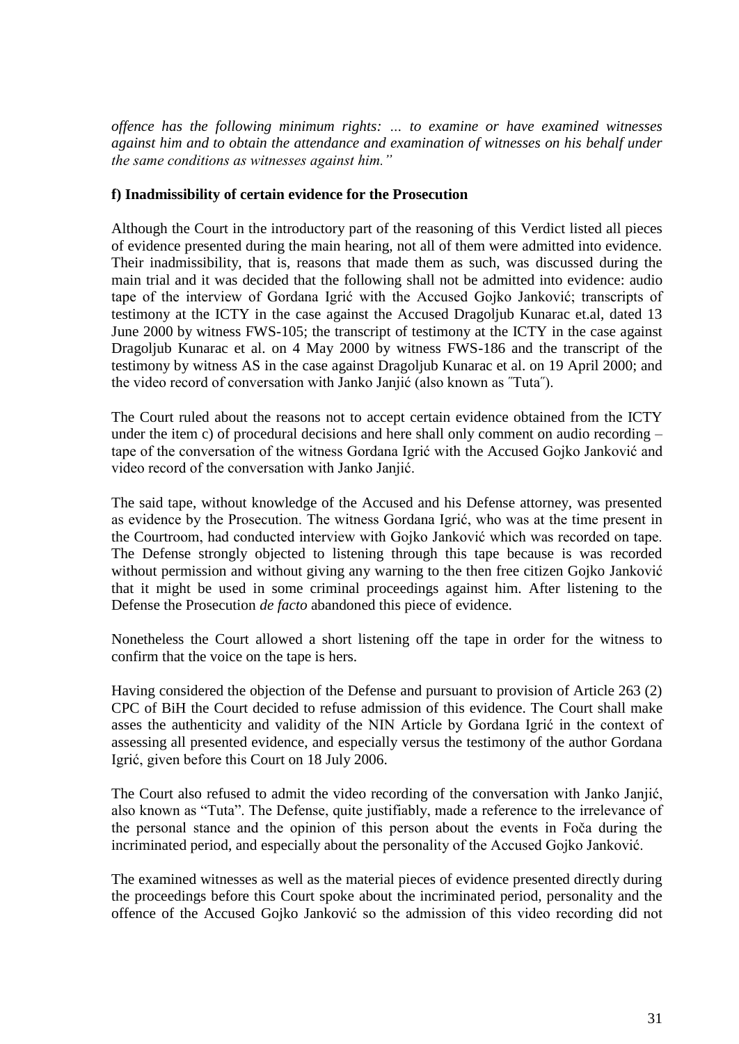*offence has the following minimum rights: … to examine or have examined witnesses against him and to obtain the attendance and examination of witnesses on his behalf under the same conditions as witnesses against him."*

**f) Inadmissibility of certain evidence for the Prosecution**

Although the Court in the introductory part of the reasoning of this Verdict listed all pieces of evidence presented during the main hearing, not all of them were admitted into evidence. Their inadmissibility, that is, reasons that made them as such, was discussed during the main trial and it was decided that the following shall not be admitted into evidence: audio tape of the interview of Gordana Igrić with the Accused Gojko Janković; transcripts of testimony at the ICTY in the case against the Accused Dragoljub Kunarac et.al, dated 13 June 2000 by witness FWS-105; the transcript of testimony at the ICTY in the case against Dragoljub Kunarac et al. on 4 May 2000 by witness FWS-186 and the transcript of the testimony by witness AS in the case against Dragoljub Kunarac et al. on 19 April 2000; and the video record of conversation with Janko Janjić (also known as ″Tuta″).

The Court ruled about the reasons not to accept certain evidence obtained from the ICTY under the item c) of procedural decisions and here shall only comment on audio recording – tape of the conversation of the witness Gordana Igrić with the Accused Gojko Janković and video record of the conversation with Janko Janjić.

The said tape, without knowledge of the Accused and his Defense attorney, was presented as evidence by the Prosecution. The witness Gordana Igrić, who was at the time present in the Courtroom, had conducted interview with Gojko Janković which was recorded on tape. The Defense strongly objected to listening through this tape because is was recorded without permission and without giving any warning to the then free citizen Gojko Janković that it might be used in some criminal proceedings against him. After listening to the Defense the Prosecution *de facto* abandoned this piece of evidence.

Nonetheless the Court allowed a short listening off the tape in order for the witness to confirm that the voice on the tape is hers.

Having considered the objection of the Defense and pursuant to provision of Article 263 (2) CPC of BiH the Court decided to refuse admission of this evidence. The Court shall make asses the authenticity and validity of the NIN Article by Gordana Igrić in the context of assessing all presented evidence, and especially versus the testimony of the author Gordana Igrić, given before this Court on 18 July 2006.

The Court also refused to admit the video recording of the conversation with Janko Janjić, also known as "Tuta". The Defense, quite justifiably, made a reference to the irrelevance of the personal stance and the opinion of this person about the events in Foča during the incriminated period, and especially about the personality of the Accused Gojko Janković.

The examined witnesses as well as the material pieces of evidence presented directly during the proceedings before this Court spoke about the incriminated period, personality and the offence of the Accused Gojko Janković so the admission of this video recording did not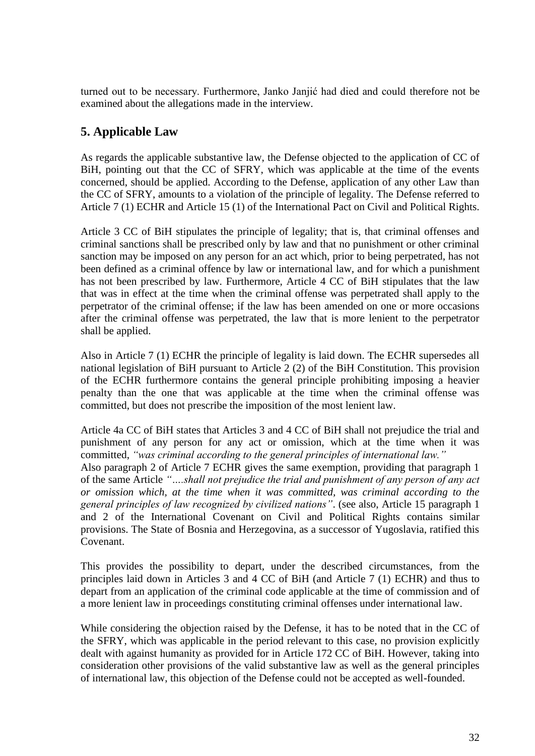turned out to be necessary. Furthermore, Janko Janjić had died and could therefore not be examined about the allegations made in the interview.

## 5. Applicable Law

As regards the applicable substantive law, the Defense objected to the application of CC of BiH, pointing out that the CC of SFRY, which was applicable at the time of the events concerned, should be applied. According to the Defense, application of any other Law than the CC of SFRY, amounts to a violation of the principle of legality. The Defense referred to Article 7 (1) ECHR and Article 15 (1) of the International Pact on Civil and Political Rights.

Article 3 CC of BiH stipulates the principle of legality; that is, that criminal offenses and criminal sanctions shall be prescribed only by law and that no punishment or other criminal sanction may be imposed on any person for an act which, prior to being perpetrated, has not been defined as a criminal offence by law or international law, and for which a punishment has not been prescribed by law. Furthermore, Article 4 CC of BiH stipulates that the law that was in effect at the time when the criminal offense was perpetrated shall apply to the perpetrator of the criminal offense; if the law has been amended on one or more occasions after the criminal offense was perpetrated, the law that is more lenient to the perpetrator shall be applied.

Also in Article 7 (1) ECHR the principle of legality is laid down. The ECHR supersedes all national legislation of BiH pursuant to Article 2 (2) of the BiH Constitution. This provision of the ECHR furthermore contains the general principle prohibiting imposing a heavier penalty than the one that was applicable at the time when the criminal offense was committed, but does not prescribe the imposition of the most lenient law.

Article 4a CC of BiH states that Articles 3 and 4 CC of BiH shall not prejudice the trial and punishment of any person for any act or omission, which at the time when it was committed, *"was criminal according to the general principles of international law."*
Also paragraph 2 of Article 7 ECHR gives the same exemption, providing that paragraph 1 of the same Article *"….shall not prejudice the trial and punishment of any person of any act or omission which, at the time when it was committed, was criminal according to the general principles of law recognized by civilized nations"*. (see also, Article 15 paragraph 1 and 2 of the International Covenant on Civil and Political Rights contains similar provisions. The State of Bosnia and Herzegovina, as a successor of Yugoslavia, ratified this Covenant.

This provides the possibility to depart, under the described circumstances, from the principles laid down in Articles 3 and 4 CC of BiH (and Article 7 (1) ECHR) and thus to depart from an application of the criminal code applicable at the time of commission and of a more lenient law in proceedings constituting criminal offenses under international law.

While considering the objection raised by the Defense, it has to be noted that in the CC of the SFRY, which was applicable in the period relevant to this case, no provision explicitly dealt with against humanity as provided for in Article 172 CC of BiH. However, taking into consideration other provisions of the valid substantive law as well as the general principles of international law, this objection of the Defense could not be accepted as well-founded.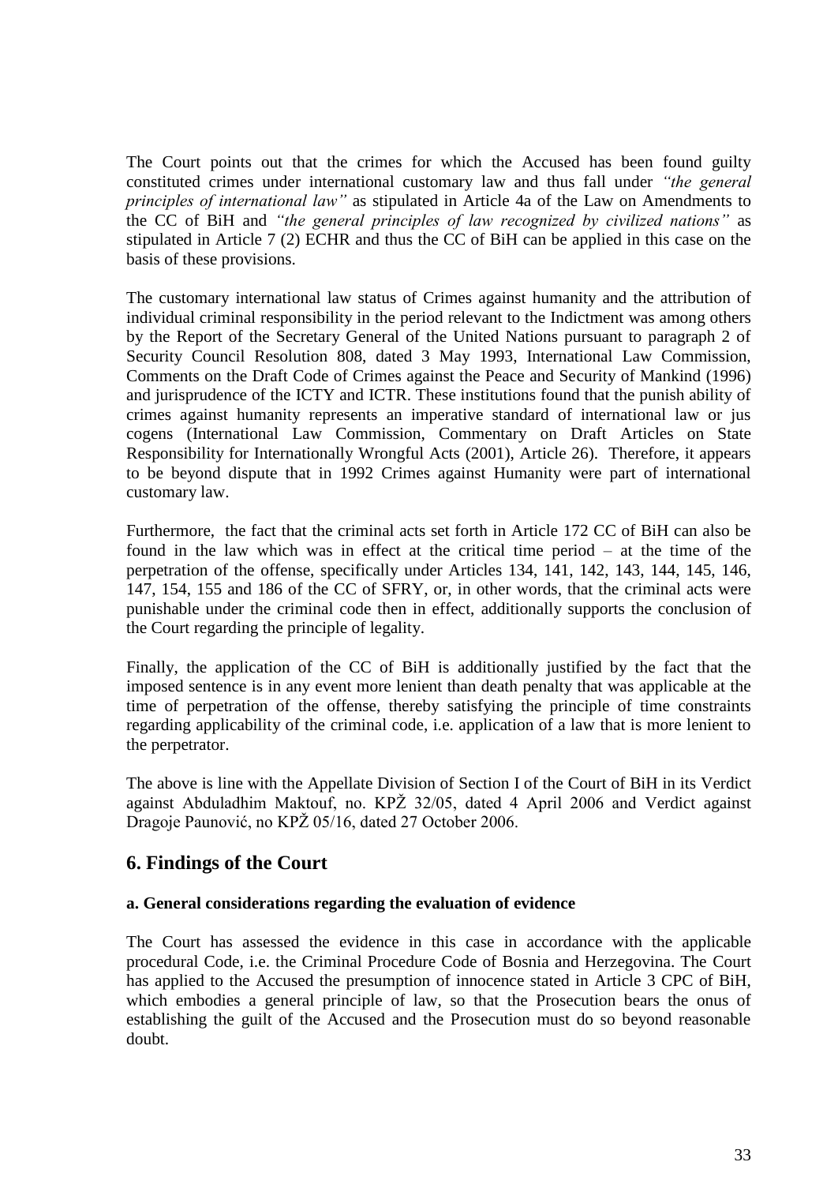The Court points out that the crimes for which the Accused has been found guilty constituted crimes under international customary law and thus fall under *"the general principles of international law"* as stipulated in Article 4a of the Law on Amendments to the CC of BiH and *"the general principles of law recognized by civilized nations"* as stipulated in Article 7 (2) ECHR and thus the CC of BiH can be applied in this case on the basis of these provisions.

The customary international law status of Crimes against humanity and the attribution of individual criminal responsibility in the period relevant to the Indictment was among others by the Report of the Secretary General of the United Nations pursuant to paragraph 2 of Security Council Resolution 808, dated 3 May 1993, International Law Commission, Comments on the Draft Code of Crimes against the Peace and Security of Mankind (1996) and jurisprudence of the ICTY and ICTR. These institutions found that the punish ability of crimes against humanity represents an imperative standard of international law or jus cogens (International Law Commission, Commentary on Draft Articles on State Responsibility for Internationally Wrongful Acts (2001), Article 26). Therefore, it appears to be beyond dispute that in 1992 Crimes against Humanity were part of international customary law.

Furthermore, the fact that the criminal acts set forth in Article 172 CC of BiH can also be found in the law which was in effect at the critical time period – at the time of the perpetration of the offense, specifically under Articles 134, 141, 142, 143, 144, 145, 146, 147, 154, 155 and 186 of the CC of SFRY, or, in other words, that the criminal acts were punishable under the criminal code then in effect, additionally supports the conclusion of the Court regarding the principle of legality.

Finally, the application of the CC of BiH is additionally justified by the fact that the imposed sentence is in any event more lenient than death penalty that was applicable at the time of perpetration of the offense, thereby satisfying the principle of time constraints regarding applicability of the criminal code, i.e. application of a law that is more lenient to the perpetrator.

The above is line with the Appellate Division of Section I of the Court of BiH in its Verdict against Abduladhim Maktouf, no. KPŽ 32/05, dated 4 April 2006 and Verdict against Dragoje Paunović, no KPŽ 05/16, dated 27 October 2006.

## 6. Findings of the Court

**a. General considerations regarding the evaluation of evidence**

The Court has assessed the evidence in this case in accordance with the applicable procedural Code, i.e. the Criminal Procedure Code of Bosnia and Herzegovina. The Court has applied to the Accused the presumption of innocence stated in Article 3 CPC of BiH, which embodies a general principle of law, so that the Prosecution bears the onus of establishing the guilt of the Accused and the Prosecution must do so beyond reasonable doubt.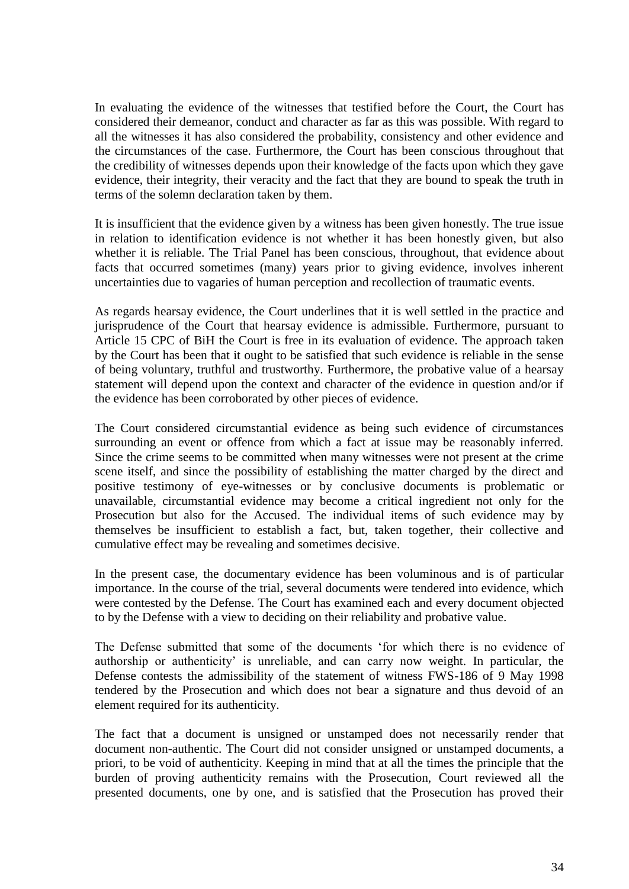In evaluating the evidence of the witnesses that testified before the Court, the Court has considered their demeanor, conduct and character as far as this was possible. With regard to all the witnesses it has also considered the probability, consistency and other evidence and the circumstances of the case. Furthermore, the Court has been conscious throughout that the credibility of witnesses depends upon their knowledge of the facts upon which they gave evidence, their integrity, their veracity and the fact that they are bound to speak the truth in terms of the solemn declaration taken by them.

It is insufficient that the evidence given by a witness has been given honestly. The true issue in relation to identification evidence is not whether it has been honestly given, but also whether it is reliable. The Trial Panel has been conscious, throughout, that evidence about facts that occurred sometimes (many) years prior to giving evidence, involves inherent uncertainties due to vagaries of human perception and recollection of traumatic events.

As regards hearsay evidence, the Court underlines that it is well settled in the practice and jurisprudence of the Court that hearsay evidence is admissible. Furthermore, pursuant to Article 15 CPC of BiH the Court is free in its evaluation of evidence. The approach taken by the Court has been that it ought to be satisfied that such evidence is reliable in the sense of being voluntary, truthful and trustworthy. Furthermore, the probative value of a hearsay statement will depend upon the context and character of the evidence in question and/or if the evidence has been corroborated by other pieces of evidence.

The Court considered circumstantial evidence as being such evidence of circumstances surrounding an event or offence from which a fact at issue may be reasonably inferred. Since the crime seems to be committed when many witnesses were not present at the crime scene itself, and since the possibility of establishing the matter charged by the direct and positive testimony of eye-witnesses or by conclusive documents is problematic or unavailable, circumstantial evidence may become a critical ingredient not only for the Prosecution but also for the Accused. The individual items of such evidence may by themselves be insufficient to establish a fact, but, taken together, their collective and cumulative effect may be revealing and sometimes decisive.

In the present case, the documentary evidence has been voluminous and is of particular importance. In the course of the trial, several documents were tendered into evidence, which were contested by the Defense. The Court has examined each and every document objected to by the Defense with a view to deciding on their reliability and probative value.

The Defense submitted that some of the documents 'for which there is no evidence of authorship or authenticity' is unreliable, and can carry now weight. In particular, the Defense contests the admissibility of the statement of witness FWS-186 of 9 May 1998 tendered by the Prosecution and which does not bear a signature and thus devoid of an element required for its authenticity.

The fact that a document is unsigned or unstamped does not necessarily render that document non-authentic. The Court did not consider unsigned or unstamped documents, a priori, to be void of authenticity. Keeping in mind that at all the times the principle that the burden of proving authenticity remains with the Prosecution, Court reviewed all the presented documents, one by one, and is satisfied that the Prosecution has proved their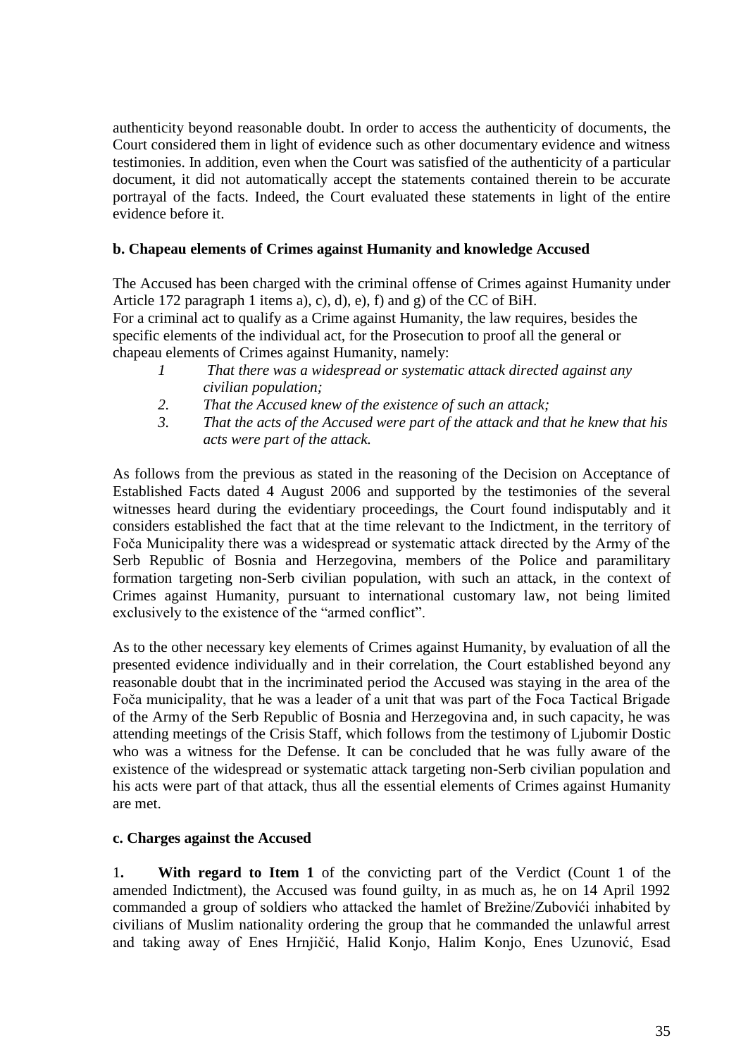authenticity beyond reasonable doubt. In order to access the authenticity of documents, the Court considered them in light of evidence such as other documentary evidence and witness testimonies. In addition, even when the Court was satisfied of the authenticity of a particular document, it did not automatically accept the statements contained therein to be accurate portrayal of the facts. Indeed, the Court evaluated these statements in light of the entire evidence before it.

**b. Chapeau elements of Crimes against Humanity and knowledge Accused**

The Accused has been charged with the criminal offense of Crimes against Humanity under Article 172 paragraph 1 items a), c), d), e), f) and g) of the CC of BiH.
For a criminal act to qualify as a Crime against Humanity, the law requires, besides the specific elements of the individual act, for the Prosecution to proof all the general or chapeau elements of Crimes against Humanity, namely:

1. *That there was a widespread or systematic attack directed against any civilian population;*
2. *That the Accused knew of the existence of such an attack;*
3. *That the acts of the Accused were part of the attack and that he knew that his acts were part of the attack.*

As follows from the previous as stated in the reasoning of the Decision on Acceptance of Established Facts dated 4 August 2006 and supported by the testimonies of the several witnesses heard during the evidentiary proceedings, the Court found indisputably and it considers established the fact that at the time relevant to the Indictment, in the territory of Foča Municipality there was a widespread or systematic attack directed by the Army of the Serb Republic of Bosnia and Herzegovina, members of the Police and paramilitary formation targeting non-Serb civilian population, with such an attack, in the context of Crimes against Humanity, pursuant to international customary law, not being limited exclusively to the existence of the "armed conflict".

As to the other necessary key elements of Crimes against Humanity, by evaluation of all the presented evidence individually and in their correlation, the Court established beyond any reasonable doubt that in the incriminated period the Accused was staying in the area of the Foča municipality, that he was a leader of a unit that was part of the Foca Tactical Brigade of the Army of the Serb Republic of Bosnia and Herzegovina and, in such capacity, he was attending meetings of the Crisis Staff, which follows from the testimony of Ljubomir Dostic who was a witness for the Defense. It can be concluded that he was fully aware of the existence of the widespread or systematic attack targeting non-Serb civilian population and his acts were part of that attack, thus all the essential elements of Crimes against Humanity are met.

**c. Charges against the Accused**

1**.** **With regard to Item 1** of the convicting part of the Verdict (Count 1 of the amended Indictment), the Accused was found guilty, in as much as, he on 14 April 1992 commanded a group of soldiers who attacked the hamlet of Brežine/Zubovići inhabited by civilians of Muslim nationality ordering the group that he commanded the unlawful arrest and taking away of Enes Hrnjičić, Halid Konjo, Halim Konjo, Enes Uzunović, Esad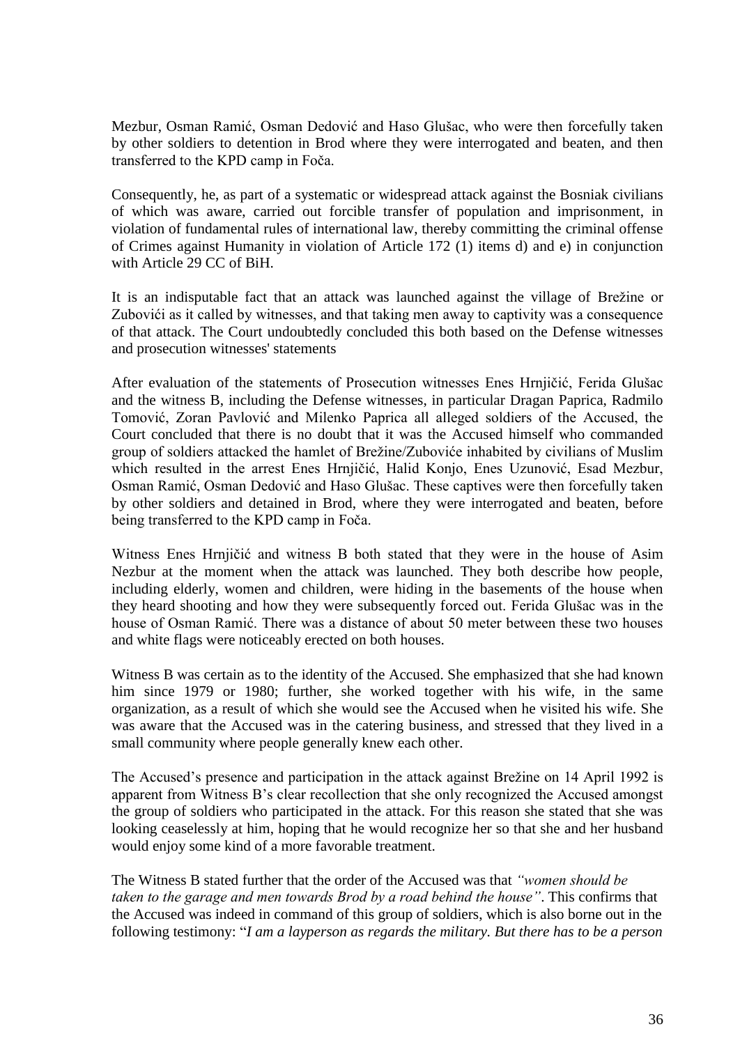Mezbur, Osman Ramić, Osman Dedović and Haso Glušac, who were then forcefully taken by other soldiers to detention in Brod where they were interrogated and beaten, and then transferred to the KPD camp in Foča.

Consequently, he, as part of a systematic or widespread attack against the Bosniak civilians of which was aware, carried out forcible transfer of population and imprisonment, in violation of fundamental rules of international law, thereby committing the criminal offense of Crimes against Humanity in violation of Article 172 (1) items d) and e) in conjunction with Article 29 CC of BiH.

It is an indisputable fact that an attack was launched against the village of Brežine or Zubovići as it called by witnesses, and that taking men away to captivity was a consequence of that attack. The Court undoubtedly concluded this both based on the Defense witnesses and prosecution witnesses' statements

After evaluation of the statements of Prosecution witnesses Enes Hrnjičić, Ferida Glušac and the witness B, including the Defense witnesses, in particular Dragan Paprica, Radmilo Tomović, Zoran Pavlović and Milenko Paprica all alleged soldiers of the Accused, the Court concluded that there is no doubt that it was the Accused himself who commanded group of soldiers attacked the hamlet of Brežine/Zubovuće inhabited by civilians of Muslim which resulted in the arrest Enes Hrnjičić, Halid Konjo, Enes Uzunović, Esad Mezbur, Osman Ramić, Osman Dedović and Haso Glušac. These captives were then forcefully taken by other soldiers and detained in Brod, where they were interrogated and beaten, before being transferred to the KPD camp in Foča.

Witness Enes Hrnjičić and witness B both stated that they were in the house of Asim Nezbur at the moment when the attack was launched. They both describe how people, including elderly, women and children, were hiding in the basements of the house when they heard shooting and how they were subsequently forced out. Ferida Glušac was in the house of Osman Ramić. There was a distance of about 50 meter between these two houses and white flags were noticeably erected on both houses.

Witness B was certain as to the identity of the Accused. She emphasized that she had known him since 1979 or 1980; further, she worked together with his wife, in the same organization, as a result of which she would see the Accused when he visited his wife. She was aware that the Accused was in the catering business, and stressed that they lived in a small community where people generally knew each other.

The Accused's presence and participation in the attack against Brežine on 14 April 1992 is apparent from Witness B's clear recollection that she only recognized the Accused amongst the group of soldiers who participated in the attack. For this reason she stated that she was looking ceaselessly at him, hoping that he would recognize her so that she and her husband would enjoy some kind of a more favorable treatment.

The Witness B stated further that the order of the Accused was that *"women should be taken to the garage and men towards Brod by a road behind the house"*. This confirms that the Accused was indeed in command of this group of soldiers, which is also borne out in the following testimony: "*I am a layperson as regards the military. But there has to be a person*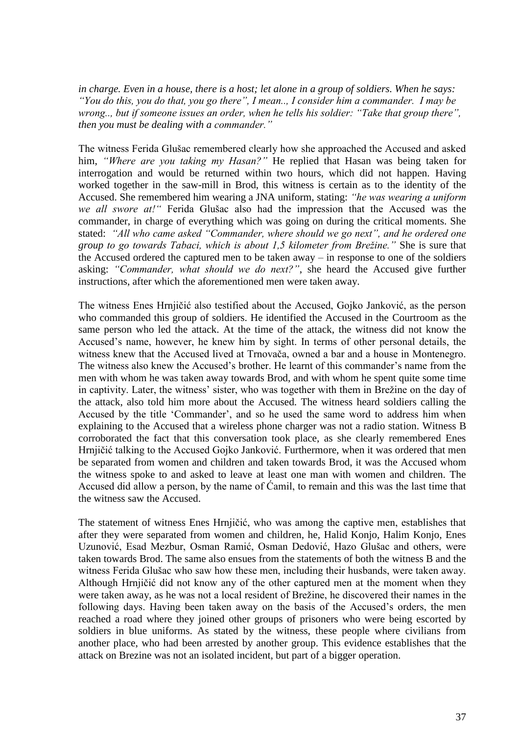*in charge. Even in a house, there is a host; let alone in a group of soldiers. When he says: "You do this, you do that, you go there", I mean.., I consider him a commander. I may be wrong.., but if someone issues an order, when he tells his soldier: "Take that group there", then you must be dealing with a commander."*

The witness Ferida Glušac remembered clearly how she approached the Accused and asked him, *"Where are you taking my Hasan?"* He replied that Hasan was being taken for interrogation and would be returned within two hours, which did not happen. Having worked together in the saw-mill in Brod, this witness is certain as to the identity of the Accused. She remembered him wearing a JNA uniform, stating: *"he was wearing a uniform we all swore at!"* Ferida Glušac also had the impression that the Accused was the commander, in charge of everything which was going on during the critical moments. She stated: *"All who came asked "Commander, where should we go next", and he ordered one group to go towards Tabaci, which is about 1,5 kilometer from Brežine."* She is sure that the Accused ordered the captured men to be taken away – in response to one of the soldiers asking: *"Commander, what should we do next?"*, she heard the Accused give further instructions, after which the aforementioned men were taken away.

The witness Enes Hrnjičić also testified about the Accused, Gojko Janković, as the person who commanded this group of soldiers. He identified the Accused in the Courtroom as the same person who led the attack. At the time of the attack, the witness did not know the Accused's name, however, he knew him by sight. In terms of other personal details, the witness knew that the Accused lived at Trnovača, owned a bar and a house in Montenegro. The witness also knew the Accused's brother. He learnt of this commander's name from the men with whom he was taken away towards Brod, and with whom he spent quite some time in captivity. Later, the witness' sister, who was together with them in Brežine on the day of the attack, also told him more about the Accused. The witness heard soldiers calling the Accused by the title 'Commander', and so he used the same word to address him when explaining to the Accused that a wireless phone charger was not a radio station. Witness B corroborated the fact that this conversation took place, as she clearly remembered Enes Hrnjičić talking to the Accused Gojko Janković. Furthermore, when it was ordered that men be separated from women and children and taken towards Brod, it was the Accused whom the witness spoke to and asked to leave at least one man with women and children. The Accused did allow a person, by the name of Ćamil, to remain and this was the last time that the witness saw the Accused.

The statement of witness Enes Hrnjičić, who was among the captive men, establishes that after they were separated from women and children, he, Halid Konjo, Halim Konjo, Enes Uzunović, Esad Mezbur, Osman Ramić, Osman Dedović, Hazo Glušac and others, were taken towards Brod. The same also ensues from the statements of both the witness B and the witness Ferida Glušac who saw how these men, including their husbands, were taken away. Although Hrnjičić did not know any of the other captured men at the moment when they were taken away, as he was not a local resident of Brežine, he discovered their names in the following days. Having been taken away on the basis of the Accused's orders, the men reached a road where they joined other groups of prisoners who were being escorted by soldiers in blue uniforms. As stated by the witness, these people where civilians from another place, who had been arrested by another group. This evidence establishes that the attack on Brezine was not an isolated incident, but part of a bigger operation.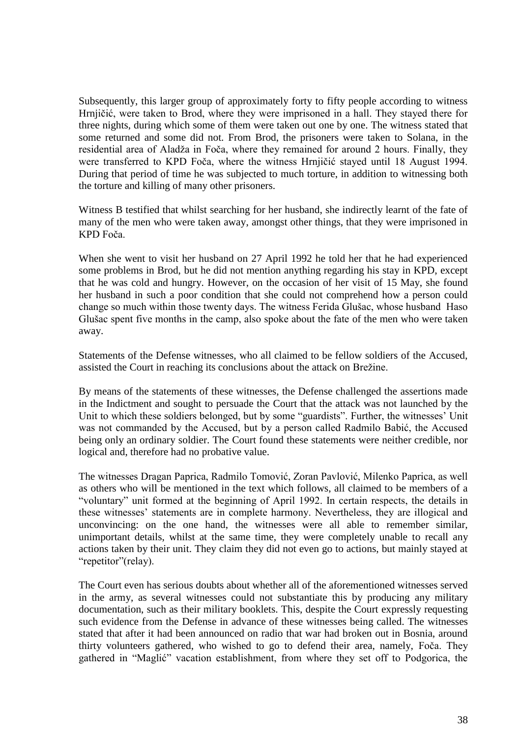Subsequently, this larger group of approximately forty to fifty people according to witness Hrnjičić, were taken to Brod, where they were imprisoned in a hall. They stayed there for three nights, during which some of them were taken out one by one. The witness stated that some returned and some did not. From Brod, the prisoners were taken to Solana, in the residential area of Aladža in Foča, where they remained for around 2 hours. Finally, they were transferred to KPD Foča, where the witness Hrnjičić stayed until 18 August 1994. During that period of time he was subjected to much torture, in addition to witnessing both the torture and killing of many other prisoners.

Witness B testified that whilst searching for her husband, she indirectly learnt of the fate of many of the men who were taken away, amongst other things, that they were imprisoned in KPD Foča.

When she went to visit her husband on 27 April 1992 he told her that he had experienced some problems in Brod, but he did not mention anything regarding his stay in KPD, except that he was cold and hungry. However, on the occasion of her visit of 15 May, she found her husband in such a poor condition that she could not comprehend how a person could change so much within those twenty days. The witness Ferida Glušac, whose husband Haso Glušac spent five months in the camp, also spoke about the fate of the men who were taken away.

Statements of the Defense witnesses, who all claimed to be fellow soldiers of the Accused, assisted the Court in reaching its conclusions about the attack on Brežine.

By means of the statements of these witnesses, the Defense challenged the assertions made in the Indictment and sought to persuade the Court that the attack was not launched by the Unit to which these soldiers belonged, but by some "guardists". Further, the witnesses' Unit was not commanded by the Accused, but by a person called Radmilo Babić, the Accused being only an ordinary soldier. The Court found these statements were neither credible, nor logical and, therefore had no probative value.

The witnesses Dragan Paprica, Radmilo Tomović, Zoran Pavlović, Milenko Paprica, as well as others who will be mentioned in the text which follows, all claimed to be members of a "voluntary" unit formed at the beginning of April 1992. In certain respects, the details in these witnesses' statements are in complete harmony. Nevertheless, they are illogical and unconvincing: on the one hand, the witnesses were all able to remember similar, unimportant details, whilst at the same time, they were completely unable to recall any actions taken by their unit. They claim they did not even go to actions, but mainly stayed at "repetitor"(relay).

The Court even has serious doubts about whether all of the aforementioned witnesses served in the army, as several witnesses could not substantiate this by producing any military documentation, such as their military booklets. This, despite the Court expressly requesting such evidence from the Defense in advance of these witnesses being called. The witnesses stated that after it had been announced on radio that war had broken out in Bosnia, around thirty volunteers gathered, who wished to go to defend their area, namely, Foča. They gathered in "Maglić" vacation establishment, from where they set off to Podgorica, the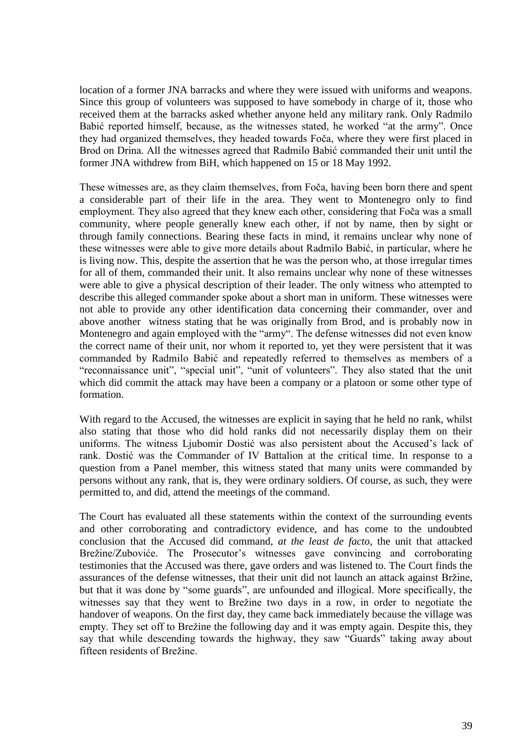location of a former JNA barracks and where they were issued with uniforms and weapons. Since this group of volunteers was supposed to have somebody in charge of it, those who received them at the barracks asked whether anyone held any military rank. Only Radmilo Babić reported himself, because, as the witnesses stated, he worked "at the army". Once they had organized themselves, they headed towards Foča, where they were first placed in Brod on Drina. All the witnesses agreed that Radmilo Babić commanded their unit until the former JNA withdrew from BiH, which happened on 15 or 18 May 1992.

These witnesses are, as they claim themselves, from Foča, having been born there and spent a considerable part of their life in the area. They went to Montenegro only to find employment. They also agreed that they knew each other, considering that Foča was a small community, where people generally knew each other, if not by name, then by sight or through family connections. Bearing these facts in mind, it remains unclear why none of these witnesses were able to give more details about Radmilo Babić, in particular, where he is living now. This, despite the assertion that he was the person who, at those irregular times for all of them, commanded their unit. It also remains unclear why none of these witnesses were able to give a physical description of their leader. The only witness who attempted to describe this alleged commander spoke about a short man in uniform. These witnesses were not able to provide any other identification data concerning their commander, over and above another witness stating that he was originally from Brod, and is probably now in Montenegro and again employed with the "army". The defense witnesses did not even know the correct name of their unit, nor whom it reported to, yet they were persistent that it was commanded by Radmilo Babić and repeatedly referred to themselves as members of a "reconnaissance unit", "special unit", "unit of volunteers". They also stated that the unit which did commit the attack may have been a company or a platoon or some other type of formation.

With regard to the Accused, the witnesses are explicit in saying that he held no rank, whilst also stating that those who did hold ranks did not necessarily display them on their uniforms. The witness Ljubomir Dostić was also persistent about the Accused's lack of rank. Dostić was the Commander of IV Battalion at the critical time. In response to a question from a Panel member, this witness stated that many units were commanded by persons without any rank, that is, they were ordinary soldiers. Of course, as such, they were permitted to, and did, attend the meetings of the command.

The Court has evaluated all these statements within the context of the surrounding events and other corroborating and contradictory evidence, and has come to the undoubted conclusion that the Accused did command, *at the least de facto*, the unit that attacked Brežine/Zubovića. The Prosecutor's witnesses gave convincing and corroborating testimonies that the Accused was there, gave orders and was listened to. The Court finds the assurances of the defense witnesses, that their unit did not launch an attack against Bržine, but that it was done by "some guards", are unfounded and illogical. More specifically, the witnesses say that they went to Brežine two days in a row, in order to negotiate the handover of weapons. On the first day, they came back immediately because the village was empty. They set off to Brežine the following day and it was empty again. Despite this, they say that while descending towards the highway, they saw "Guards" taking away about fifteen residents of Brežine.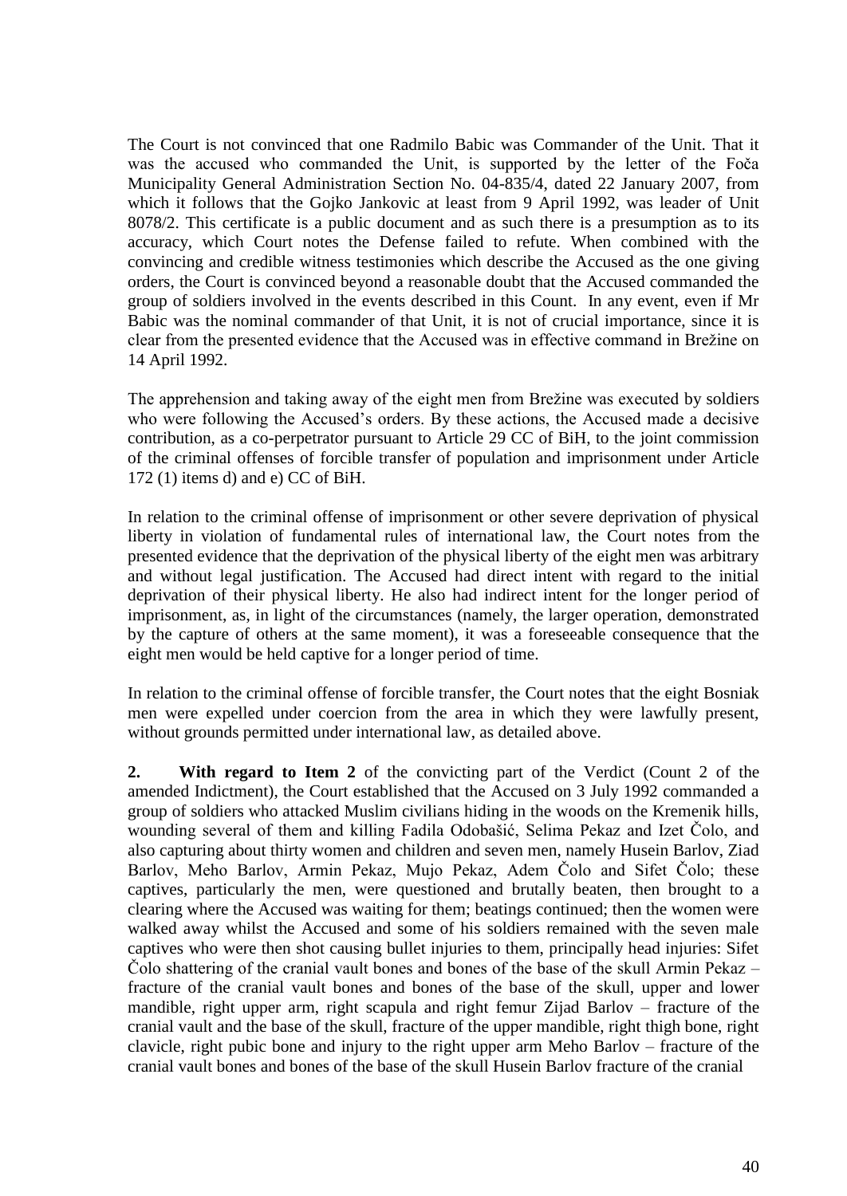The Court is not convinced that one Radmilo Babic was Commander of the Unit. That it was the accused who commanded the Unit, is supported by the letter of the Foča Municipality General Administration Section No. 04-835/4, dated 22 January 2007, from which it follows that the Gojko Jankovic at least from 9 April 1992, was leader of Unit 8078/2. This certificate is a public document and as such there is a presumption as to its accuracy, which Court notes the Defense failed to refute. When combined with the convincing and credible witness testimonies which describe the Accused as the one giving orders, the Court is convinced beyond a reasonable doubt that the Accused commanded the group of soldiers involved in the events described in this Count. In any event, even if Mr Babic was the nominal commander of that Unit, it is not of crucial importance, since it is clear from the presented evidence that the Accused was in effective command in Brežine on 14 April 1992.

The apprehension and taking away of the eight men from Brežine was executed by soldiers who were following the Accused's orders. By these actions, the Accused made a decisive contribution, as a co-perpetrator pursuant to Article 29 CC of BiH, to the joint commission of the criminal offenses of forcible transfer of population and imprisonment under Article 172 (1) items d) and e) CC of BiH.

In relation to the criminal offense of imprisonment or other severe deprivation of physical liberty in violation of fundamental rules of international law, the Court notes from the presented evidence that the deprivation of the physical liberty of the eight men was arbitrary and without legal justification. The Accused had direct intent with regard to the initial deprivation of their physical liberty. He also had indirect intent for the longer period of imprisonment, as, in light of the circumstances (namely, the larger operation, demonstrated by the capture of others at the same moment), it was a foreseeable consequence that the eight men would be held captive for a longer period of time.

In relation to the criminal offense of forcible transfer, the Court notes that the eight Bosniak men were expelled under coercion from the area in which they were lawfully present, without grounds permitted under international law, as detailed above.

**2. With regard to Item 2** of the convicting part of the Verdict (Count 2 of the amended Indictment), the Court established that the Accused on 3 July 1992 commanded a group of soldiers who attacked Muslim civilians hiding in the woods on the Kremenik hills, wounding several of them and killing Fadila Odobašić, Selima Pekaz and Izet Čolo, and also capturing about thirty women and children and seven men, namely Husein Barlov, Ziad Barlov, Meho Barlov, Armin Pekaz, Mujo Pekaz, Adem Čolo and Sifet Čolo; these captives, particularly the men, were questioned and brutally beaten, then brought to a clearing where the Accused was waiting for them; beatings continued; then the women were walked away whilst the Accused and some of his soldiers remained with the seven male captives who were then shot causing bullet injuries to them, principally head injuries: Sifet Čolo shattering of the cranial vault bones and bones of the base of the skull Armin Pekaz – fracture of the cranial vault bones and bones of the base of the skull, upper and lower mandible, right upper arm, right scapula and right femur Zijad Barlov – fracture of the cranial vault and the base of the skull, fracture of the upper mandible, right thigh bone, right clavicle, right pubic bone and injury to the right upper arm Meho Barlov – fracture of the cranial vault bones and bones of the base of the skull Husein Barlov fracture of the cranial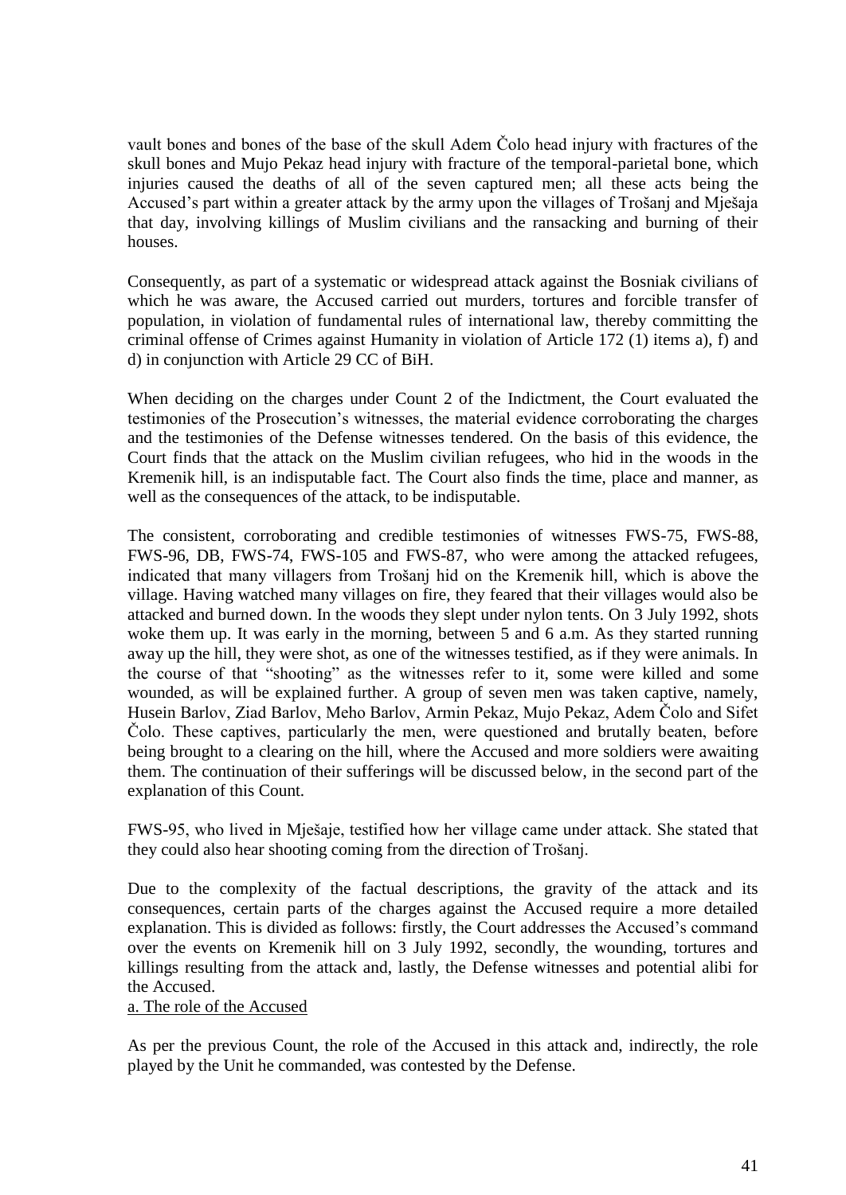vault bones and bones of the base of the skull Adem Čolo head injury with fractures of the skull bones and Mujo Pekaz head injury with fracture of the temporal-parietal bone, which injuries caused the deaths of all of the seven captured men; all these acts being the Accused's part within a greater attack by the army upon the villages of Trošanj and Mješaja that day, involving killings of Muslim civilians and the ransacking and burning of their houses.

Consequently, as part of a systematic or widespread attack against the Bosniak civilians of which he was aware, the Accused carried out murders, tortures and forcible transfer of population, in violation of fundamental rules of international law, thereby committing the criminal offense of Crimes against Humanity in violation of Article 172 (1) items a), f) and d) in conjunction with Article 29 CC of BiH.

When deciding on the charges under Count 2 of the Indictment, the Court evaluated the testimonies of the Prosecution's witnesses, the material evidence corroborating the charges and the testimonies of the Defense witnesses tendered. On the basis of this evidence, the Court finds that the attack on the Muslim civilian refugees, who hid in the woods in the Kremenik hill, is an indisputable fact. The Court also finds the time, place and manner, as well as the consequences of the attack, to be indisputable.

The consistent, corroborating and credible testimonies of witnesses FWS-75, FWS-88, FWS-96, DB, FWS-74, FWS-105 and FWS-87, who were among the attacked refugees, indicated that many villagers from Trošanj hid on the Kremenik hill, which is above the village. Having watched many villages on fire, they feared that their villages would also be attacked and burned down. In the woods they slept under nylon tents. On 3 July 1992, shots woke them up. It was early in the morning, between 5 and 6 a.m. As they started running away up the hill, they were shot, as one of the witnesses testified, as if they were animals. In the course of that "shooting" as the witnesses refer to it, some were killed and some wounded, as will be explained further. A group of seven men was taken captive, namely, Husein Barlov, Ziad Barlov, Meho Barlov, Armin Pekaz, Mujo Pekaz, Adem Čolo and Sifet Čolo. These captives, particularly the men, were questioned and brutally beaten, before being brought to a clearing on the hill, where the Accused and more soldiers were awaiting them. The continuation of their sufferings will be discussed below, in the second part of the explanation of this Count.

FWS-95, who lived in Mješaje, testified how her village came under attack. She stated that they could also hear shooting coming from the direction of Trošanj.

Due to the complexity of the factual descriptions, the gravity of the attack and its consequences, certain parts of the charges against the Accused require a more detailed explanation. This is divided as follows: firstly, the Court addresses the Accused's command over the events on Kremenik hill on 3 July 1992, secondly, the wounding, tortures and killings resulting from the attack and, lastly, the Defense witnesses and potential alibi for the Accused.

a. The role of the Accused

As per the previous Count, the role of the Accused in this attack and, indirectly, the role played by the Unit he commanded, was contested by the Defense.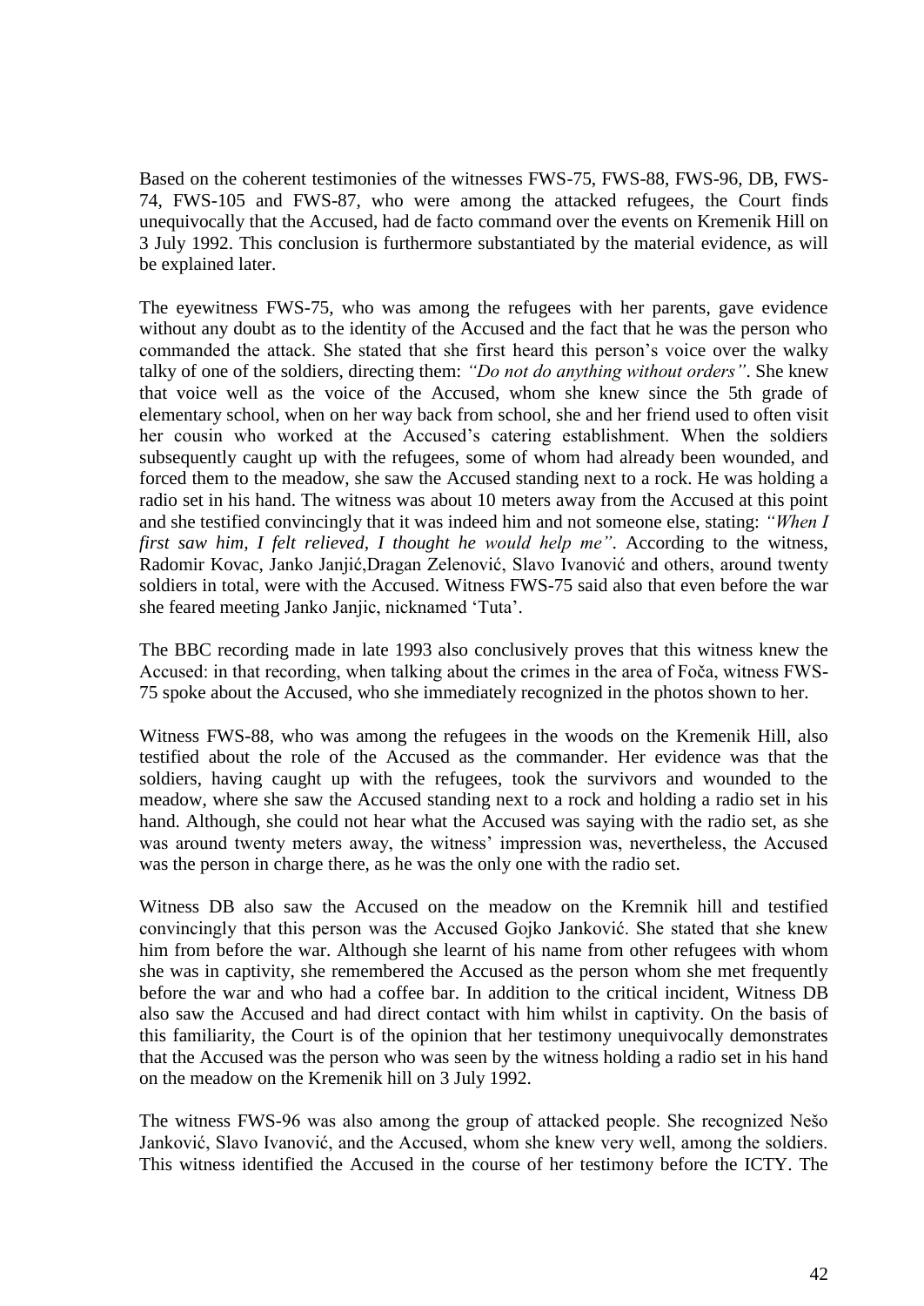Based on the coherent testimonies of the witnesses FWS-75, FWS-88, FWS-96, DB, FWS-74, FWS-105 and FWS-87, who were among the attacked refugees, the Court finds unequivocally that the Accused, had de facto command over the events on Kremenik Hill on 3 July 1992. This conclusion is furthermore substantiated by the material evidence, as will be explained later.

The eyewitness FWS-75, who was among the refugees with her parents, gave evidence without any doubt as to the identity of the Accused and the fact that he was the person who commanded the attack. She stated that she first heard this person's voice over the walky talky of one of the soldiers, directing them: *"Do not do anything without orders"*. She knew that voice well as the voice of the Accused, whom she knew since the 5th grade of elementary school, when on her way back from school, she and her friend used to often visit her cousin who worked at the Accused's catering establishment. When the soldiers subsequently caught up with the refugees, some of whom had already been wounded, and forced them to the meadow, she saw the Accused standing next to a rock. He was holding a radio set in his hand. The witness was about 10 meters away from the Accused at this point and she testified convincingly that it was indeed him and not someone else, stating: *"When I first saw him, I felt relieved, I thought he would help me"*. According to the witness, Radomir Kovac, Janko Janjić,Dragan Zelenović, Slavo Ivanović and others, around twenty soldiers in total, were with the Accused. Witness FWS-75 said also that even before the war she feared meeting Janko Janjic, nicknamed 'Tuta'.

The BBC recording made in late 1993 also conclusively proves that this witness knew the Accused: in that recording, when talking about the crimes in the area of Foča, witness FWS-75 spoke about the Accused, who she immediately recognized in the photos shown to her.

Witness FWS-88, who was among the refugees in the woods on the Kremenik Hill, also testified about the role of the Accused as the commander. Her evidence was that the soldiers, having caught up with the refugees, took the survivors and wounded to the meadow, where she saw the Accused standing next to a rock and holding a radio set in his hand. Although, she could not hear what the Accused was saying with the radio set, as she was around twenty meters away, the witness' impression was, nevertheless, the Accused was the person in charge there, as he was the only one with the radio set.

Witness DB also saw the Accused on the meadow on the Kremnik hill and testified convincingly that this person was the Accused Gojko Janković. She stated that she knew him from before the war. Although she learnt of his name from other refugees with whom she was in captivity, she remembered the Accused as the person whom she met frequently before the war and who had a coffee bar. In addition to the critical incident, Witness DB also saw the Accused and had direct contact with him whilst in captivity. On the basis of this familiarity, the Court is of the opinion that her testimony unequivocally demonstrates that the Accused was the person who was seen by the witness holding a radio set in his hand on the meadow on the Kremenik hill on 3 July 1992.

The witness FWS-96 was also among the group of attacked people. She recognized Nešo Janković, Slavo Ivanović, and the Accused, whom she knew very well, among the soldiers. This witness identified the Accused in the course of her testimony before the ICTY. The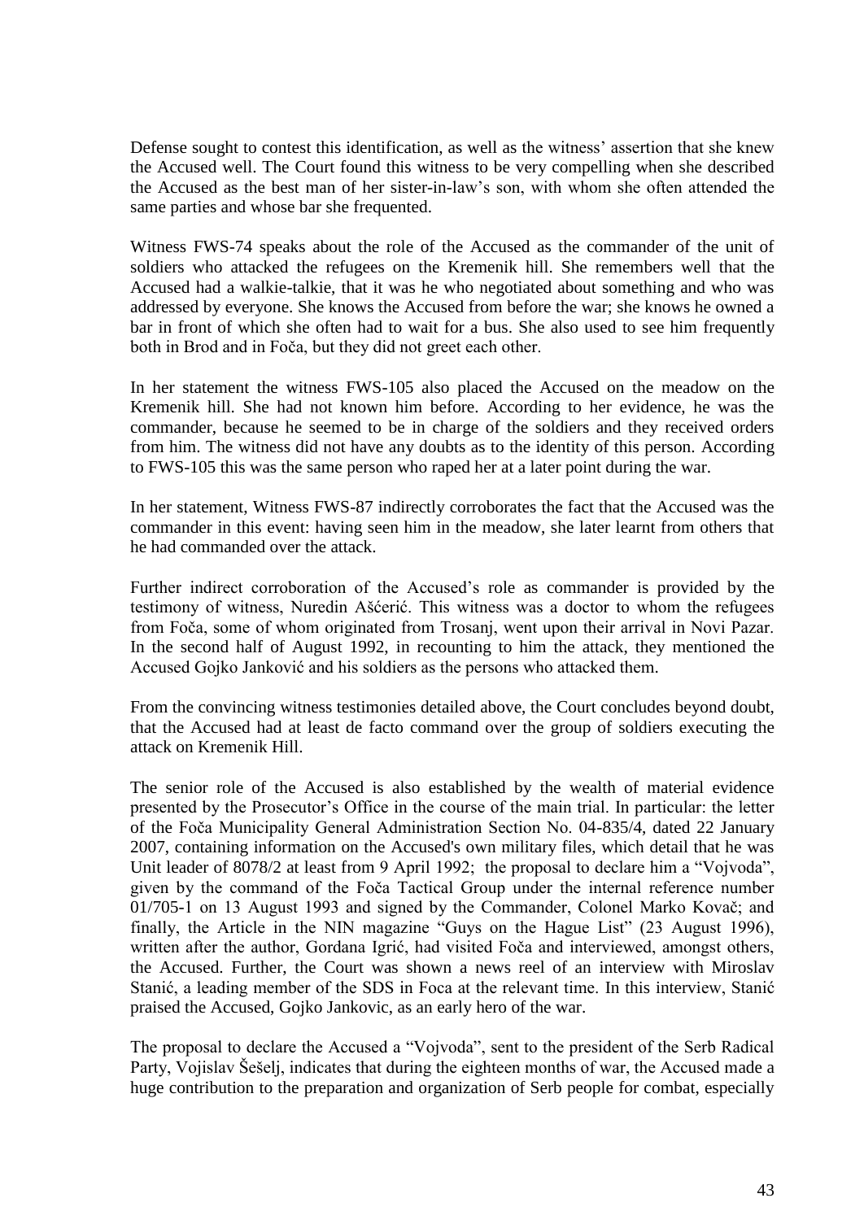Defense sought to contest this identification, as well as the witness' assertion that she knew the Accused well. The Court found this witness to be very compelling when she described the Accused as the best man of her sister-in-law's son, with whom she often attended the same parties and whose bar she frequented.

Witness FWS-74 speaks about the role of the Accused as the commander of the unit of soldiers who attacked the refugees on the Kremenik hill. She remembers well that the Accused had a walkie-talkie, that it was he who negotiated about something and who was addressed by everyone. She knows the Accused from before the war; she knows he owned a bar in front of which she often had to wait for a bus. She also used to see him frequently both in Brod and in Foča, but they did not greet each other.

In her statement the witness FWS-105 also placed the Accused on the meadow on the Kremenik hill. She had not known him before. According to her evidence, he was the commander, because he seemed to be in charge of the soldiers and they received orders from him. The witness did not have any doubts as to the identity of this person. According to FWS-105 this was the same person who raped her at a later point during the war.

In her statement, Witness FWS-87 indirectly corroborates the fact that the Accused was the commander in this event: having seen him in the meadow, she later learnt from others that he had commanded over the attack.

Further indirect corroboration of the Accused's role as commander is provided by the testimony of witness, Nuredin Ašćerić. This witness was a doctor to whom the refugees from Foča, some of whom originated from Trosanj, went upon their arrival in Novi Pazar. In the second half of August 1992, in recounting to him the attack, they mentioned the Accused Gojko Janković and his soldiers as the persons who attacked them.

From the convincing witness testimonies detailed above, the Court concludes beyond doubt, that the Accused had at least de facto command over the group of soldiers executing the attack on Kremenik Hill.

The senior role of the Accused is also established by the wealth of material evidence presented by the Prosecutor's Office in the course of the main trial. In particular: the letter of the Foča Municipality General Administration Section No. 04-835/4, dated 22 January 2007, containing information on the Accused's own military files, which detail that he was Unit leader of 8078/2 at least from 9 April 1992; the proposal to declare him a "Vojvoda", given by the command of the Foča Tactical Group under the internal reference number 01/705-1 on 13 August 1993 and signed by the Commander, Colonel Marko Kovač; and finally, the Article in the NIN magazine "Guys on the Hague List" (23 August 1996), written after the author, Gordana Igrić, had visited Foča and interviewed, amongst others, the Accused. Further, the Court was shown a news reel of an interview with Miroslav Stanić, a leading member of the SDS in Foca at the relevant time. In this interview, Stanić praised the Accused, Gojko Jankovic, as an early hero of the war.

The proposal to declare the Accused a "Vojvoda", sent to the president of the Serb Radical Party, Vojislav Šešelj, indicates that during the eighteen months of war, the Accused made a huge contribution to the preparation and organization of Serb people for combat, especially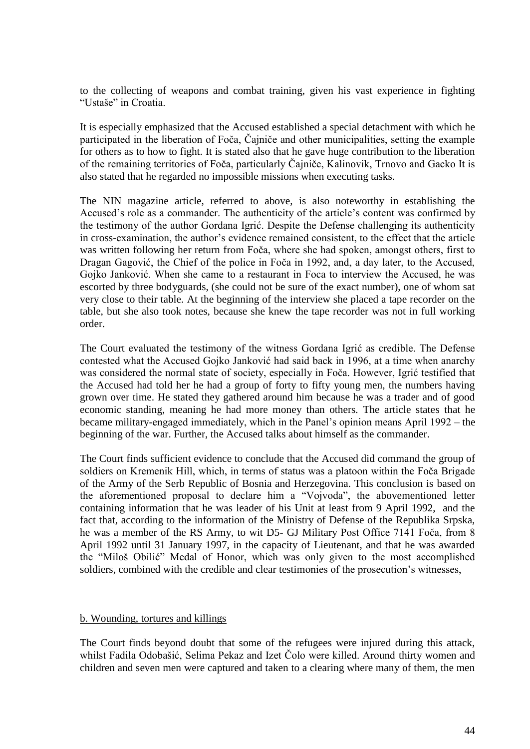to the collecting of weapons and combat training, given his vast experience in fighting "Ustaše" in Croatia.

It is especially emphasized that the Accused established a special detachment with which he participated in the liberation of Foča, Čajniče and other municipalities, setting the example for others as to how to fight. It is stated also that he gave huge contribution to the liberation of the remaining territories of Foča, particularly Čajniče, Kalinovik, Trnovo and Gacko It is also stated that he regarded no impossible missions when executing tasks.

The NIN magazine article, referred to above, is also noteworthy in establishing the Accused's role as a commander. The authenticity of the article's content was confirmed by the testimony of the author Gordana Igrić. Despite the Defense challenging its authenticity in cross-examination, the author's evidence remained consistent, to the effect that the article was written following her return from Foča, where she had spoken, amongst others, first to Dragan Gagović, the Chief of the police in Foča in 1992, and, a day later, to the Accused, Gojko Janković. When she came to a restaurant in Foca to interview the Accused, he was escorted by three bodyguards, (she could not be sure of the exact number), one of whom sat very close to their table. At the beginning of the interview she placed a tape recorder on the table, but she also took notes, because she knew the tape recorder was not in full working order.

The Court evaluated the testimony of the witness Gordana Igrić as credible. The Defense contested what the Accused Gojko Janković had said back in 1996, at a time when anarchy was considered the normal state of society, especially in Foča. However, Igrić testified that the Accused had told her he had a group of forty to fifty young men, the numbers having grown over time. He stated they gathered around him because he was a trader and of good economic standing, meaning he had more money than others. The article states that he became military-engaged immediately, which in the Panel's opinion means April 1992 – the beginning of the war. Further, the Accused talks about himself as the commander.

The Court finds sufficient evidence to conclude that the Accused did command the group of soldiers on Kremenik Hill, which, in terms of status was a platoon within the Foča Brigade of the Army of the Serb Republic of Bosnia and Herzegovina. This conclusion is based on the aforementioned proposal to declare him a "Vojvoda", the abovementioned letter containing information that he was leader of his Unit at least from 9 April 1992, and the fact that, according to the information of the Ministry of Defense of the Republika Srpska, he was a member of the RS Army, to wit D5- GJ Military Post Office 7141 Foča, from 8 April 1992 until 31 January 1997, in the capacity of Lieutenant, and that he was awarded the "Miloš Obilić" Medal of Honor, which was only given to the most accomplished soldiers, combined with the credible and clear testimonies of the prosecution's witnesses,

b. Wounding, tortures and killings

The Court finds beyond doubt that some of the refugees were injured during this attack, whilst Fadila Odobašić, Selima Pekaz and Izet Čolo were killed. Around thirty women and children and seven men were captured and taken to a clearing where many of them, the men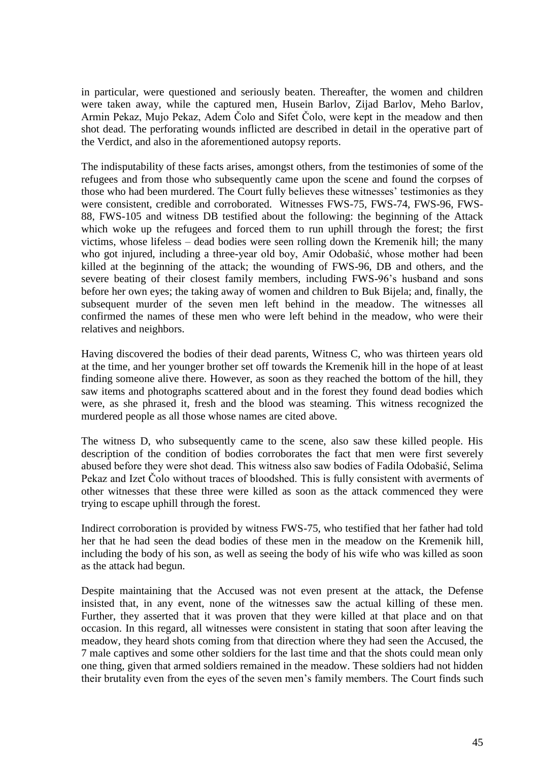in particular, were questioned and seriously beaten. Thereafter, the women and children were taken away, while the captured men, Husein Barlov, Zijad Barlov, Meho Barlov, Armin Pekaz, Mujo Pekaz, Adem Čolo and Sifet Čolo, were kept in the meadow and then shot dead. The perforating wounds inflicted are described in detail in the operative part of the Verdict, and also in the aforementioned autopsy reports.

The indisputability of these facts arises, amongst others, from the testimonies of some of the refugees and from those who subsequently came upon the scene and found the corpses of those who had been murdered. The Court fully believes these witnesses' testimonies as they were consistent, credible and corroborated. Witnesses FWS-75, FWS-74, FWS-96, FWS-88, FWS-105 and witness DB testified about the following: the beginning of the Attack which woke up the refugees and forced them to run uphill through the forest; the first victims, whose lifeless – dead bodies were seen rolling down the Kremenik hill; the many who got injured, including a three-year old boy, Amir Odobašić, whose mother had been killed at the beginning of the attack; the wounding of FWS-96, DB and others, and the severe beating of their closest family members, including FWS-96's husband and sons before her own eyes; the taking away of women and children to Buk Bijela; and, finally, the subsequent murder of the seven men left behind in the meadow. The witnesses all confirmed the names of these men who were left behind in the meadow, who were their relatives and neighbors.

Having discovered the bodies of their dead parents, Witness C, who was thirteen years old at the time, and her younger brother set off towards the Kremenik hill in the hope of at least finding someone alive there. However, as soon as they reached the bottom of the hill, they saw items and photographs scattered about and in the forest they found dead bodies which were, as she phrased it, fresh and the blood was steaming. This witness recognized the murdered people as all those whose names are cited above.

The witness D, who subsequently came to the scene, also saw these killed people. His description of the condition of bodies corroborates the fact that men were first severely abused before they were shot dead. This witness also saw bodies of Fadila Odobašić, Selima Pekaz and Izet Čolo without traces of bloodshed. This is fully consistent with averments of other witnesses that these three were killed as soon as the attack commenced they were trying to escape uphill through the forest.

Indirect corroboration is provided by witness FWS-75, who testified that her father had told her that he had seen the dead bodies of these men in the meadow on the Kremenik hill, including the body of his son, as well as seeing the body of his wife who was killed as soon as the attack had begun.

Despite maintaining that the Accused was not even present at the attack, the Defense insisted that, in any event, none of the witnesses saw the actual killing of these men. Further, they asserted that it was proven that they were killed at that place and on that occasion. In this regard, all witnesses were consistent in stating that soon after leaving the meadow, they heard shots coming from that direction where they had seen the Accused, the 7 male captives and some other soldiers for the last time and that the shots could mean only one thing, given that armed soldiers remained in the meadow. These soldiers had not hidden their brutality even from the eyes of the seven men's family members. The Court finds such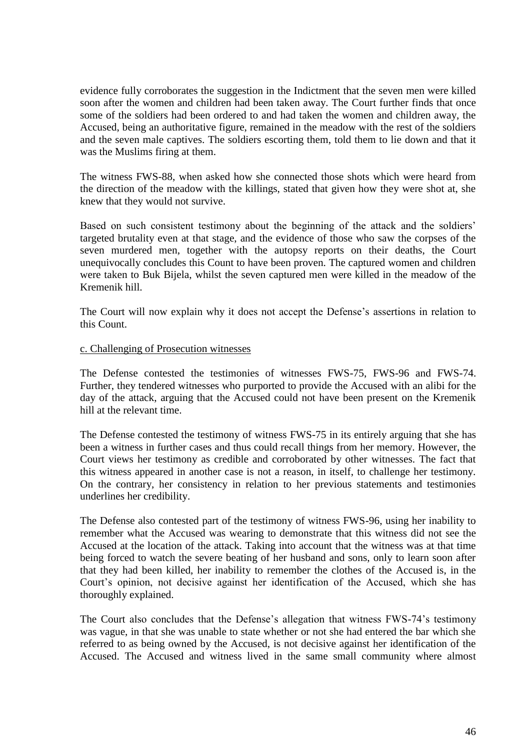evidence fully corroborates the suggestion in the Indictment that the seven men were killed soon after the women and children had been taken away. The Court further finds that once some of the soldiers had been ordered to and had taken the women and children away, the Accused, being an authoritative figure, remained in the meadow with the rest of the soldiers and the seven male captives. The soldiers escorting them, told them to lie down and that it was the Muslims firing at them.

The witness FWS-88, when asked how she connected those shots which were heard from the direction of the meadow with the killings, stated that given how they were shot at, she knew that they would not survive.

Based on such consistent testimony about the beginning of the attack and the soldiers' targeted brutality even at that stage, and the evidence of those who saw the corpses of the seven murdered men, together with the autopsy reports on their deaths, the Court unequivocally concludes this Count to have been proven. The captured women and children were taken to Buk Bijela, whilst the seven captured men were killed in the meadow of the Kremenik hill.

The Court will now explain why it does not accept the Defense's assertions in relation to this Count.

c. Challenging of Prosecution witnesses

The Defense contested the testimonies of witnesses FWS-75, FWS-96 and FWS-74. Further, they tendered witnesses who purported to provide the Accused with an alibi for the day of the attack, arguing that the Accused could not have been present on the Kremenik hill at the relevant time.

The Defense contested the testimony of witness FWS-75 in its entirely arguing that she has been a witness in further cases and thus could recall things from her memory. However, the Court views her testimony as credible and corroborated by other witnesses. The fact that this witness appeared in another case is not a reason, in itself, to challenge her testimony. On the contrary, her consistency in relation to her previous statements and testimonies underlines her credibility.

The Defense also contested part of the testimony of witness FWS-96, using her inability to remember what the Accused was wearing to demonstrate that this witness did not see the Accused at the location of the attack. Taking into account that the witness was at that time being forced to watch the severe beating of her husband and sons, only to learn soon after that they had been killed, her inability to remember the clothes of the Accused is, in the Court's opinion, not decisive against her identification of the Accused, which she has thoroughly explained.

The Court also concludes that the Defense's allegation that witness FWS-74's testimony was vague, in that she was unable to state whether or not she had entered the bar which she referred to as being owned by the Accused, is not decisive against her identification of the Accused. The Accused and witness lived in the same small community where almost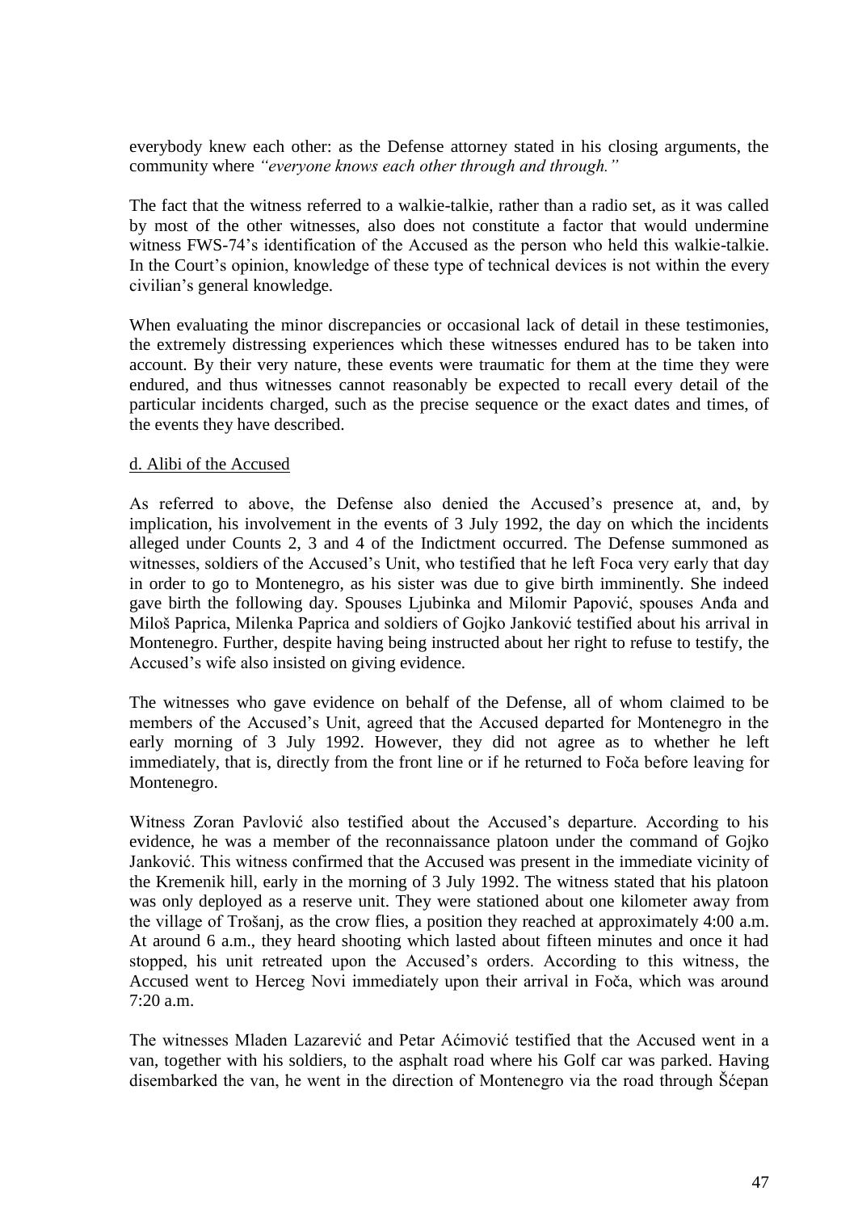everybody knew each other: as the Defense attorney stated in his closing arguments, the community where *"everyone knows each other through and through."*

The fact that the witness referred to a walkie-talkie, rather than a radio set, as it was called by most of the other witnesses, also does not constitute a factor that would undermine witness FWS-74's identification of the Accused as the person who held this walkie-talkie. In the Court's opinion, knowledge of these type of technical devices is not within the every civilian's general knowledge.

When evaluating the minor discrepancies or occasional lack of detail in these testimonies, the extremely distressing experiences which these witnesses endured has to be taken into account. By their very nature, these events were traumatic for them at the time they were endured, and thus witnesses cannot reasonably be expected to recall every detail of the particular incidents charged, such as the precise sequence or the exact dates and times, of the events they have described.

d. Alibi of the Accused

As referred to above, the Defense also denied the Accused's presence at, and, by implication, his involvement in the events of 3 July 1992, the day on which the incidents alleged under Counts 2, 3 and 4 of the Indictment occurred. The Defense summoned as witnesses, soldiers of the Accused's Unit, who testified that he left Foca very early that day in order to go to Montenegro, as his sister was due to give birth imminently. She indeed gave birth the following day. Spouses Ljubinka and Milomir Papović, spouses Anđa and Miloš Paprica, Milenka Paprica and soldiers of Gojko Janković testified about his arrival in Montenegro. Further, despite having being instructed about her right to refuse to testify, the Accused's wife also insisted on giving evidence.

The witnesses who gave evidence on behalf of the Defense, all of whom claimed to be members of the Accused's Unit, agreed that the Accused departed for Montenegro in the early morning of 3 July 1992. However, they did not agree as to whether he left immediately, that is, directly from the front line or if he returned to Foča before leaving for Montenegro.

Witness Zoran Pavlović also testified about the Accused's departure. According to his evidence, he was a member of the reconnaissance platoon under the command of Gojko Janković. This witness confirmed that the Accused was present in the immediate vicinity of the Kremenik hill, early in the morning of 3 July 1992. The witness stated that his platoon was only deployed as a reserve unit. They were stationed about one kilometer away from the village of Trošanj, as the crow flies, a position they reached at approximately 4:00 a.m. At around 6 a.m., they heard shooting which lasted about fifteen minutes and once it had stopped, his unit retreated upon the Accused's orders. According to this witness, the Accused went to Herceg Novi immediately upon their arrival in Foča, which was around 7:20 a.m.

The witnesses Mladen Lazarević and Petar Aćimović testified that the Accused went in a van, together with his soldiers, to the asphalt road where his Golf car was parked. Having disembarked the van, he went in the direction of Montenegro via the road through Šćepan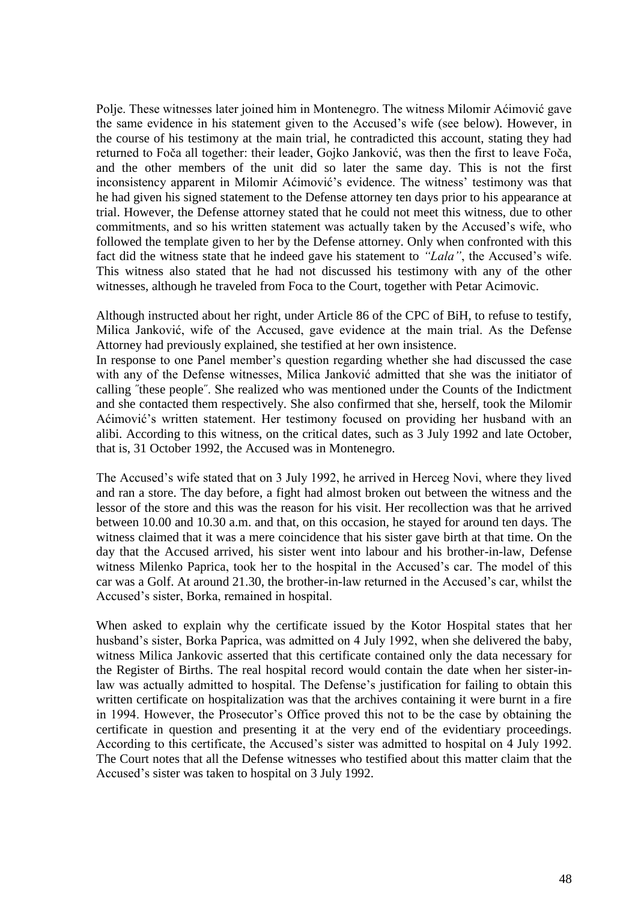Polje. These witnesses later joined him in Montenegro. The witness Milomir Aćimović gave the same evidence in his statement given to the Accused's wife (see below). However, in the course of his testimony at the main trial, he contradicted this account, stating they had returned to Foča all together: their leader, Gojko Janković, was then the first to leave Foča, and the other members of the unit did so later the same day. This is not the first inconsistency apparent in Milomir Aćimović's evidence. The witness' testimony was that he had given his signed statement to the Defense attorney ten days prior to his appearance at trial. However, the Defense attorney stated that he could not meet this witness, due to other commitments, and so his written statement was actually taken by the Accused's wife, who followed the template given to her by the Defense attorney. Only when confronted with this fact did the witness state that he indeed gave his statement to *"Lala"*, the Accused's wife. This witness also stated that he had not discussed his testimony with any of the other witnesses, although he traveled from Foca to the Court, together with Petar Acimovic.

Although instructed about her right, under Article 86 of the CPC of BiH, to refuse to testify, Milica Janković, wife of the Accused, gave evidence at the main trial. As the Defense Attorney had previously explained, she testified at her own insistence.
In response to one Panel member's question regarding whether she had discussed the case with any of the Defense witnesses, Milica Janković admitted that she was the initiator of calling ˝these people˝. She realized who was mentioned under the Counts of the Indictment and she contacted them respectively. She also confirmed that she, herself, took the Milomir Aćimović's written statement. Her testimony focused on providing her husband with an alibi. According to this witness, on the critical dates, such as 3 July 1992 and late October, that is, 31 October 1992, the Accused was in Montenegro.

The Accused's wife stated that on 3 July 1992, he arrived in Herceg Novi, where they lived and ran a store. The day before, a fight had almost broken out between the witness and the lessor of the store and this was the reason for his visit. Her recollection was that he arrived between 10.00 and 10.30 a.m. and that, on this occasion, he stayed for around ten days. The witness claimed that it was a mere coincidence that his sister gave birth at that time. On the day that the Accused arrived, his sister went into labour and his brother-in-law, Defense witness Milenko Paprica, took her to the hospital in the Accused's car. The model of this car was a Golf. At around 21.30, the brother-in-law returned in the Accused's car, whilst the Accused's sister, Borka, remained in hospital.

When asked to explain why the certificate issued by the Kotor Hospital states that her husband's sister, Borka Paprica, was admitted on 4 July 1992, when she delivered the baby, witness Milica Jankovic asserted that this certificate contained only the data necessary for the Register of Births. The real hospital record would contain the date when her sister-in-law was actually admitted to hospital. The Defense's justification for failing to obtain this written certificate on hospitalization was that the archives containing it were burnt in a fire in 1994. However, the Prosecutor's Office proved this not to be the case by obtaining the certificate in question and presenting it at the very end of the evidentiary proceedings. According to this certificate, the Accused's sister was admitted to hospital on 4 July 1992. The Court notes that all the Defense witnesses who testified about this matter claim that the Accused's sister was taken to hospital on 3 July 1992.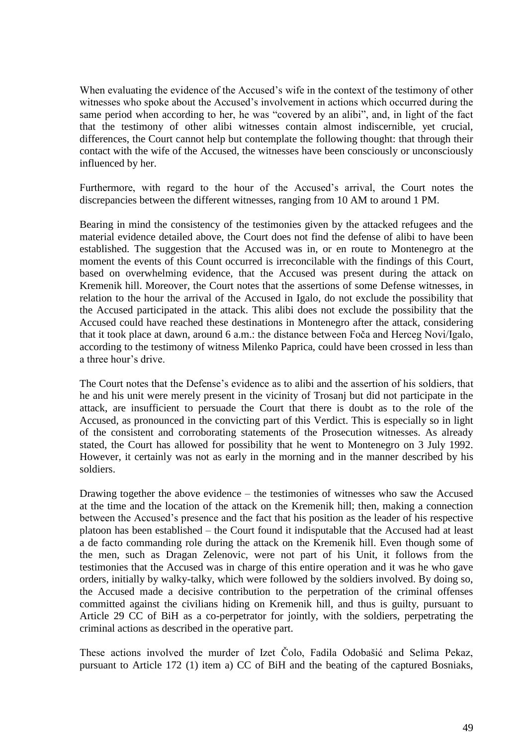When evaluating the evidence of the Accused's wife in the context of the testimony of other witnesses who spoke about the Accused's involvement in actions which occurred during the same period when according to her, he was "covered by an alibi", and, in light of the fact that the testimony of other alibi witnesses contain almost indiscernible, yet crucial, differences, the Court cannot help but contemplate the following thought: that through their contact with the wife of the Accused, the witnesses have been consciously or unconsciously influenced by her.

Furthermore, with regard to the hour of the Accused's arrival, the Court notes the discrepancies between the different witnesses, ranging from 10 AM to around 1 PM.

Bearing in mind the consistency of the testimonies given by the attacked refugees and the material evidence detailed above, the Court does not find the defense of alibi to have been established. The suggestion that the Accused was in, or en route to Montenegro at the moment the events of this Count occurred is irreconcilable with the findings of this Court, based on overwhelming evidence, that the Accused was present during the attack on Kremenik hill. Moreover, the Court notes that the assertions of some Defense witnesses, in relation to the hour the arrival of the Accused in Igalo, do not exclude the possibility that the Accused participated in the attack. This alibi does not exclude the possibility that the Accused could have reached these destinations in Montenegro after the attack, considering that it took place at dawn, around 6 a.m.: the distance between Foča and Herceg Novi/Igalo, according to the testimony of witness Milenko Paprica, could have been crossed in less than a three hour's drive.

The Court notes that the Defense's evidence as to alibi and the assertion of his soldiers, that he and his unit were merely present in the vicinity of Trosanj but did not participate in the attack, are insufficient to persuade the Court that there is doubt as to the role of the Accused, as pronounced in the convicting part of this Verdict. This is especially so in light of the consistent and corroborating statements of the Prosecution witnesses. As already stated, the Court has allowed for possibility that he went to Montenegro on 3 July 1992. However, it certainly was not as early in the morning and in the manner described by his soldiers.

Drawing together the above evidence – the testimonies of witnesses who saw the Accused at the time and the location of the attack on the Kremenik hill; then, making a connection between the Accused's presence and the fact that his position as the leader of his respective platoon has been established – the Court found it indisputable that the Accused had at least a de facto commanding role during the attack on the Kremenik hill. Even though some of the men, such as Dragan Zelenovic, were not part of his Unit, it follows from the testimonies that the Accused was in charge of this entire operation and it was he who gave orders, initially by walky-talky, which were followed by the soldiers involved. By doing so, the Accused made a decisive contribution to the perpetration of the criminal offenses committed against the civilians hiding on Kremenik hill, and thus is guilty, pursuant to Article 29 CC of BiH as a co-perpetrator for jointly, with the soldiers, perpetrating the criminal actions as described in the operative part.

These actions involved the murder of Izet Čolo, Fadila Odobašić and Selima Pekaz, pursuant to Article 172 (1) item a) CC of BiH and the beating of the captured Bosniaks,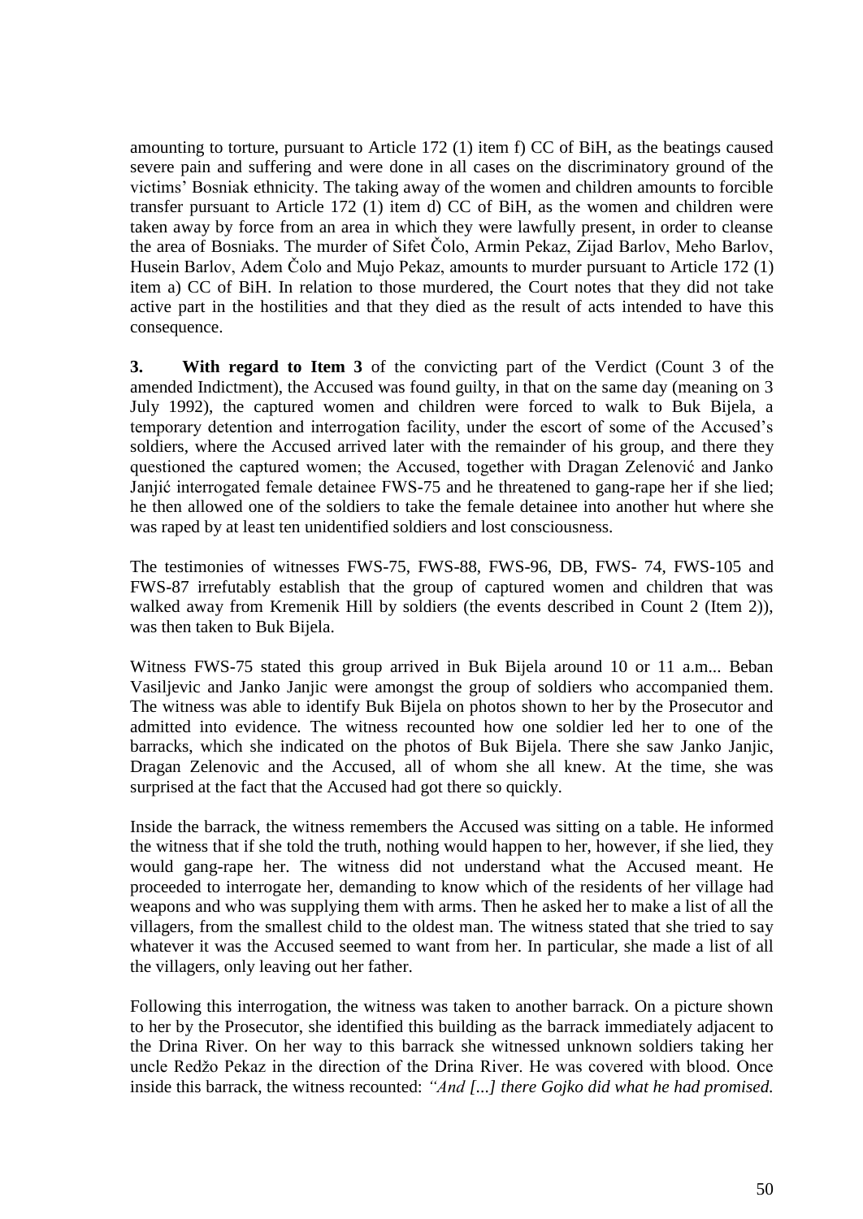amounting to torture, pursuant to Article 172 (1) item f) CC of BiH, as the beatings caused severe pain and suffering and were done in all cases on the discriminatory ground of the victims' Bosniak ethnicity. The taking away of the women and children amounts to forcible transfer pursuant to Article 172 (1) item d) CC of BiH, as the women and children were taken away by force from an area in which they were lawfully present, in order to cleanse the area of Bosniaks. The murder of Sifet Čolo, Armin Pekaz, Zijad Barlov, Meho Barlov, Husein Barlov, Adem Čolo and Mujo Pekaz, amounts to murder pursuant to Article 172 (1) item a) CC of BiH. In relation to those murdered, the Court notes that they did not take active part in the hostilities and that they died as the result of acts intended to have this consequence.

**3. With regard to Item 3** of the convicting part of the Verdict (Count 3 of the amended Indictment), the Accused was found guilty, in that on the same day (meaning on 3 July 1992), the captured women and children were forced to walk to Buk Bijela, a temporary detention and interrogation facility, under the escort of some of the Accused's soldiers, where the Accused arrived later with the remainder of his group, and there they questioned the captured women; the Accused, together with Dragan Zelenović and Janko Janjić interrogated female detainee FWS-75 and he threatened to gang-rape her if she lied; he then allowed one of the soldiers to take the female detainee into another hut where she was raped by at least ten unidentified soldiers and lost consciousness.

The testimonies of witnesses FWS-75, FWS-88, FWS-96, DB, FWS- 74, FWS-105 and FWS-87 irrefutably establish that the group of captured women and children that was walked away from Kremenik Hill by soldiers (the events described in Count 2 (Item 2)), was then taken to Buk Bijela.

Witness FWS-75 stated this group arrived in Buk Bijela around 10 or 11 a.m... Beban Vasiljevic and Janko Janjic were amongst the group of soldiers who accompanied them. The witness was able to identify Buk Bijela on photos shown to her by the Prosecutor and admitted into evidence. The witness recounted how one soldier led her to one of the barracks, which she indicated on the photos of Buk Bijela. There she saw Janko Janjic, Dragan Zelenovic and the Accused, all of whom she all knew. At the time, she was surprised at the fact that the Accused had got there so quickly.

Inside the barrack, the witness remembers the Accused was sitting on a table. He informed the witness that if she told the truth, nothing would happen to her, however, if she lied, they would gang-rape her. The witness did not understand what the Accused meant. He proceeded to interrogate her, demanding to know which of the residents of her village had weapons and who was supplying them with arms. Then he asked her to make a list of all the villagers, from the smallest child to the oldest man. The witness stated that she tried to say whatever it was the Accused seemed to want from her. In particular, she made a list of all the villagers, only leaving out her father.

Following this interrogation, the witness was taken to another barrack. On a picture shown to her by the Prosecutor, she identified this building as the barrack immediately adjacent to the Drina River. On her way to this barrack she witnessed unknown soldiers taking her uncle Redžo Pekaz in the direction of the Drina River. He was covered with blood. Once inside this barrack, the witness recounted: *"And [...] there Gojko did what he had promised.*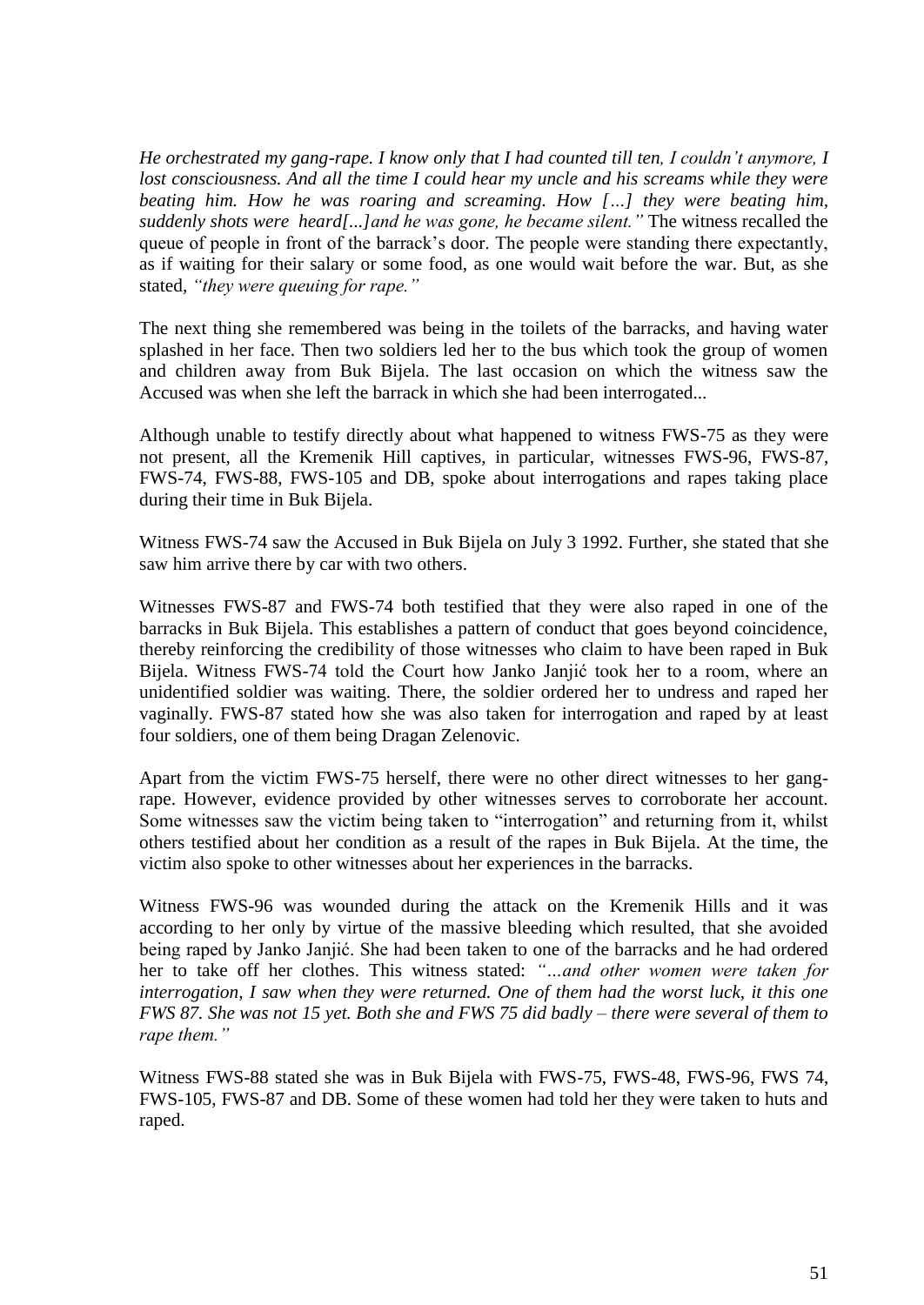*He orchestrated my gang-rape. I know only that I had counted till ten, I couldn't anymore, I lost consciousness. And all the time I could hear my uncle and his screams while they were beating him. How he was roaring and screaming. How […] they were beating him, suddenly shots were heard[...]and he was gone, he became silent."* The witness recalled the queue of people in front of the barrack's door. The people were standing there expectantly, as if waiting for their salary or some food, as one would wait before the war. But, as she stated, *"they were queuing for rape."*

The next thing she remembered was being in the toilets of the barracks, and having water splashed in her face. Then two soldiers led her to the bus which took the group of women and children away from Buk Bijela. The last occasion on which the witness saw the Accused was when she left the barrack in which she had been interrogated...

Although unable to testify directly about what happened to witness FWS-75 as they were not present, all the Kremenik Hill captives, in particular, witnesses FWS-96, FWS-87, FWS-74, FWS-88, FWS-105 and DB, spoke about interrogations and rapes taking place during their time in Buk Bijela.

Witness FWS-74 saw the Accused in Buk Bijela on July 3 1992. Further, she stated that she saw him arrive there by car with two others.

Witnesses FWS-87 and FWS-74 both testified that they were also raped in one of the barracks in Buk Bijela. This establishes a pattern of conduct that goes beyond coincidence, thereby reinforcing the credibility of those witnesses who claim to have been raped in Buk Bijela. Witness FWS-74 told the Court how Janko Janjić took her to a room, where an unidentified soldier was waiting. There, the soldier ordered her to undress and raped her vaginally. FWS-87 stated how she was also taken for interrogation and raped by at least four soldiers, one of them being Dragan Zelenovic.

Apart from the victim FWS-75 herself, there were no other direct witnesses to her gang-rape. However, evidence provided by other witnesses serves to corroborate her account. Some witnesses saw the victim being taken to "interrogation" and returning from it, whilst others testified about her condition as a result of the rapes in Buk Bijela. At the time, the victim also spoke to other witnesses about her experiences in the barracks.

Witness FWS-96 was wounded during the attack on the Kremenik Hills and it was according to her only by virtue of the massive bleeding which resulted, that she avoided being raped by Janko Janjić. She had been taken to one of the barracks and he had ordered her to take off her clothes. This witness stated: *"…and other women were taken for interrogation, I saw when they were returned. One of them had the worst luck, it this one FWS 87. She was not 15 yet. Both she and FWS 75 did badly – there were several of them to rape them."*

Witness FWS-88 stated she was in Buk Bijela with FWS-75, FWS-48, FWS-96, FWS 74, FWS-105, FWS-87 and DB. Some of these women had told her they were taken to huts and raped.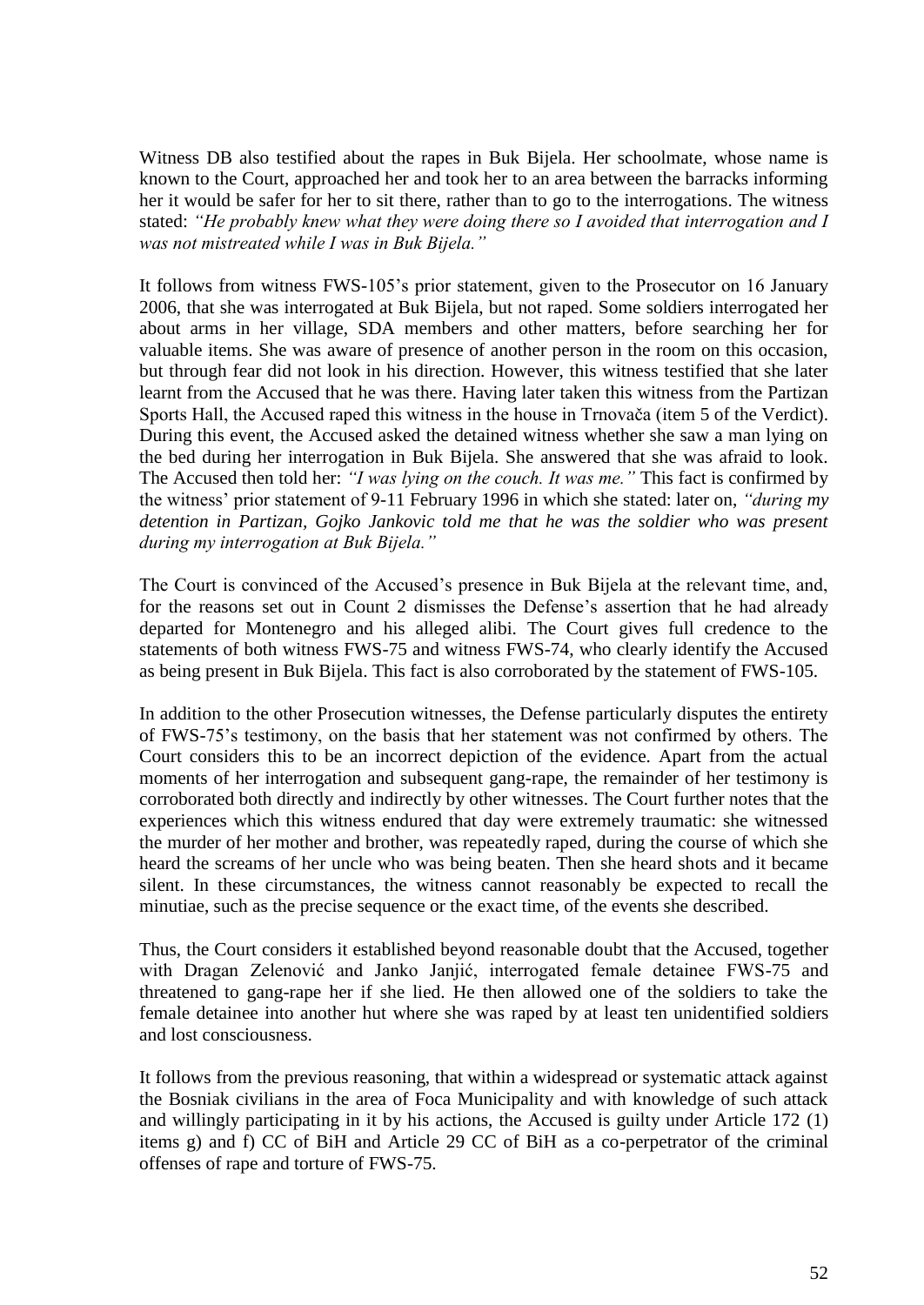Witness DB also testified about the rapes in Buk Bijela. Her schoolmate, whose name is known to the Court, approached her and took her to an area between the barracks informing her it would be safer for her to sit there, rather than to go to the interrogations. The witness stated: *"He probably knew what they were doing there so I avoided that interrogation and I was not mistreated while I was in Buk Bijela."*

It follows from witness FWS-105's prior statement, given to the Prosecutor on 16 January 2006, that she was interrogated at Buk Bijela, but not raped. Some soldiers interrogated her about arms in her village, SDA members and other matters, before searching her for valuable items. She was aware of presence of another person in the room on this occasion, but through fear did not look in his direction. However, this witness testified that she later learnt from the Accused that he was there. Having later taken this witness from the Partizan Sports Hall, the Accused raped this witness in the house in Trnovača (item 5 of the Verdict). During this event, the Accused asked the detained witness whether she saw a man lying on the bed during her interrogation in Buk Bijela. She answered that she was afraid to look. The Accused then told her: *"I was lying on the couch. It was me."* This fact is confirmed by the witness' prior statement of 9-11 February 1996 in which she stated: later on, *"during my detention in Partizan, Gojko Jankovic told me that he was the soldier who was present during my interrogation at Buk Bijela."*

The Court is convinced of the Accused's presence in Buk Bijela at the relevant time, and, for the reasons set out in Count 2 dismisses the Defense's assertion that he had already departed for Montenegro and his alleged alibi. The Court gives full credence to the statements of both witness FWS-75 and witness FWS-74, who clearly identify the Accused as being present in Buk Bijela. This fact is also corroborated by the statement of FWS-105.

In addition to the other Prosecution witnesses, the Defense particularly disputes the entirety of FWS-75's testimony, on the basis that her statement was not confirmed by others. The Court considers this to be an incorrect depiction of the evidence. Apart from the actual moments of her interrogation and subsequent gang-rape, the remainder of her testimony is corroborated both directly and indirectly by other witnesses. The Court further notes that the experiences which this witness endured that day were extremely traumatic: she witnessed the murder of her mother and brother, was repeatedly raped, during the course of which she heard the screams of her uncle who was being beaten. Then she heard shots and it became silent. In these circumstances, the witness cannot reasonably be expected to recall the minutiae, such as the precise sequence or the exact time, of the events she described.

Thus, the Court considers it established beyond reasonable doubt that the Accused, together with Dragan Zelenović and Janko Janjić, interrogated female detainee FWS-75 and threatened to gang-rape her if she lied. He then allowed one of the soldiers to take the female detainee into another hut where she was raped by at least ten unidentified soldiers and lost consciousness.

It follows from the previous reasoning, that within a widespread or systematic attack against the Bosniak civilians in the area of Foca Municipality and with knowledge of such attack and willingly participating in it by his actions, the Accused is guilty under Article 172 (1) items g) and f) CC of BiH and Article 29 CC of BiH as a co-perpetrator of the criminal offenses of rape and torture of FWS-75.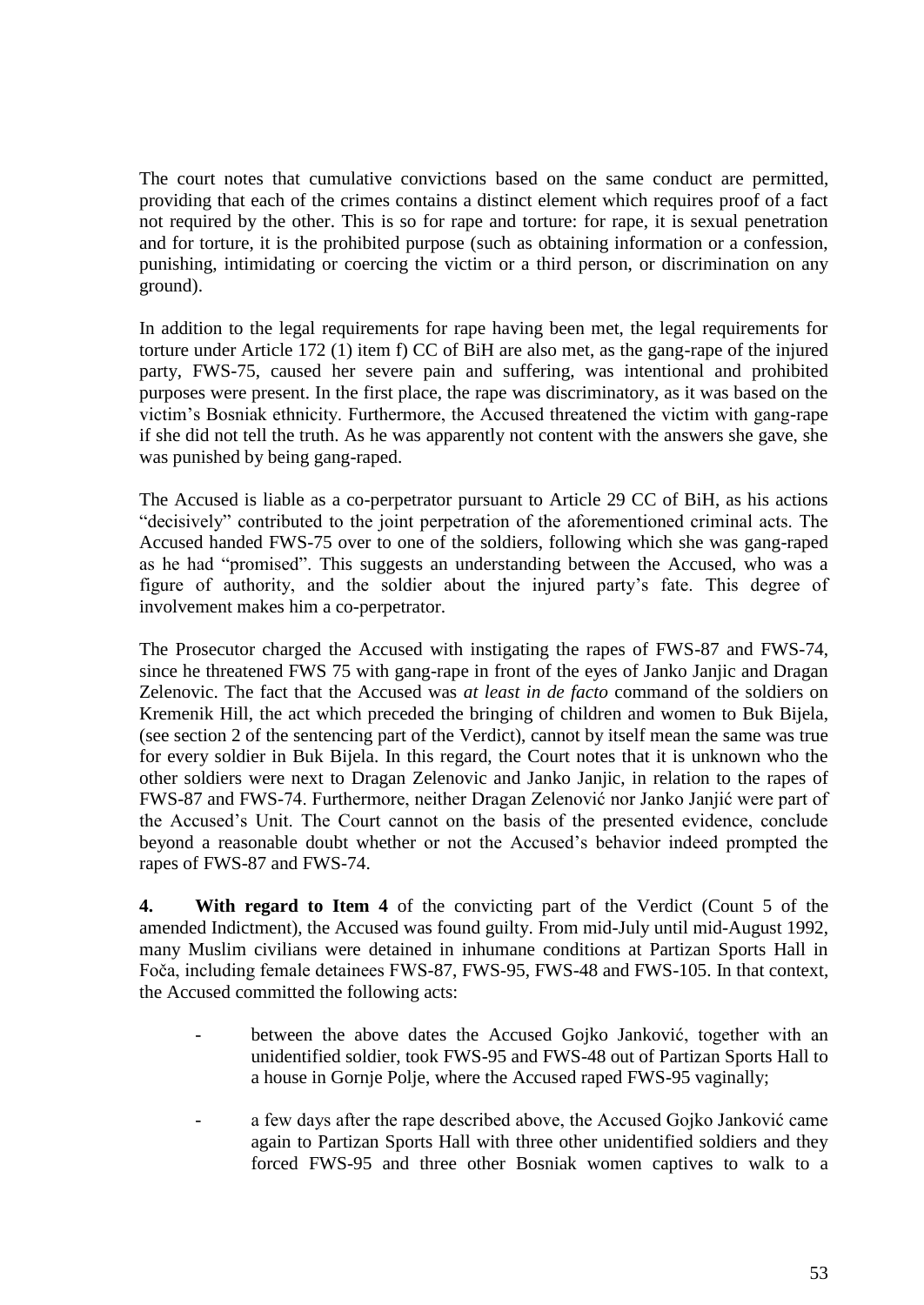The court notes that cumulative convictions based on the same conduct are permitted, providing that each of the crimes contains a distinct element which requires proof of a fact not required by the other. This is so for rape and torture: for rape, it is sexual penetration and for torture, it is the prohibited purpose (such as obtaining information or a confession, punishing, intimidating or coercing the victim or a third person, or discrimination on any ground).

In addition to the legal requirements for rape having been met, the legal requirements for torture under Article 172 (1) item f) CC of BiH are also met, as the gang-rape of the injured party, FWS-75, caused her severe pain and suffering, was intentional and prohibited purposes were present. In the first place, the rape was discriminatory, as it was based on the victim's Bosniak ethnicity. Furthermore, the Accused threatened the victim with gang-rape if she did not tell the truth. As he was apparently not content with the answers she gave, she was punished by being gang-raped.

The Accused is liable as a co-perpetrator pursuant to Article 29 CC of BiH, as his actions "decisively" contributed to the joint perpetration of the aforementioned criminal acts. The Accused handed FWS-75 over to one of the soldiers, following which she was gang-raped as he had "promised". This suggests an understanding between the Accused, who was a figure of authority, and the soldier about the injured party's fate. This degree of involvement makes him a co-perpetrator.

The Prosecutor charged the Accused with instigating the rapes of FWS-87 and FWS-74, since he threatened FWS 75 with gang-rape in front of the eyes of Janko Janjic and Dragan Zelenovic. The fact that the Accused was *at least in de facto* command of the soldiers on Kremenik Hill, the act which preceded the bringing of children and women to Buk Bijela, (see section 2 of the sentencing part of the Verdict), cannot by itself mean the same was true for every soldier in Buk Bijela. In this regard, the Court notes that it is unknown who the other soldiers were next to Dragan Zelenovic and Janko Janjic, in relation to the rapes of FWS-87 and FWS-74. Furthermore, neither Dragan Zelenović nor Janko Janjić were part of the Accused's Unit. The Court cannot on the basis of the presented evidence, conclude beyond a reasonable doubt whether or not the Accused's behavior indeed prompted the rapes of FWS-87 and FWS-74.

**4. With regard to Item 4** of the convicting part of the Verdict (Count 5 of the amended Indictment), the Accused was found guilty. From mid-July until mid-August 1992, many Muslim civilians were detained in inhumane conditions at Partizan Sports Hall in Foča, including female detainees FWS-87, FWS-95, FWS-48 and FWS-105. In that context, the Accused committed the following acts:

- between the above dates the Accused Gojko Janković, together with an unidentified soldier, took FWS-95 and FWS-48 out of Partizan Sports Hall to a house in Gornje Polje, where the Accused raped FWS-95 vaginally;
- a few days after the rape described above, the Accused Gojko Janković came again to Partizan Sports Hall with three other unidentified soldiers and they forced FWS-95 and three other Bosniak women captives to walk to a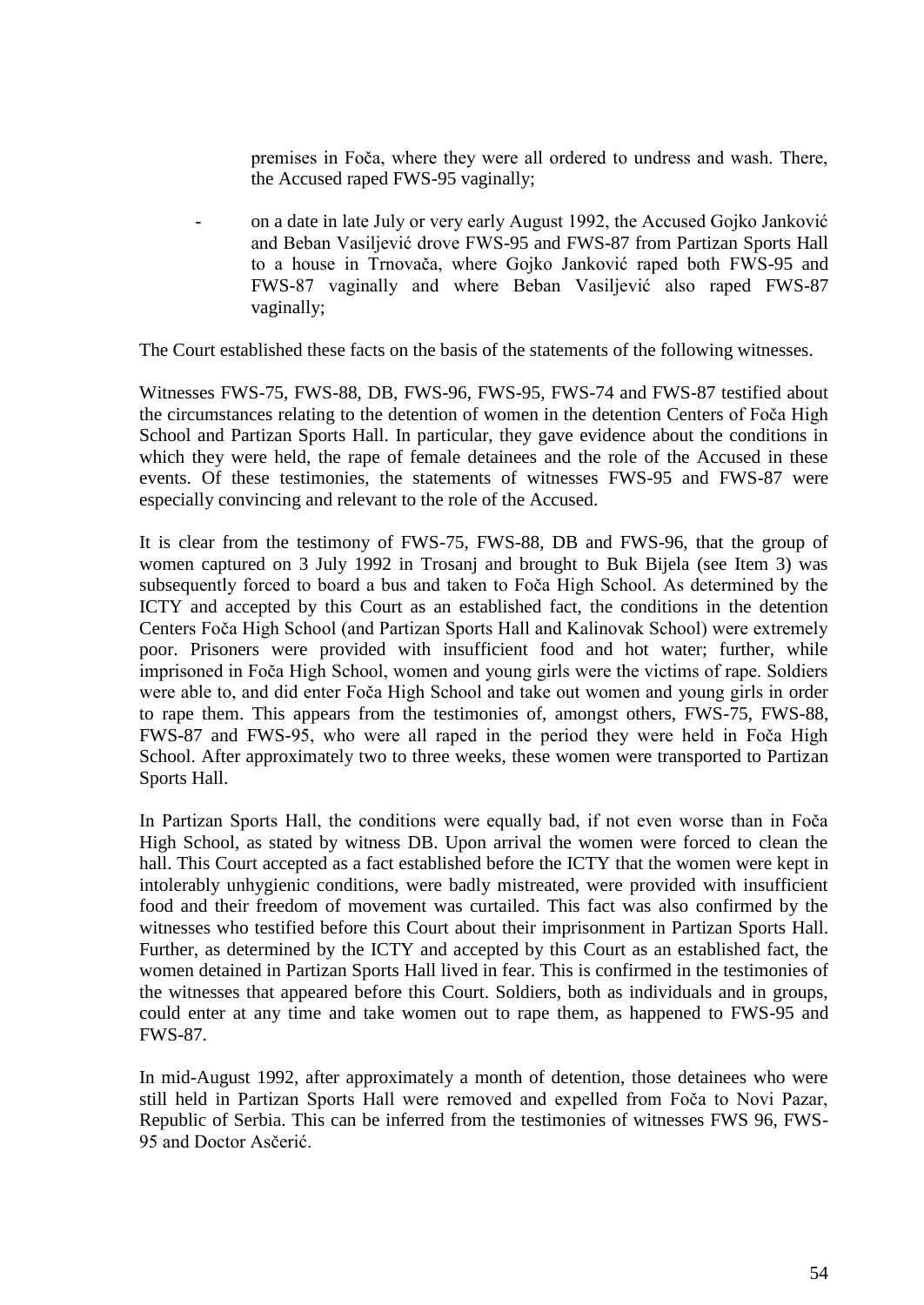premises in Foča, where they were all ordered to undress and wash. There, the Accused raped FWS-95 vaginally;

- on a date in late July or very early August 1992, the Accused Gojko Janković and Beban Vasiljević drove FWS-95 and FWS-87 from Partizan Sports Hall to a house in Trnovača, where Gojko Janković raped both FWS-95 and FWS-87 vaginally and where Beban Vasiljević also raped FWS-87 vaginally;

The Court established these facts on the basis of the statements of the following witnesses.

Witnesses FWS-75, FWS-88, DB, FWS-96, FWS-95, FWS-74 and FWS-87 testified about the circumstances relating to the detention of women in the detention Centers of Foča High School and Partizan Sports Hall. In particular, they gave evidence about the conditions in which they were held, the rape of female detainees and the role of the Accused in these events. Of these testimonies, the statements of witnesses FWS-95 and FWS-87 were especially convincing and relevant to the role of the Accused.

It is clear from the testimony of FWS-75, FWS-88, DB and FWS-96, that the group of women captured on 3 July 1992 in Trosanj and brought to Buk Bijela (see Item 3) was subsequently forced to board a bus and taken to Foča High School. As determined by the ICTY and accepted by this Court as an established fact, the conditions in the detention Centers Foča High School (and Partizan Sports Hall and Kalinovak School) were extremely poor. Prisoners were provided with insufficient food and hot water; further, while imprisoned in Foča High School, women and young girls were the victims of rape. Soldiers were able to, and did enter Foča High School and take out women and young girls in order to rape them. This appears from the testimonies of, amongst others, FWS-75, FWS-88, FWS-87 and FWS-95, who were all raped in the period they were held in Foča High School. After approximately two to three weeks, these women were transported to Partizan Sports Hall.

In Partizan Sports Hall, the conditions were equally bad, if not even worse than in Foča High School, as stated by witness DB. Upon arrival the women were forced to clean the hall. This Court accepted as a fact established before the ICTY that the women were kept in intolerably unhygienic conditions, were badly mistreated, were provided with insufficient food and their freedom of movement was curtailed. This fact was also confirmed by the witnesses who testified before this Court about their imprisonment in Partizan Sports Hall. Further, as determined by the ICTY and accepted by this Court as an established fact, the women detained in Partizan Sports Hall lived in fear. This is confirmed in the testimonies of the witnesses that appeared before this Court. Soldiers, both as individuals and in groups, could enter at any time and take women out to rape them, as happened to FWS-95 and FWS-87.

In mid-August 1992, after approximately a month of detention, those detainees who were still held in Partizan Sports Hall were removed and expelled from Foča to Novi Pazar, Republic of Serbia. This can be inferred from the testimonies of witnesses FWS 96, FWS-95 and Doctor Asčerić.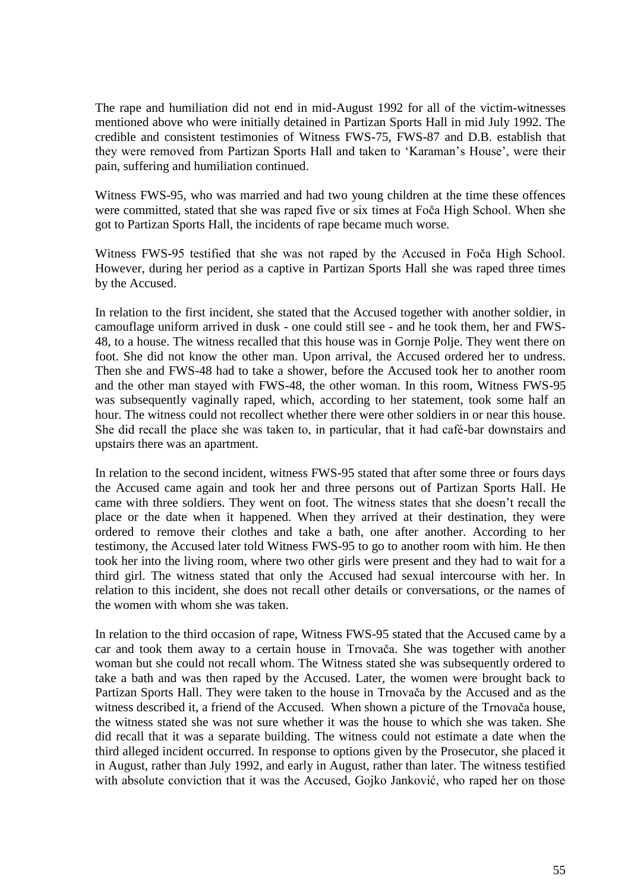The rape and humiliation did not end in mid-August 1992 for all of the victim-witnesses mentioned above who were initially detained in Partizan Sports Hall in mid July 1992. The credible and consistent testimonies of Witness FWS-75, FWS-87 and D.B. establish that they were removed from Partizan Sports Hall and taken to 'Karaman's House', were their pain, suffering and humiliation continued.

Witness FWS-95, who was married and had two young children at the time these offences were committed, stated that she was raped five or six times at Foča High School. When she got to Partizan Sports Hall, the incidents of rape became much worse.

Witness FWS-95 testified that she was not raped by the Accused in Foča High School. However, during her period as a captive in Partizan Sports Hall she was raped three times by the Accused.

In relation to the first incident, she stated that the Accused together with another soldier, in camouflage uniform arrived in dusk - one could still see - and he took them, her and FWS-48, to a house. The witness recalled that this house was in Gornje Polje. They went there on foot. She did not know the other man. Upon arrival, the Accused ordered her to undress. Then she and FWS-48 had to take a shower, before the Accused took her to another room and the other man stayed with FWS-48, the other woman. In this room, Witness FWS-95 was subsequently vaginally raped, which, according to her statement, took some half an hour. The witness could not recollect whether there were other soldiers in or near this house. She did recall the place she was taken to, in particular, that it had café-bar downstairs and upstairs there was an apartment.

In relation to the second incident, witness FWS-95 stated that after some three or fours days the Accused came again and took her and three persons out of Partizan Sports Hall. He came with three soldiers. They went on foot. The witness states that she doesn't recall the place or the date when it happened. When they arrived at their destination, they were ordered to remove their clothes and take a bath, one after another. According to her testimony, the Accused later told Witness FWS-95 to go to another room with him. He then took her into the living room, where two other girls were present and they had to wait for a third girl. The witness stated that only the Accused had sexual intercourse with her. In relation to this incident, she does not recall other details or conversations, or the names of the women with whom she was taken.

In relation to the third occasion of rape, Witness FWS-95 stated that the Accused came by a car and took them away to a certain house in Trnovača. She was together with another woman but she could not recall whom. The Witness stated she was subsequently ordered to take a bath and was then raped by the Accused. Later, the women were brought back to Partizan Sports Hall. They were taken to the house in Trnovača by the Accused and as the witness described it, a friend of the Accused. When shown a picture of the Trnovača house, the witness stated she was not sure whether it was the house to which she was taken. She did recall that it was a separate building. The witness could not estimate a date when the third alleged incident occurred. In response to options given by the Prosecutor, she placed it in August, rather than July 1992, and early in August, rather than later. The witness testified with absolute conviction that it was the Accused, Gojko Janković, who raped her on those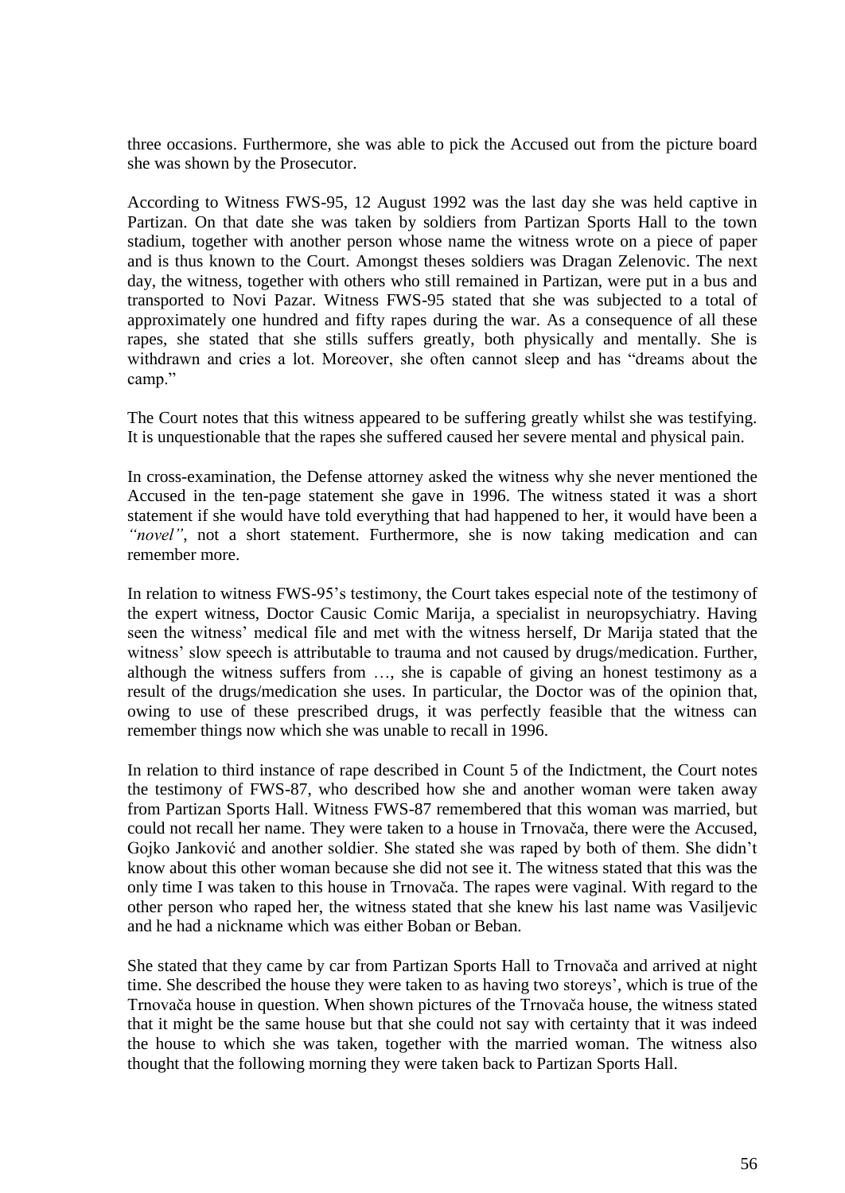three occasions. Furthermore, she was able to pick the Accused out from the picture board she was shown by the Prosecutor.

According to Witness FWS-95, 12 August 1992 was the last day she was held captive in Partizan. On that date she was taken by soldiers from Partizan Sports Hall to the town stadium, together with another person whose name the witness wrote on a piece of paper and is thus known to the Court. Amongst theses soldiers was Dragan Zelenovic. The next day, the witness, together with others who still remained in Partizan, were put in a bus and transported to Novi Pazar. Witness FWS-95 stated that she was subjected to a total of approximately one hundred and fifty rapes during the war. As a consequence of all these rapes, she stated that she stills suffers greatly, both physically and mentally. She is withdrawn and cries a lot. Moreover, she often cannot sleep and has "dreams about the camp."

The Court notes that this witness appeared to be suffering greatly whilst she was testifying. It is unquestionable that the rapes she suffered caused her severe mental and physical pain.

In cross-examination, the Defense attorney asked the witness why she never mentioned the Accused in the ten-page statement she gave in 1996. The witness stated it was a short statement if she would have told everything that had happened to her, it would have been a *"novel"*, not a short statement. Furthermore, she is now taking medication and can remember more.

In relation to witness FWS-95's testimony, the Court takes especial note of the testimony of the expert witness, Doctor Causic Comic Marija, a specialist in neuropsychiatry. Having seen the witness' medical file and met with the witness herself, Dr Marija stated that the witness' slow speech is attributable to trauma and not caused by drugs/medication. Further, although the witness suffers from …, she is capable of giving an honest testimony as a result of the drugs/medication she uses. In particular, the Doctor was of the opinion that, owing to use of these prescribed drugs, it was perfectly feasible that the witness can remember things now which she was unable to recall in 1996.

In relation to third instance of rape described in Count 5 of the Indictment, the Court notes the testimony of FWS-87, who described how she and another woman were taken away from Partizan Sports Hall. Witness FWS-87 remembered that this woman was married, but could not recall her name. They were taken to a house in Trnovača, there were the Accused, Gojko Janković and another soldier. She stated she was raped by both of them. She didn't know about this other woman because she did not see it. The witness stated that this was the only time I was taken to this house in Trnovača. The rapes were vaginal. With regard to the other person who raped her, the witness stated that she knew his last name was Vasiljevic and he had a nickname which was either Boban or Beban.

She stated that they came by car from Partizan Sports Hall to Trnovača and arrived at night time. She described the house they were taken to as having two storeys', which is true of the Trnovača house in question. When shown pictures of the Trnovača house, the witness stated that it might be the same house but that she could not say with certainty that it was indeed the house to which she was taken, together with the married woman. The witness also thought that the following morning they were taken back to Partizan Sports Hall.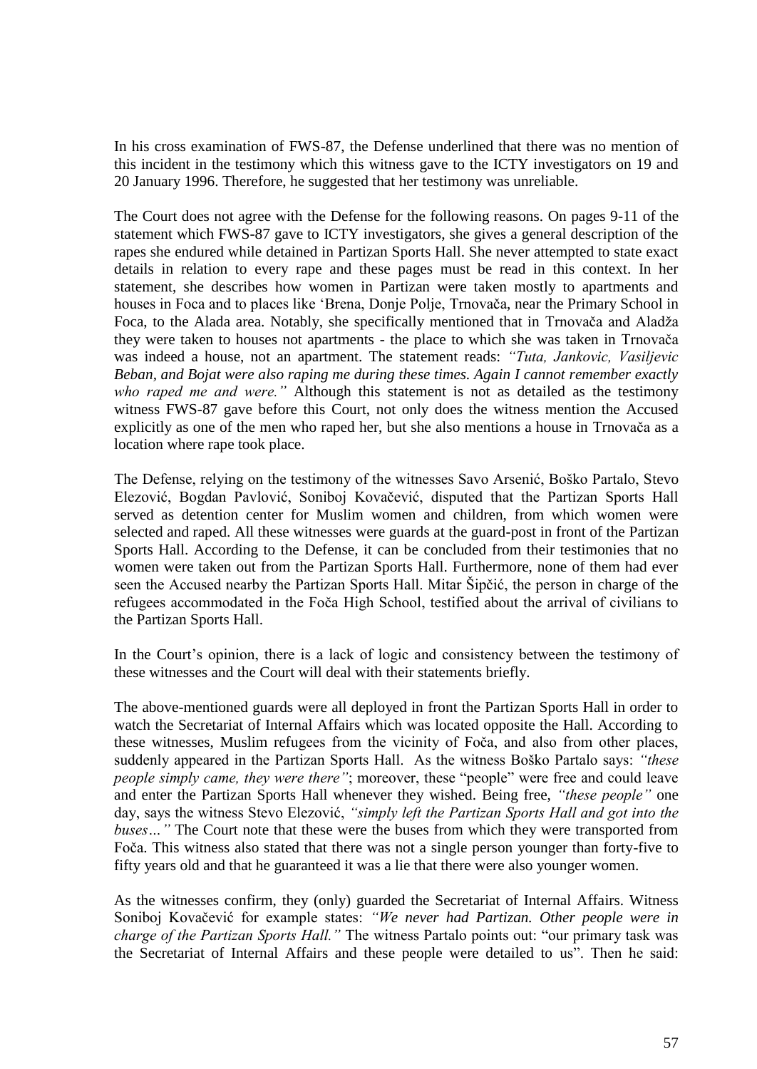In his cross examination of FWS-87, the Defense underlined that there was no mention of this incident in the testimony which this witness gave to the ICTY investigators on 19 and 20 January 1996. Therefore, he suggested that her testimony was unreliable.

The Court does not agree with the Defense for the following reasons. On pages 9-11 of the statement which FWS-87 gave to ICTY investigators, she gives a general description of the rapes she endured while detained in Partizan Sports Hall. She never attempted to state exact details in relation to every rape and these pages must be read in this context. In her statement, she describes how women in Partizan were taken mostly to apartments and houses in Foca and to places like 'Brena, Donje Polje, Trnovača, near the Primary School in Foca, to the Alada area. Notably, she specifically mentioned that in Trnovača and Aladža they were taken to houses not apartments - the place to which she was taken in Trnovača was indeed a house, not an apartment. The statement reads: *"Tuta, Jankovic, Vasiljevic Beban, and Bojat were also raping me during these times. Again I cannot remember exactly who raped me and were."* Although this statement is not as detailed as the testimony witness FWS-87 gave before this Court, not only does the witness mention the Accused explicitly as one of the men who raped her, but she also mentions a house in Trnovača as a location where rape took place.

The Defense, relying on the testimony of the witnesses Savo Arsenić, Boško Partalo, Stevo Elezović, Bogdan Pavlović, Soniboj Kovačević, disputed that the Partizan Sports Hall served as detention center for Muslim women and children, from which women were selected and raped. All these witnesses were guards at the guard-post in front of the Partizan Sports Hall. According to the Defense, it can be concluded from their testimonies that no women were taken out from the Partizan Sports Hall. Furthermore, none of them had ever seen the Accused nearby the Partizan Sports Hall. Mitar Šipčić, the person in charge of the refugees accommodated in the Foča High School, testified about the arrival of civilians to the Partizan Sports Hall.

In the Court's opinion, there is a lack of logic and consistency between the testimony of these witnesses and the Court will deal with their statements briefly.

The above-mentioned guards were all deployed in front the Partizan Sports Hall in order to watch the Secretariat of Internal Affairs which was located opposite the Hall. According to these witnesses, Muslim refugees from the vicinity of Foča, and also from other places, suddenly appeared in the Partizan Sports Hall. As the witness Boško Partalo says: *"these people simply came, they were there"*; moreover, these "people" were free and could leave and enter the Partizan Sports Hall whenever they wished. Being free, *"these people"* one day, says the witness Stevo Elezović, *"simply left the Partizan Sports Hall and got into the buses…"* The Court note that these were the buses from which they were transported from Foča. This witness also stated that there was not a single person younger than forty-five to fifty years old and that he guaranteed it was a lie that there were also younger women.

As the witnesses confirm, they (only) guarded the Secretariat of Internal Affairs. Witness Soniboj Kovačević for example states: *"We never had Partizan. Other people were in charge of the Partizan Sports Hall."* The witness Partalo points out: "our primary task was the Secretariat of Internal Affairs and these people were detailed to us". Then he said: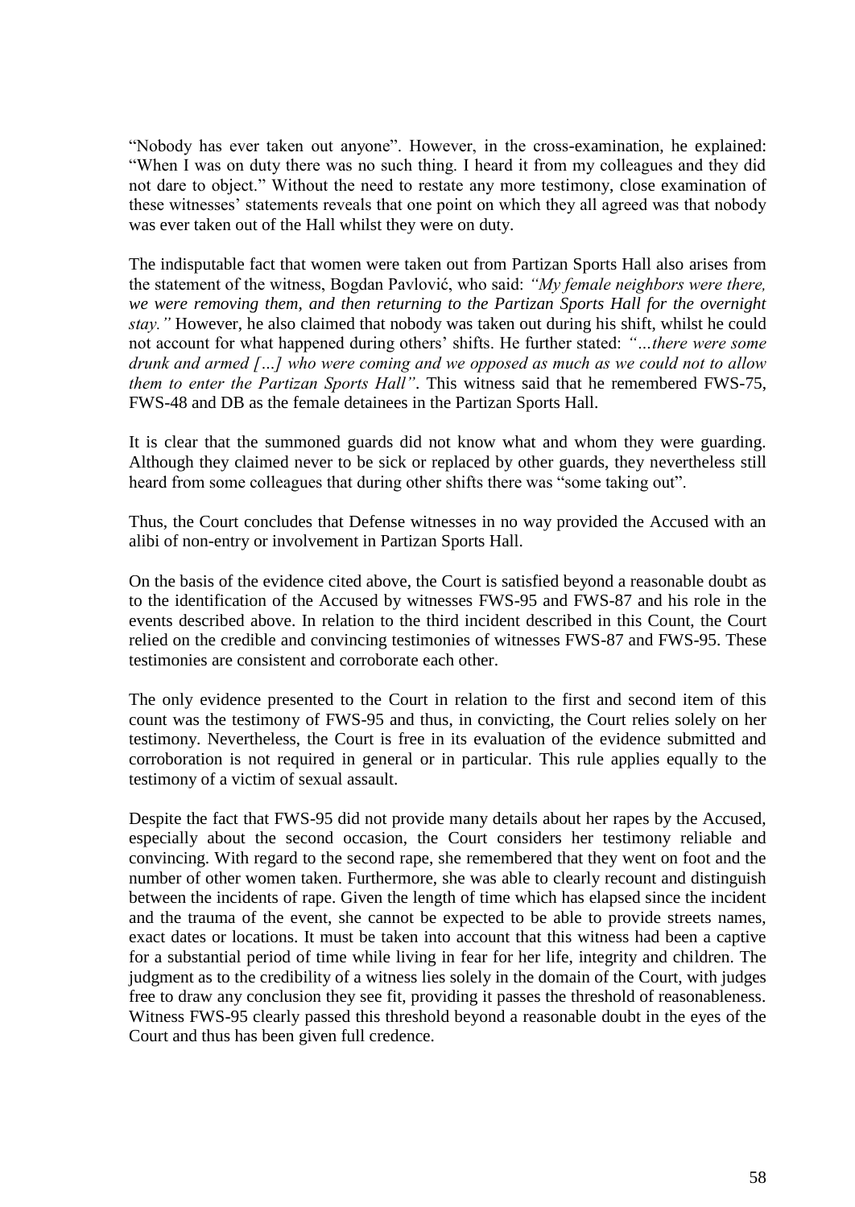"Nobody has ever taken out anyone". However, in the cross-examination, he explained: "When I was on duty there was no such thing. I heard it from my colleagues and they did not dare to object." Without the need to restate any more testimony, close examination of these witnesses' statements reveals that one point on which they all agreed was that nobody was ever taken out of the Hall whilst they were on duty.

The indisputable fact that women were taken out from Partizan Sports Hall also arises from the statement of the witness, Bogdan Pavlović, who said: *"My female neighbors were there, we were removing them, and then returning to the Partizan Sports Hall for the overnight stay."* However, he also claimed that nobody was taken out during his shift, whilst he could not account for what happened during others' shifts. He further stated: *"…there were some drunk and armed […] who were coming and we opposed as much as we could not to allow them to enter the Partizan Sports Hall"*. This witness said that he remembered FWS-75, FWS-48 and DB as the female detainees in the Partizan Sports Hall.

It is clear that the summoned guards did not know what and whom they were guarding. Although they claimed never to be sick or replaced by other guards, they nevertheless still heard from some colleagues that during other shifts there was "some taking out".

Thus, the Court concludes that Defense witnesses in no way provided the Accused with an alibi of non-entry or involvement in Partizan Sports Hall.

On the basis of the evidence cited above, the Court is satisfied beyond a reasonable doubt as to the identification of the Accused by witnesses FWS-95 and FWS-87 and his role in the events described above. In relation to the third incident described in this Count, the Court relied on the credible and convincing testimonies of witnesses FWS-87 and FWS-95. These testimonies are consistent and corroborate each other.

The only evidence presented to the Court in relation to the first and second item of this count was the testimony of FWS-95 and thus, in convicting, the Court relies solely on her testimony. Nevertheless, the Court is free in its evaluation of the evidence submitted and corroboration is not required in general or in particular. This rule applies equally to the testimony of a victim of sexual assault.

Despite the fact that FWS-95 did not provide many details about her rapes by the Accused, especially about the second occasion, the Court considers her testimony reliable and convincing. With regard to the second rape, she remembered that they went on foot and the number of other women taken. Furthermore, she was able to clearly recount and distinguish between the incidents of rape. Given the length of time which has elapsed since the incident and the trauma of the event, she cannot be expected to be able to provide streets names, exact dates or locations. It must be taken into account that this witness had been a captive for a substantial period of time while living in fear for her life, integrity and children. The judgment as to the credibility of a witness lies solely in the domain of the Court, with judges free to draw any conclusion they see fit, providing it passes the threshold of reasonableness. Witness FWS-95 clearly passed this threshold beyond a reasonable doubt in the eyes of the Court and thus has been given full credence.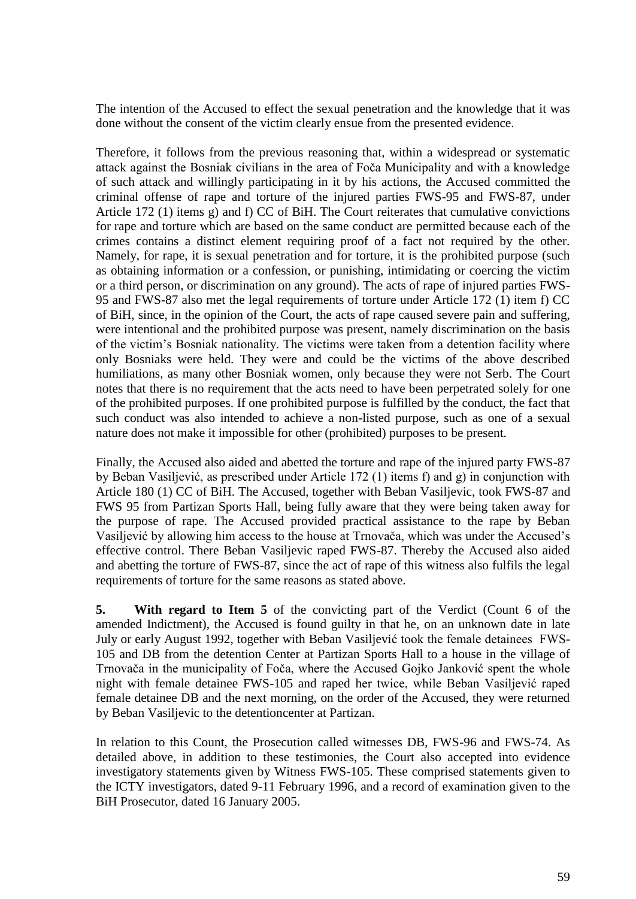The intention of the Accused to effect the sexual penetration and the knowledge that it was done without the consent of the victim clearly ensue from the presented evidence.

Therefore, it follows from the previous reasoning that, within a widespread or systematic attack against the Bosniak civilians in the area of Foča Municipality and with a knowledge of such attack and willingly participating in it by his actions, the Accused committed the criminal offense of rape and torture of the injured parties FWS-95 and FWS-87, under Article 172 (1) items g) and f) CC of BiH. The Court reiterates that cumulative convictions for rape and torture which are based on the same conduct are permitted because each of the crimes contains a distinct element requiring proof of a fact not required by the other. Namely, for rape, it is sexual penetration and for torture, it is the prohibited purpose (such as obtaining information or a confession, or punishing, intimidating or coercing the victim or a third person, or discrimination on any ground). The acts of rape of injured parties FWS-95 and FWS-87 also met the legal requirements of torture under Article 172 (1) item f) CC of BiH, since, in the opinion of the Court, the acts of rape caused severe pain and suffering, were intentional and the prohibited purpose was present, namely discrimination on the basis of the victim's Bosniak nationality. The victims were taken from a detention facility where only Bosniaks were held. They were and could be the victims of the above described humiliations, as many other Bosniak women, only because they were not Serb. The Court notes that there is no requirement that the acts need to have been perpetrated solely for one of the prohibited purposes. If one prohibited purpose is fulfilled by the conduct, the fact that such conduct was also intended to achieve a non-listed purpose, such as one of a sexual nature does not make it impossible for other (prohibited) purposes to be present.

Finally, the Accused also aided and abetted the torture and rape of the injured party FWS-87 by Beban Vasiljević, as prescribed under Article 172 (1) items f) and g) in conjunction with Article 180 (1) CC of BiH. The Accused, together with Beban Vasiljevic, took FWS-87 and FWS 95 from Partizan Sports Hall, being fully aware that they were being taken away for the purpose of rape. The Accused provided practical assistance to the rape by Beban Vasiljević by allowing him access to the house at Trnovača, which was under the Accused's effective control. There Beban Vasiljevic raped FWS-87. Thereby the Accused also aided and abetting the torture of FWS-87, since the act of rape of this witness also fulfils the legal requirements of torture for the same reasons as stated above.

**5. With regard to Item 5** of the convicting part of the Verdict (Count 6 of the amended Indictment), the Accused is found guilty in that he, on an unknown date in late July or early August 1992, together with Beban Vasiljević took the female detainees FWS-105 and DB from the detention Center at Partizan Sports Hall to a house in the village of Trnovača in the municipality of Foča, where the Accused Gojko Janković spent the whole night with female detainee FWS-105 and raped her twice, while Beban Vasiljević raped female detainee DB and the next morning, on the order of the Accused, they were returned by Beban Vasiljevic to the detentioncenter at Partizan.

In relation to this Count, the Prosecution called witnesses DB, FWS-96 and FWS-74. As detailed above, in addition to these testimonies, the Court also accepted into evidence investigatory statements given by Witness FWS-105. These comprised statements given to the ICTY investigators, dated 9-11 February 1996, and a record of examination given to the BiH Prosecutor, dated 16 January 2005.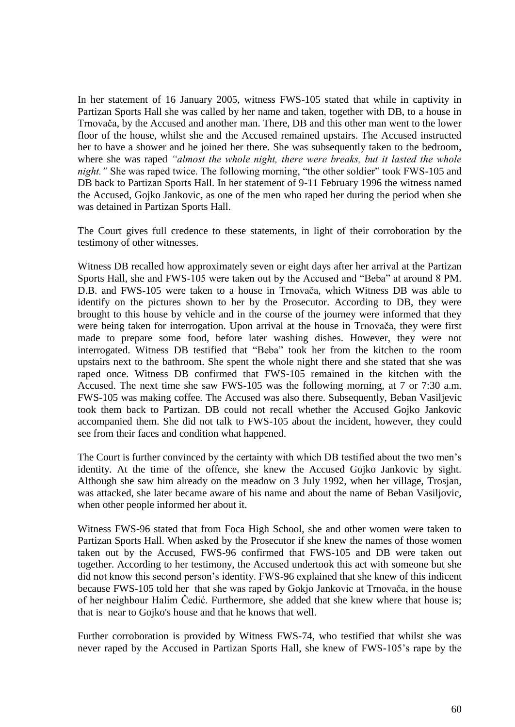In her statement of 16 January 2005, witness FWS-105 stated that while in captivity in Partizan Sports Hall she was called by her name and taken, together with DB, to a house in Trnovača, by the Accused and another man. There, DB and this other man went to the lower floor of the house, whilst she and the Accused remained upstairs. The Accused instructed her to have a shower and he joined her there. She was subsequently taken to the bedroom, where she was raped *"almost the whole night, there were breaks, but it lasted the whole night."* She was raped twice. The following morning, "the other soldier" took FWS-105 and DB back to Partizan Sports Hall. In her statement of 9-11 February 1996 the witness named the Accused, Gojko Jankovic, as one of the men who raped her during the period when she was detained in Partizan Sports Hall.

The Court gives full credence to these statements, in light of their corroboration by the testimony of other witnesses.

Witness DB recalled how approximately seven or eight days after her arrival at the Partizan Sports Hall, she and FWS-105 were taken out by the Accused and "Beba" at around 8 PM. D.B. and FWS-105 were taken to a house in Trnovača, which Witness DB was able to identify on the pictures shown to her by the Prosecutor. According to DB, they were brought to this house by vehicle and in the course of the journey were informed that they were being taken for interrogation. Upon arrival at the house in Trnovača, they were first made to prepare some food, before later washing dishes. However, they were not interrogated. Witness DB testified that "Beba" took her from the kitchen to the room upstairs next to the bathroom. She spent the whole night there and she stated that she was raped once. Witness DB confirmed that FWS-105 remained in the kitchen with the Accused. The next time she saw FWS-105 was the following morning, at 7 or 7:30 a.m. FWS-105 was making coffee. The Accused was also there. Subsequently, Beban Vasiljevic took them back to Partizan. DB could not recall whether the Accused Gojko Jankovic accompanied them. She did not talk to FWS-105 about the incident, however, they could see from their faces and condition what happened.

The Court is further convinced by the certainty with which DB testified about the two men's identity. At the time of the offence, she knew the Accused Gojko Jankovic by sight. Although she saw him already on the meadow on 3 July 1992, when her village, Trosjan, was attacked, she later became aware of his name and about the name of Beban Vasiljovic, when other people informed her about it.

Witness FWS-96 stated that from Foca High School, she and other women were taken to Partizan Sports Hall. When asked by the Prosecutor if she knew the names of those women taken out by the Accused, FWS-96 confirmed that FWS-105 and DB were taken out together. According to her testimony, the Accused undertook this act with someone but she did not know this second person's identity. FWS-96 explained that she knew of this indicent because FWS-105 told her that she was raped by Gokjo Jankovic at Trnovača, in the house of her neighbour Halim Čedić. Furthermore, she added that she knew where that house is; that is near to Gojko's house and that he knows that well.

Further corroboration is provided by Witness FWS-74, who testified that whilst she was never raped by the Accused in Partizan Sports Hall, she knew of FWS-105's rape by the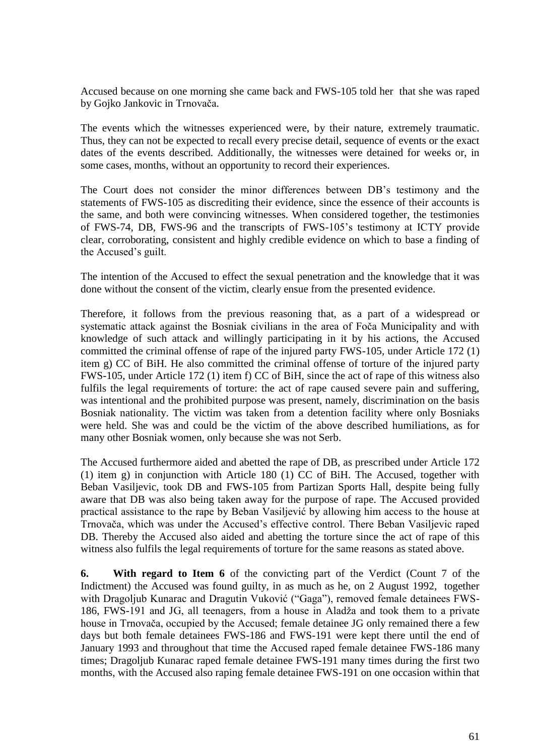Accused because on one morning she came back and FWS-105 told her that she was raped by Gojko Jankovic in Trnovača.

The events which the witnesses experienced were, by their nature, extremely traumatic. Thus, they can not be expected to recall every precise detail, sequence of events or the exact dates of the events described. Additionally, the witnesses were detained for weeks or, in some cases, months, without an opportunity to record their experiences.

The Court does not consider the minor differences between DB's testimony and the statements of FWS-105 as discrediting their evidence, since the essence of their accounts is the same, and both were convincing witnesses. When considered together, the testimonies of FWS-74, DB, FWS-96 and the transcripts of FWS-105's testimony at ICTY provide clear, corroborating, consistent and highly credible evidence on which to base a finding of the Accused's guilt.

The intention of the Accused to effect the sexual penetration and the knowledge that it was done without the consent of the victim, clearly ensue from the presented evidence.

Therefore, it follows from the previous reasoning that, as a part of a widespread or systematic attack against the Bosniak civilians in the area of Foča Municipality and with knowledge of such attack and willingly participating in it by his actions, the Accused committed the criminal offense of rape of the injured party FWS-105, under Article 172 (1) item g) CC of BiH. He also committed the criminal offense of torture of the injured party FWS-105, under Article 172 (1) item f) CC of BiH, since the act of rape of this witness also fulfils the legal requirements of torture: the act of rape caused severe pain and suffering, was intentional and the prohibited purpose was present, namely, discrimination on the basis Bosniak nationality. The victim was taken from a detention facility where only Bosniaks were held. She was and could be the victim of the above described humiliations, as for many other Bosniak women, only because she was not Serb.

The Accused furthermore aided and abetted the rape of DB, as prescribed under Article 172 (1) item g) in conjunction with Article 180 (1) CC of BiH. The Accused, together with Beban Vasiljevic, took DB and FWS-105 from Partizan Sports Hall, despite being fully aware that DB was also being taken away for the purpose of rape. The Accused provided practical assistance to the rape by Beban Vasiljević by allowing him access to the house at Trnovača, which was under the Accused's effective control. There Beban Vasiljevic raped DB. Thereby the Accused also aided and abetting the torture since the act of rape of this witness also fulfils the legal requirements of torture for the same reasons as stated above.

**6. With regard to Item 6** of the convicting part of the Verdict (Count 7 of the Indictment) the Accused was found guilty, in as much as he, on 2 August 1992, together with Dragoljub Kunarac and Dragutin Vuković ("Gaga"), removed female detainees FWS-186, FWS-191 and JG, all teenagers, from a house in Aladža and took them to a private house in Trnovača, occupied by the Accused; female detainee JG only remained there a few days but both female detainees FWS-186 and FWS-191 were kept there until the end of January 1993 and throughout that time the Accused raped female detainee FWS-186 many times; Dragoljub Kunarac raped female detainee FWS-191 many times during the first two months, with the Accused also raping female detainee FWS-191 on one occasion within that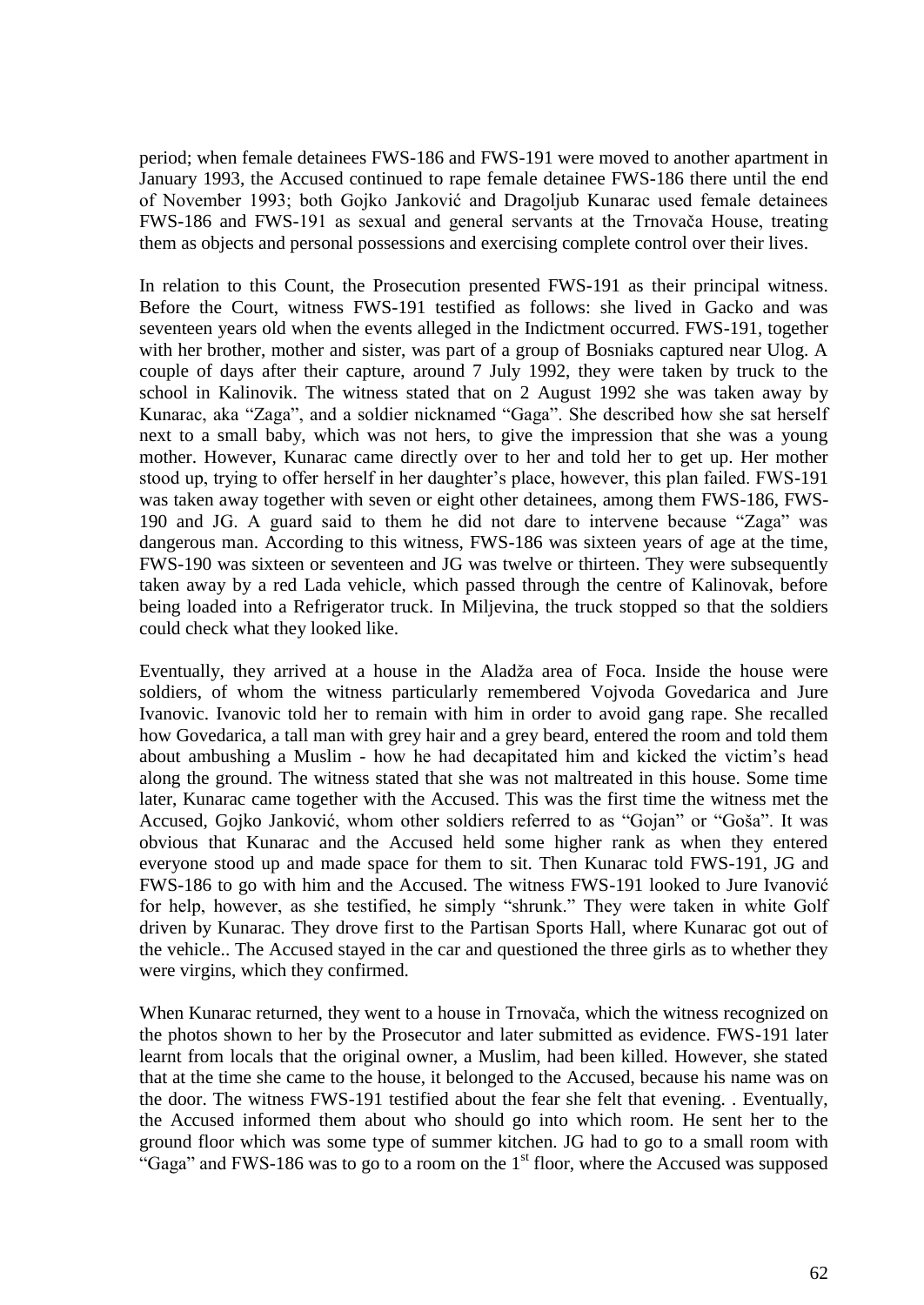period; when female detainees FWS-186 and FWS-191 were moved to another apartment in January 1993, the Accused continued to rape female detainee FWS-186 there until the end of November 1993; both Gojko Janković and Dragoljub Kunarac used female detainees FWS-186 and FWS-191 as sexual and general servants at the Trnovača House, treating them as objects and personal possessions and exercising complete control over their lives.

In relation to this Count, the Prosecution presented FWS-191 as their principal witness. Before the Court, witness FWS-191 testified as follows: she lived in Gacko and was seventeen years old when the events alleged in the Indictment occurred. FWS-191, together with her brother, mother and sister, was part of a group of Bosniaks captured near Ulog. A couple of days after their capture, around 7 July 1992, they were taken by truck to the school in Kalinovik. The witness stated that on 2 August 1992 she was taken away by Kunarac, aka "Zaga", and a soldier nicknamed "Gaga". She described how she sat herself next to a small baby, which was not hers, to give the impression that she was a young mother. However, Kunarac came directly over to her and told her to get up. Her mother stood up, trying to offer herself in her daughter's place, however, this plan failed. FWS-191 was taken away together with seven or eight other detainees, among them FWS-186, FWS-190 and JG. A guard said to them he did not dare to intervene because "Zaga" was dangerous man. According to this witness, FWS-186 was sixteen years of age at the time, FWS-190 was sixteen or seventeen and JG was twelve or thirteen. They were subsequently taken away by a red Lada vehicle, which passed through the centre of Kalinovak, before being loaded into a Refrigerator truck. In Miljevina, the truck stopped so that the soldiers could check what they looked like.

Eventually, they arrived at a house in the Aladža area of Foca. Inside the house were soldiers, of whom the witness particularly remembered Vojvoda Govedarica and Jure Ivanovic. Ivanovic told her to remain with him in order to avoid gang rape. She recalled how Govedarica, a tall man with grey hair and a grey beard, entered the room and told them about ambushing a Muslim - how he had decapitated him and kicked the victim's head along the ground. The witness stated that she was not maltreated in this house. Some time later, Kunarac came together with the Accused. This was the first time the witness met the Accused, Gojko Janković, whom other soldiers referred to as "Gojan" or "Goša". It was obvious that Kunarac and the Accused held some higher rank as when they entered everyone stood up and made space for them to sit. Then Kunarac told FWS-191, JG and FWS-186 to go with him and the Accused. The witness FWS-191 looked to Jure Ivanović for help, however, as she testified, he simply "shrunk." They were taken in white Golf driven by Kunarac. They drove first to the Partisan Sports Hall, where Kunarac got out of the vehicle.. The Accused stayed in the car and questioned the three girls as to whether they were virgins, which they confirmed.

When Kunarac returned, they went to a house in Trnovača, which the witness recognized on the photos shown to her by the Prosecutor and later submitted as evidence. FWS-191 later learnt from locals that the original owner, a Muslim, had been killed. However, she stated that at the time she came to the house, it belonged to the Accused, because his name was on the door. The witness FWS-191 testified about the fear she felt that evening. . Eventually, the Accused informed them about who should go into which room. He sent her to the ground floor which was some type of summer kitchen. JG had to go to a small room with "Gaga" and FWS-186 was to go to a room on the 1st floor, where the Accused was supposed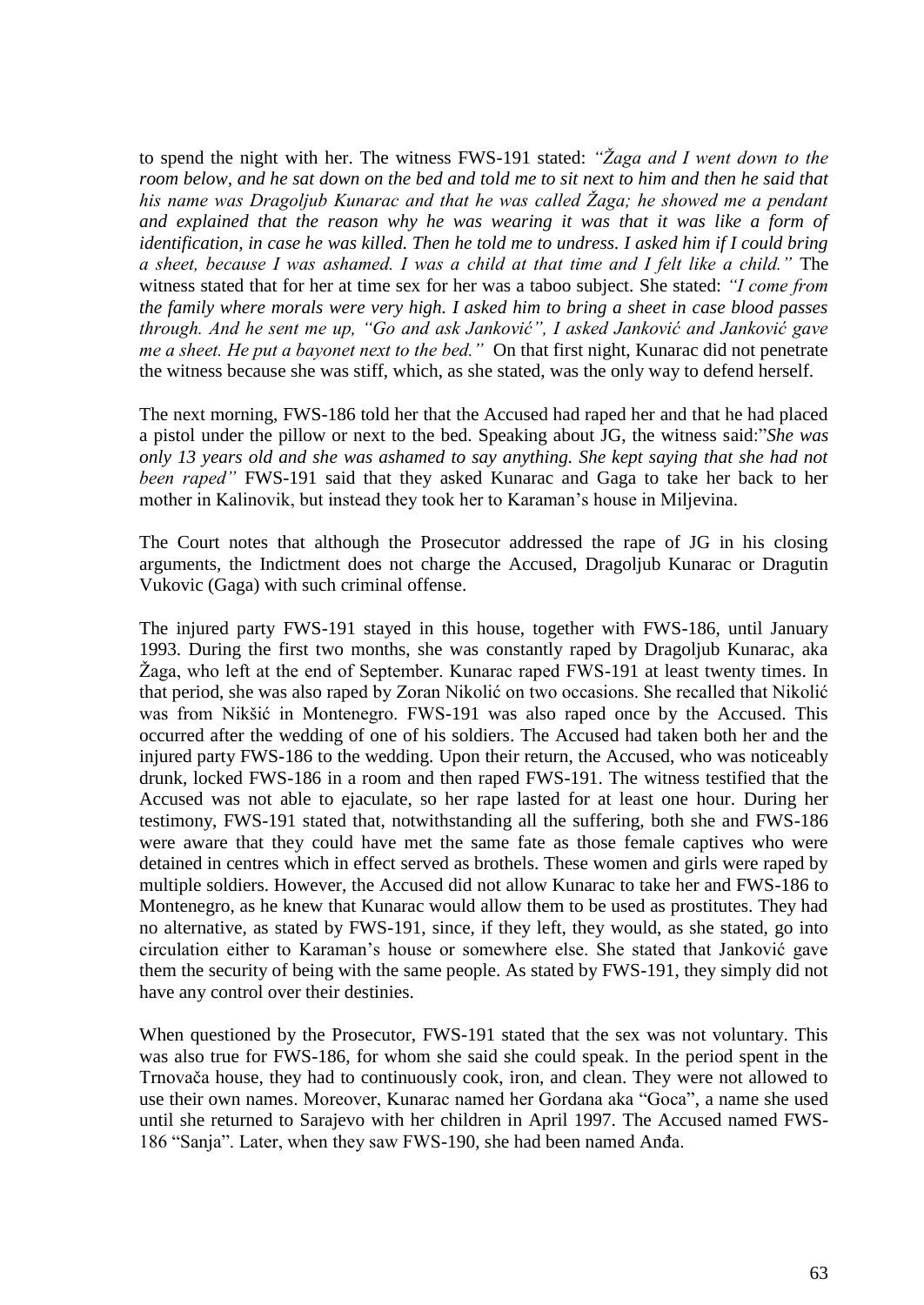to spend the night with her. The witness FWS-191 stated: *"Žaga and I went down to the room below, and he sat down on the bed and told me to sit next to him and then he said that his name was Dragoljub Kunarac and that he was called Žaga; he showed me a pendant and explained that the reason why he was wearing it was that it was like a form of identification, in case he was killed. Then he told me to undress. I asked him if I could bring a sheet, because I was ashamed. I was a child at that time and I felt like a child."* The witness stated that for her at time sex for her was a taboo subject. She stated: *"I come from the family where morals were very high. I asked him to bring a sheet in case blood passes through. And he sent me up, "Go and ask Janković", I asked Janković and Janković gave me a sheet. He put a bayonet next to the bed."* On that first night, Kunarac did not penetrate the witness because she was stiff, which, as she stated, was the only way to defend herself.

The next morning, FWS-186 told her that the Accused had raped her and that he had placed a pistol under the pillow or next to the bed. Speaking about JG, the witness said:"*She was only 13 years old and she was ashamed to say anything. She kept saying that she had not been raped"* FWS-191 said that they asked Kunarac and Gaga to take her back to her mother in Kalinovik, but instead they took her to Karaman's house in Miljevina.

The Court notes that although the Prosecutor addressed the rape of JG in his closing arguments, the Indictment does not charge the Accused, Dragoljub Kunarac or Dragutin Vukovic (Gaga) with such criminal offense.

The injured party FWS-191 stayed in this house, together with FWS-186, until January 1993. During the first two months, she was constantly raped by Dragoljub Kunarac, aka Žaga, who left at the end of September. Kunarac raped FWS-191 at least twenty times. In that period, she was also raped by Zoran Nikolić on two occasions. She recalled that Nikolić was from Nikšić in Montenegro. FWS-191 was also raped once by the Accused. This occurred after the wedding of one of his soldiers. The Accused had taken both her and the injured party FWS-186 to the wedding. Upon their return, the Accused, who was noticeably drunk, locked FWS-186 in a room and then raped FWS-191. The witness testified that the Accused was not able to ejaculate, so her rape lasted for at least one hour. During her testimony, FWS-191 stated that, notwithstanding all the suffering, both she and FWS-186 were aware that they could have met the same fate as those female captives who were detained in centres which in effect served as brothels. These women and girls were raped by multiple soldiers. However, the Accused did not allow Kunarac to take her and FWS-186 to Montenegro, as he knew that Kunarac would allow them to be used as prostitutes. They had no alternative, as stated by FWS-191, since, if they left, they would, as she stated, go into circulation either to Karaman's house or somewhere else. She stated that Janković gave them the security of being with the same people. As stated by FWS-191, they simply did not have any control over their destinies.

When questioned by the Prosecutor, FWS-191 stated that the sex was not voluntary. This was also true for FWS-186, for whom she said she could speak. In the period spent in the Trnovača house, they had to continuously cook, iron, and clean. They were not allowed to use their own names. Moreover, Kunarac named her Gordana aka "Goca", a name she used until she returned to Sarajevo with her children in April 1997. The Accused named FWS-186 "Sanja". Later, when they saw FWS-190, she had been named Anđa.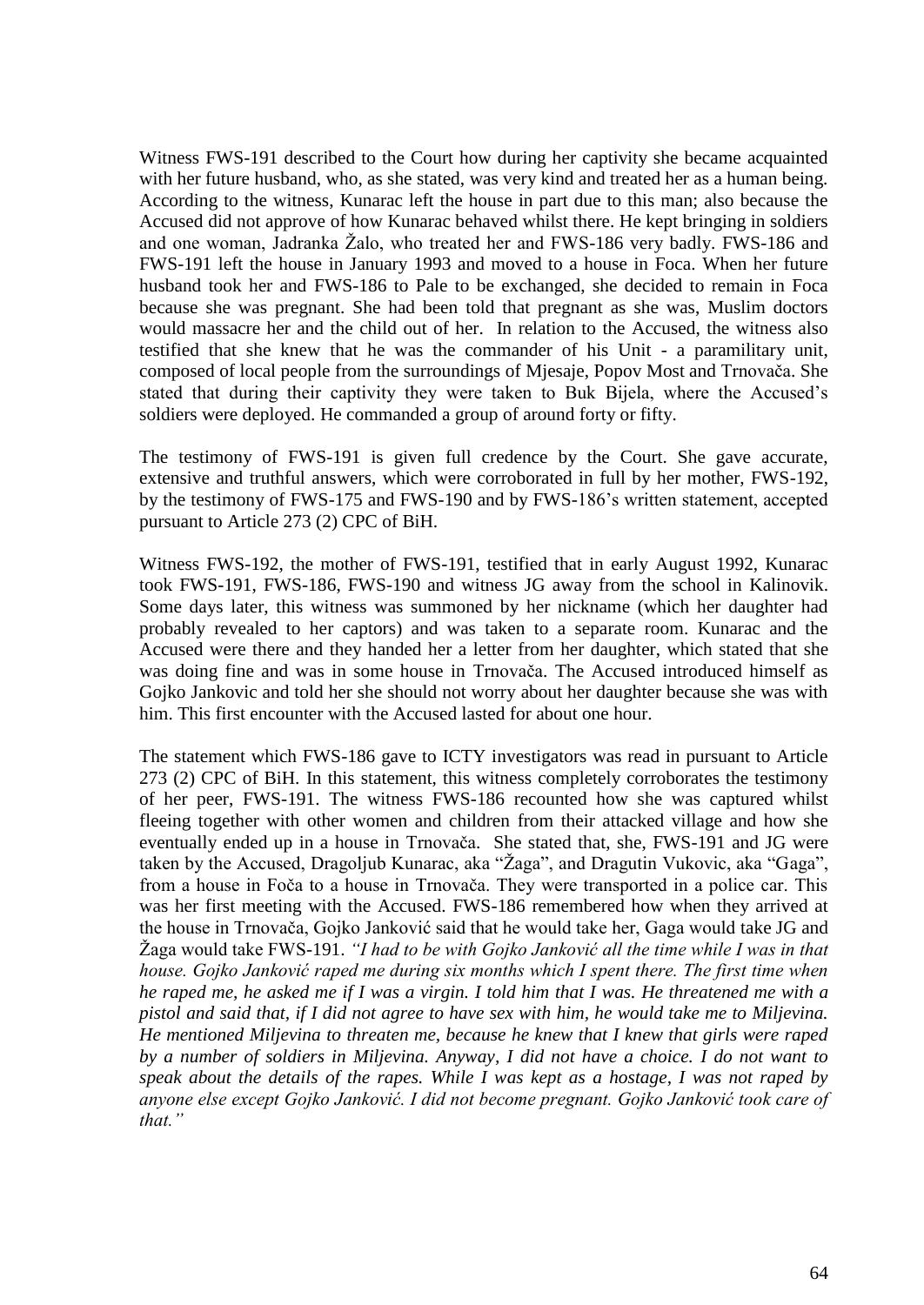Witness FWS-191 described to the Court how during her captivity she became acquainted with her future husband, who, as she stated, was very kind and treated her as a human being. According to the witness, Kunarac left the house in part due to this man; also because the Accused did not approve of how Kunarac behaved whilst there. He kept bringing in soldiers and one woman, Jadranka Žalo, who treated her and FWS-186 very badly. FWS-186 and FWS-191 left the house in January 1993 and moved to a house in Foca. When her future husband took her and FWS-186 to Pale to be exchanged, she decided to remain in Foca because she was pregnant. She had been told that pregnant as she was, Muslim doctors would massacre her and the child out of her. In relation to the Accused, the witness also testified that she knew that he was the commander of his Unit - a paramilitary unit, composed of local people from the surroundings of Mjesaje, Popov Most and Trnovača. She stated that during their captivity they were taken to Buk Bijela, where the Accused's soldiers were deployed. He commanded a group of around forty or fifty.

The testimony of FWS-191 is given full credence by the Court. She gave accurate, extensive and truthful answers, which were corroborated in full by her mother, FWS-192, by the testimony of FWS-175 and FWS-190 and by FWS-186's written statement, accepted pursuant to Article 273 (2) CPC of BiH.

Witness FWS-192, the mother of FWS-191, testified that in early August 1992, Kunarac took FWS-191, FWS-186, FWS-190 and witness JG away from the school in Kalinovik. Some days later, this witness was summoned by her nickname (which her daughter had probably revealed to her captors) and was taken to a separate room. Kunarac and the Accused were there and they handed her a letter from her daughter, which stated that she was doing fine and was in some house in Trnovača. The Accused introduced himself as Gojko Jankovic and told her she should not worry about her daughter because she was with him. This first encounter with the Accused lasted for about one hour.

The statement which FWS-186 gave to ICTY investigators was read in pursuant to Article 273 (2) CPC of BiH. In this statement, this witness completely corroborates the testimony of her peer, FWS-191. The witness FWS-186 recounted how she was captured whilst fleeing together with other women and children from their attacked village and how she eventually ended up in a house in Trnovača. She stated that, she, FWS-191 and JG were taken by the Accused, Dragoljub Kunarac, aka "Žaga", and Dragutin Vukovic, aka "Gaga", from a house in Foča to a house in Trnovača. They were transported in a police car. This was her first meeting with the Accused. FWS-186 remembered how when they arrived at the house in Trnovača, Gojko Janković said that he would take her, Gaga would take JG and Žaga would take FWS-191. *"I had to be with Gojko Janković all the time while I was in that house. Gojko Janković raped me during six months which I spent there. The first time when he raped me, he asked me if I was a virgin. I told him that I was. He threatened me with a pistol and said that, if I did not agree to have sex with him, he would take me to Miljevina. He mentioned Miljevina to threaten me, because he knew that I knew that girls were raped by a number of soldiers in Miljevina. Anyway, I did not have a choice. I do not want to speak about the details of the rapes. While I was kept as a hostage, I was not raped by anyone else except Gojko Janković. I did not become pregnant. Gojko Janković took care of that."*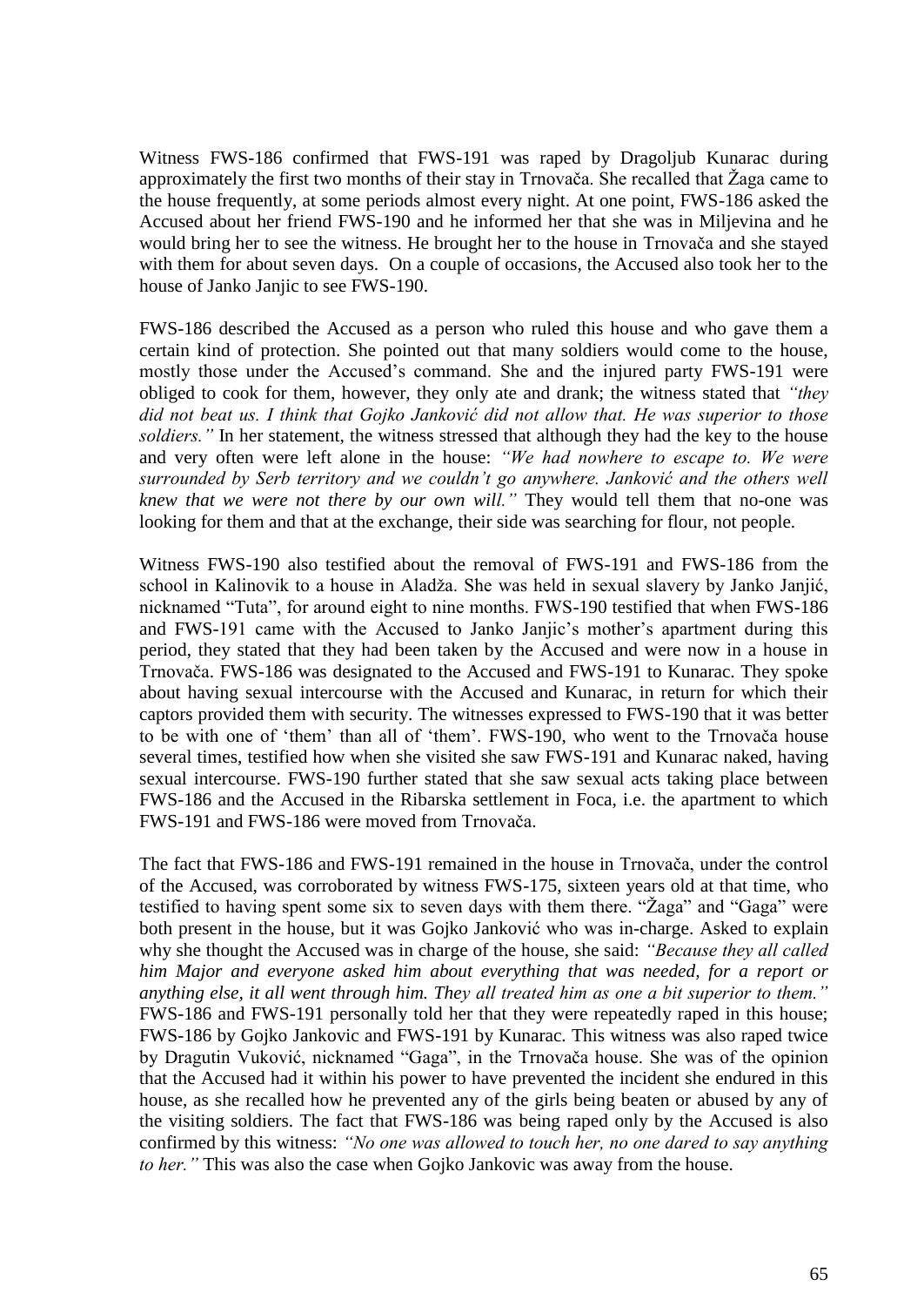Witness FWS-186 confirmed that FWS-191 was raped by Dragoljub Kunarac during approximately the first two months of their stay in Trnovača. She recalled that Žaga came to the house frequently, at some periods almost every night. At one point, FWS-186 asked the Accused about her friend FWS-190 and he informed her that she was in Miljevina and he would bring her to see the witness. He brought her to the house in Trnovača and she stayed with them for about seven days. On a couple of occasions, the Accused also took her to the house of Janko Janjic to see FWS-190.

FWS-186 described the Accused as a person who ruled this house and who gave them a certain kind of protection. She pointed out that many soldiers would come to the house, mostly those under the Accused's command. She and the injured party FWS-191 were obliged to cook for them, however, they only ate and drank; the witness stated that *"they did not beat us. I think that Gojko Janković did not allow that. He was superior to those soldiers."* In her statement, the witness stressed that although they had the key to the house and very often were left alone in the house: *"We had nowhere to escape to. We were surrounded by Serb territory and we couldn't go anywhere. Janković and the others well knew that we were not there by our own will."* They would tell them that no-one was looking for them and that at the exchange, their side was searching for flour, not people.

Witness FWS-190 also testified about the removal of FWS-191 and FWS-186 from the school in Kalinovik to a house in Aladža. She was held in sexual slavery by Janko Janjić, nicknamed "Tuta", for around eight to nine months. FWS-190 testified that when FWS-186 and FWS-191 came with the Accused to Janko Janjic's mother's apartment during this period, they stated that they had been taken by the Accused and were now in a house in Trnovača. FWS-186 was designated to the Accused and FWS-191 to Kunarac. They spoke about having sexual intercourse with the Accused and Kunarac, in return for which their captors provided them with security. The witnesses expressed to FWS-190 that it was better to be with one of 'them' than all of 'them'. FWS-190, who went to the Trnovača house several times, testified how when she visited she saw FWS-191 and Kunarac naked, having sexual intercourse. FWS-190 further stated that she saw sexual acts taking place between FWS-186 and the Accused in the Ribarska settlement in Foca, i.e. the apartment to which FWS-191 and FWS-186 were moved from Trnovača.

The fact that FWS-186 and FWS-191 remained in the house in Trnovača, under the control of the Accused, was corroborated by witness FWS-175, sixteen years old at that time, who testified to having spent some six to seven days with them there. "Žaga" and "Gaga" were both present in the house, but it was Gojko Janković who was in-charge. Asked to explain why she thought the Accused was in charge of the house, she said: *"Because they all called him Major and everyone asked him about everything that was needed, for a report or anything else, it all went through him. They all treated him as one a bit superior to them."* FWS-186 and FWS-191 personally told her that they were repeatedly raped in this house; FWS-186 by Gojko Jankovic and FWS-191 by Kunarac. This witness was also raped twice by Dragutin Vuković, nicknamed "Gaga", in the Trnovača house. She was of the opinion that the Accused had it within his power to have prevented the incident she endured in this house, as she recalled how he prevented any of the girls being beaten or abused by any of the visiting soldiers. The fact that FWS-186 was being raped only by the Accused is also confirmed by this witness: *"No one was allowed to touch her, no one dared to say anything to her."* This was also the case when Gojko Jankovic was away from the house.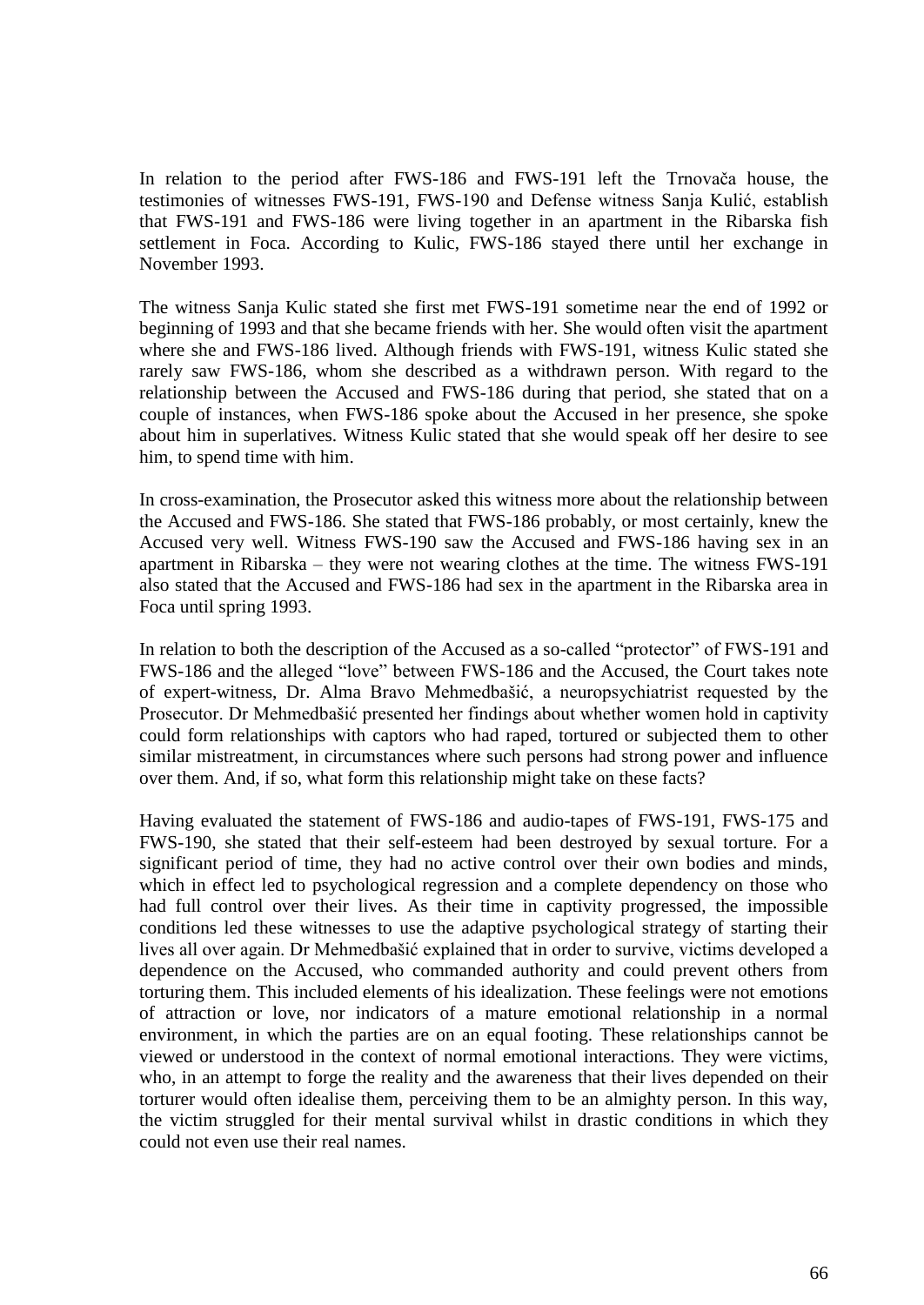In relation to the period after FWS-186 and FWS-191 left the Trnovača house, the testimonies of witnesses FWS-191, FWS-190 and Defense witness Sanja Kulić, establish that FWS-191 and FWS-186 were living together in an apartment in the Ribarska fish settlement in Foca. According to Kulic, FWS-186 stayed there until her exchange in November 1993.

The witness Sanja Kulic stated she first met FWS-191 sometime near the end of 1992 or beginning of 1993 and that she became friends with her. She would often visit the apartment where she and FWS-186 lived. Although friends with FWS-191, witness Kulic stated she rarely saw FWS-186, whom she described as a withdrawn person. With regard to the relationship between the Accused and FWS-186 during that period, she stated that on a couple of instances, when FWS-186 spoke about the Accused in her presence, she spoke about him in superlatives. Witness Kulic stated that she would speak off her desire to see him, to spend time with him.

In cross-examination, the Prosecutor asked this witness more about the relationship between the Accused and FWS-186. She stated that FWS-186 probably, or most certainly, knew the Accused very well. Witness FWS-190 saw the Accused and FWS-186 having sex in an apartment in Ribarska – they were not wearing clothes at the time. The witness FWS-191 also stated that the Accused and FWS-186 had sex in the apartment in the Ribarska area in Foca until spring 1993.

In relation to both the description of the Accused as a so-called "protector" of FWS-191 and FWS-186 and the alleged "love" between FWS-186 and the Accused, the Court takes note of expert-witness, Dr. Alma Bravo Mehmedbašić, a neuropsychiatrist requested by the Prosecutor. Dr Mehmedbašić presented her findings about whether women hold in captivity could form relationships with captors who had raped, tortured or subjected them to other similar mistreatment, in circumstances where such persons had strong power and influence over them. And, if so, what form this relationship might take on these facts?

Having evaluated the statement of FWS-186 and audio-tapes of FWS-191, FWS-175 and FWS-190, she stated that their self-esteem had been destroyed by sexual torture. For a significant period of time, they had no active control over their own bodies and minds, which in effect led to psychological regression and a complete dependency on those who had full control over their lives. As their time in captivity progressed, the impossible conditions led these witnesses to use the adaptive psychological strategy of starting their lives all over again. Dr Mehmedbašić explained that in order to survive, victims developed a dependence on the Accused, who commanded authority and could prevent others from torturing them. This included elements of his idealization. These feelings were not emotions of attraction or love, nor indicators of a mature emotional relationship in a normal environment, in which the parties are on an equal footing. These relationships cannot be viewed or understood in the context of normal emotional interactions. They were victims, who, in an attempt to forge the reality and the awareness that their lives depended on their torturer would often idealise them, perceiving them to be an almighty person. In this way, the victim struggled for their mental survival whilst in drastic conditions in which they could not even use their real names.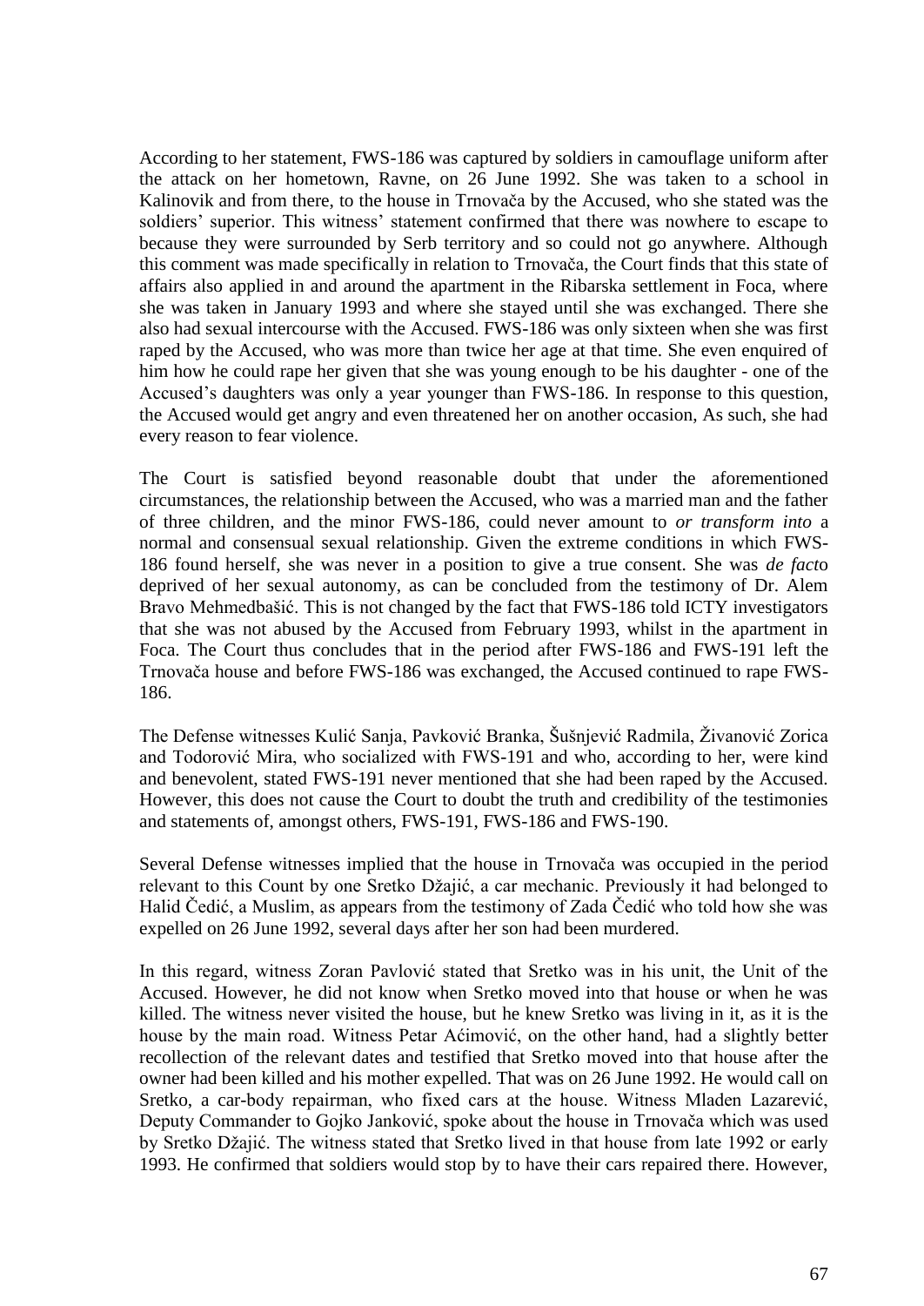According to her statement, FWS-186 was captured by soldiers in camouflage uniform after the attack on her hometown, Ravne, on 26 June 1992. She was taken to a school in Kalinovik and from there, to the house in Trnovača by the Accused, who she stated was the soldiers' superior. This witness' statement confirmed that there was nowhere to escape to because they were surrounded by Serb territory and so could not go anywhere. Although this comment was made specifically in relation to Trnovača, the Court finds that this state of affairs also applied in and around the apartment in the Ribarska settlement in Foca, where she was taken in January 1993 and where she stayed until she was exchanged. There she also had sexual intercourse with the Accused. FWS-186 was only sixteen when she was first raped by the Accused, who was more than twice her age at that time. She even enquired of him how he could rape her given that she was young enough to be his daughter - one of the Accused's daughters was only a year younger than FWS-186. In response to this question, the Accused would get angry and even threatened her on another occasion, As such, she had every reason to fear violence.

The Court is satisfied beyond reasonable doubt that under the aforementioned circumstances, the relationship between the Accused, who was a married man and the father of three children, and the minor FWS-186, could never amount to *or transform into* a normal and consensual sexual relationship. Given the extreme conditions in which FWS-186 found herself, she was never in a position to give a true consent. She was *de facto* deprived of her sexual autonomy, as can be concluded from the testimony of Dr. Alem Bravo Mehmedbašić. This is not changed by the fact that FWS-186 told ICTY investigators that she was not abused by the Accused from February 1993, whilst in the apartment in Foca. The Court thus concludes that in the period after FWS-186 and FWS-191 left the Trnovača house and before FWS-186 was exchanged, the Accused continued to rape FWS-186.

The Defense witnesses Kulić Sanja, Pavković Branka, Šušnjević Radmila, Živanović Zorica and Todorović Mira, who socialized with FWS-191 and who, according to her, were kind and benevolent, stated FWS-191 never mentioned that she had been raped by the Accused. However, this does not cause the Court to doubt the truth and credibility of the testimonies and statements of, amongst others, FWS-191, FWS-186 and FWS-190.

Several Defense witnesses implied that the house in Trnovača was occupied in the period relevant to this Count by one Sretko Džajić, a car mechanic. Previously it had belonged to Halid Čedić, a Muslim, as appears from the testimony of Zada Čedić who told how she was expelled on 26 June 1992, several days after her son had been murdered.

In this regard, witness Zoran Pavlović stated that Sretko was in his unit, the Unit of the Accused. However, he did not know when Sretko moved into that house or when he was killed. The witness never visited the house, but he knew Sretko was living in it, as it is the house by the main road. Witness Petar Aćimović, on the other hand, had a slightly better recollection of the relevant dates and testified that Sretko moved into that house after the owner had been killed and his mother expelled. That was on 26 June 1992. He would call on Sretko, a car-body repairman, who fixed cars at the house. Witness Mladen Lazarević, Deputy Commander to Gojko Janković, spoke about the house in Trnovača which was used by Sretko Džajić. The witness stated that Sretko lived in that house from late 1992 or early 1993. He confirmed that soldiers would stop by to have their cars repaired there. However,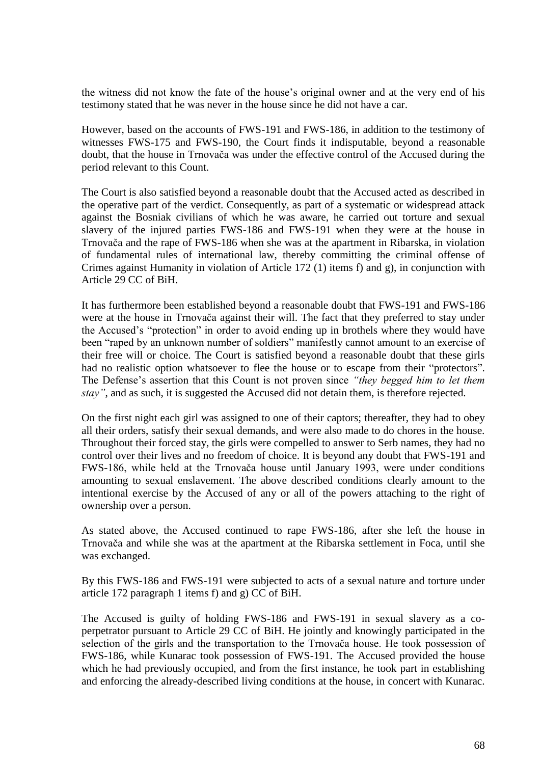the witness did not know the fate of the house's original owner and at the very end of his testimony stated that he was never in the house since he did not have a car.

However, based on the accounts of FWS-191 and FWS-186, in addition to the testimony of witnesses FWS-175 and FWS-190, the Court finds it indisputable, beyond a reasonable doubt, that the house in Trnovača was under the effective control of the Accused during the period relevant to this Count.

The Court is also satisfied beyond a reasonable doubt that the Accused acted as described in the operative part of the verdict. Consequently, as part of a systematic or widespread attack against the Bosniak civilians of which he was aware, he carried out torture and sexual slavery of the injured parties FWS-186 and FWS-191 when they were at the house in Trnovača and the rape of FWS-186 when she was at the apartment in Ribarska, in violation of fundamental rules of international law, thereby committing the criminal offense of Crimes against Humanity in violation of Article 172 (1) items f) and g), in conjunction with Article 29 CC of BiH.

It has furthermore been established beyond a reasonable doubt that FWS-191 and FWS-186 were at the house in Trnovača against their will. The fact that they preferred to stay under the Accused's "protection" in order to avoid ending up in brothels where they would have been "raped by an unknown number of soldiers" manifestly cannot amount to an exercise of their free will or choice. The Court is satisfied beyond a reasonable doubt that these girls had no realistic option whatsoever to flee the house or to escape from their "protectors". The Defense's assertion that this Count is not proven since *"they begged him to let them stay"*, and as such, it is suggested the Accused did not detain them, is therefore rejected.

On the first night each girl was assigned to one of their captors; thereafter, they had to obey all their orders, satisfy their sexual demands, and were also made to do chores in the house. Throughout their forced stay, the girls were compelled to answer to Serb names, they had no control over their lives and no freedom of choice. It is beyond any doubt that FWS-191 and FWS-186, while held at the Trnovača house until January 1993, were under conditions amounting to sexual enslavement. The above described conditions clearly amount to the intentional exercise by the Accused of any or all of the powers attaching to the right of ownership over a person.

As stated above, the Accused continued to rape FWS-186, after she left the house in Trnovača and while she was at the apartment at the Ribarska settlement in Foca, until she was exchanged.

By this FWS-186 and FWS-191 were subjected to acts of a sexual nature and torture under article 172 paragraph 1 items f) and g) CC of BiH.

The Accused is guilty of holding FWS-186 and FWS-191 in sexual slavery as a co-perpetrator pursuant to Article 29 CC of BiH. He jointly and knowingly participated in the selection of the girls and the transportation to the Trnovača house. He took possession of FWS-186, while Kunarac took possession of FWS-191. The Accused provided the house which he had previously occupied, and from the first instance, he took part in establishing and enforcing the already-described living conditions at the house, in concert with Kunarac.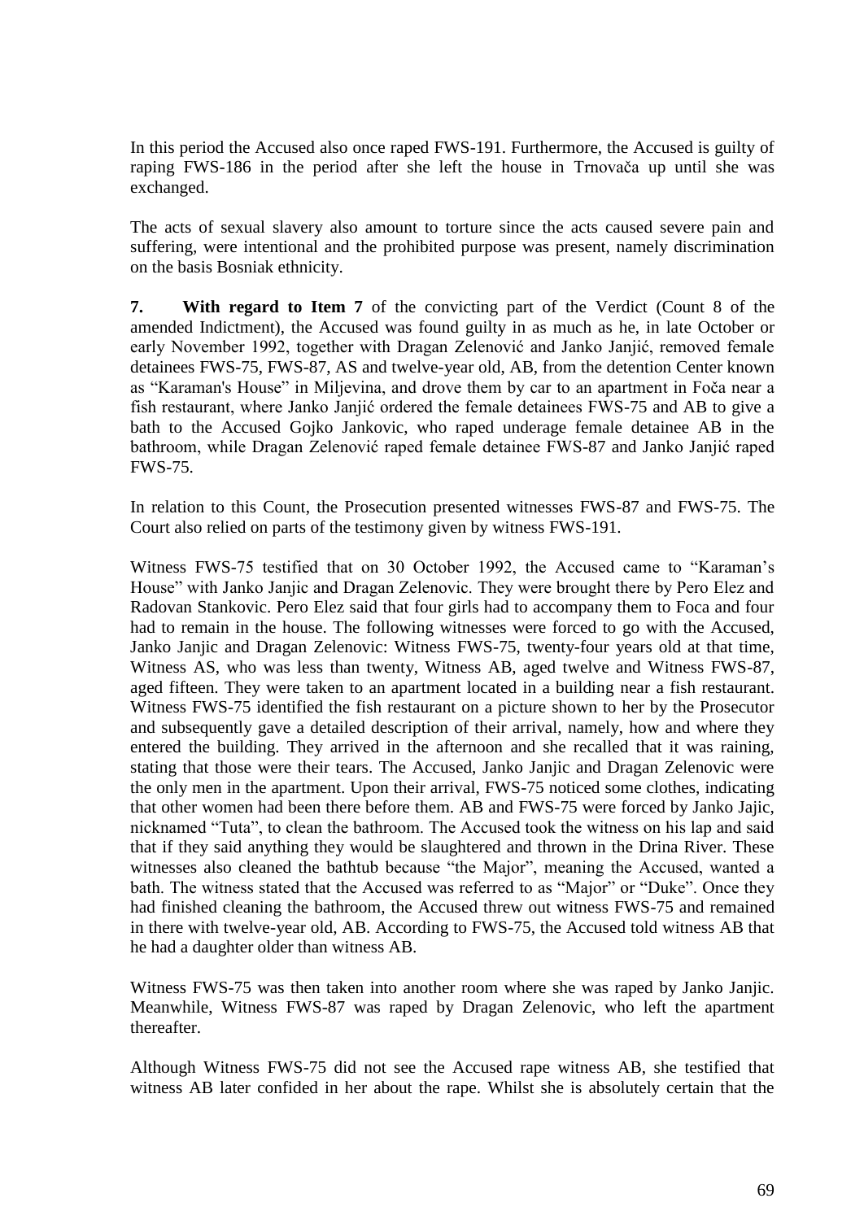In this period the Accused also once raped FWS-191. Furthermore, the Accused is guilty of raping FWS-186 in the period after she left the house in Trnovača up until she was exchanged.

The acts of sexual slavery also amount to torture since the acts caused severe pain and suffering, were intentional and the prohibited purpose was present, namely discrimination on the basis Bosniak ethnicity.

**7. With regard to Item 7** of the convicting part of the Verdict (Count 8 of the amended Indictment), the Accused was found guilty in as much as he, in late October or early November 1992, together with Dragan Zelenović and Janko Janjić, removed female detainees FWS-75, FWS-87, AS and twelve-year old, AB, from the detention Center known as "Karaman's House" in Miljevina, and drove them by car to an apartment in Foča near a fish restaurant, where Janko Janjić ordered the female detainees FWS-75 and AB to give a bath to the Accused Gojko Jankovic, who raped underage female detainee AB in the bathroom, while Dragan Zelenović raped female detainee FWS-87 and Janko Janjić raped FWS-75.

In relation to this Count, the Prosecution presented witnesses FWS-87 and FWS-75. The Court also relied on parts of the testimony given by witness FWS-191.

Witness FWS-75 testified that on 30 October 1992, the Accused came to "Karaman's House" with Janko Janjic and Dragan Zelenovic. They were brought there by Pero Elez and Radovan Stankovic. Pero Elez said that four girls had to accompany them to Foca and four had to remain in the house. The following witnesses were forced to go with the Accused, Janko Janjic and Dragan Zelenovic: Witness FWS-75, twenty-four years old at that time, Witness AS, who was less than twenty, Witness AB, aged twelve and Witness FWS-87, aged fifteen. They were taken to an apartment located in a building near a fish restaurant. Witness FWS-75 identified the fish restaurant on a picture shown to her by the Prosecutor and subsequently gave a detailed description of their arrival, namely, how and where they entered the building. They arrived in the afternoon and she recalled that it was raining, stating that those were their tears. The Accused, Janko Janjic and Dragan Zelenovic were the only men in the apartment. Upon their arrival, FWS-75 noticed some clothes, indicating that other women had been there before them. AB and FWS-75 were forced by Janko Jajic, nicknamed "Tuta", to clean the bathroom. The Accused took the witness on his lap and said that if they said anything they would be slaughtered and thrown in the Drina River. These witnesses also cleaned the bathtub because "the Major", meaning the Accused, wanted a bath. The witness stated that the Accused was referred to as "Major" or "Duke". Once they had finished cleaning the bathroom, the Accused threw out witness FWS-75 and remained in there with twelve-year old, AB. According to FWS-75, the Accused told witness AB that he had a daughter older than witness AB.

Witness FWS-75 was then taken into another room where she was raped by Janko Janjic. Meanwhile, Witness FWS-87 was raped by Dragan Zelenovic, who left the apartment thereafter.

Although Witness FWS-75 did not see the Accused rape witness AB, she testified that witness AB later confided in her about the rape. Whilst she is absolutely certain that the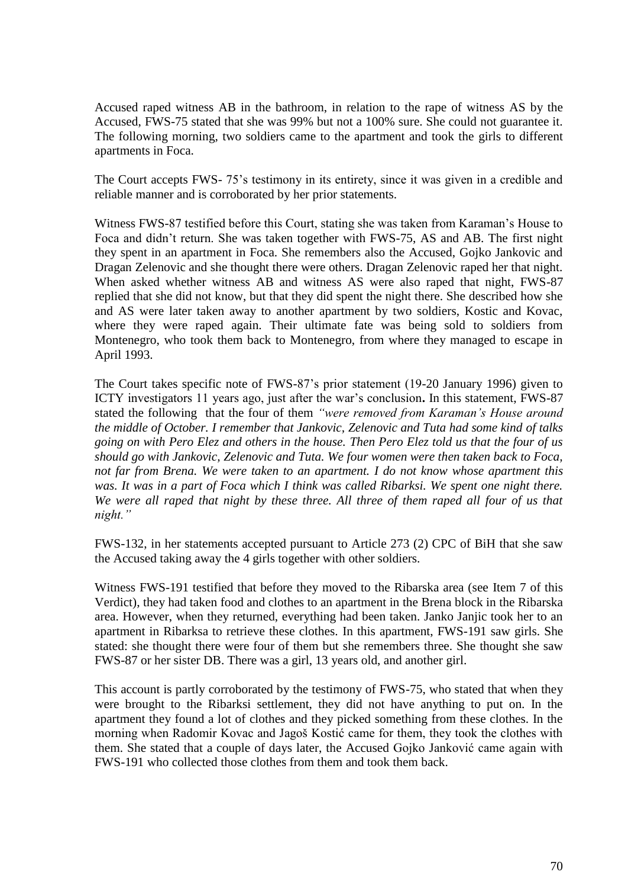Accused raped witness AB in the bathroom, in relation to the rape of witness AS by the Accused, FWS-75 stated that she was 99% but not a 100% sure. She could not guarantee it. The following morning, two soldiers came to the apartment and took the girls to different apartments in Foca.

The Court accepts FWS- 75's testimony in its entirety, since it was given in a credible and reliable manner and is corroborated by her prior statements.

Witness FWS-87 testified before this Court, stating she was taken from Karaman's House to Foca and didn't return. She was taken together with FWS-75, AS and AB. The first night they spent in an apartment in Foca. She remembers also the Accused, Gojko Jankovic and Dragan Zelenovic and she thought there were others. Dragan Zelenovic raped her that night. When asked whether witness AB and witness AS were also raped that night, FWS-87 replied that she did not know, but that they did spent the night there. She described how she and AS were later taken away to another apartment by two soldiers, Kostic and Kovac, where they were raped again. Their ultimate fate was being sold to soldiers from Montenegro, who took them back to Montenegro, from where they managed to escape in April 1993.

The Court takes specific note of FWS-87's prior statement (19-20 January 1996) given to ICTY investigators 11 years ago, just after the war's conclusion**.** In this statement, FWS-87 stated the following that the four of them *"were removed from Karaman's House around the middle of October. I remember that Jankovic, Zelenovic and Tuta had some kind of talks going on with Pero Elez and others in the house. Then Pero Elez told us that the four of us should go with Jankovic, Zelenovic and Tuta. We four women were then taken back to Foca, not far from Brena. We were taken to an apartment. I do not know whose apartment this was. It was in a part of Foca which I think was called Ribarksi. We spent one night there. We were all raped that night by these three. All three of them raped all four of us that night."*

FWS-132, in her statements accepted pursuant to Article 273 (2) CPC of BiH that she saw the Accused taking away the 4 girls together with other soldiers.

Witness FWS-191 testified that before they moved to the Ribarska area (see Item 7 of this Verdict), they had taken food and clothes to an apartment in the Brena block in the Ribarska area. However, when they returned, everything had been taken. Janko Janjic took her to an apartment in Ribarksa to retrieve these clothes. In this apartment, FWS-191 saw girls. She stated: she thought there were four of them but she remembers three. She thought she saw FWS-87 or her sister DB. There was a girl, 13 years old, and another girl.

This account is partly corroborated by the testimony of FWS-75, who stated that when they were brought to the Ribarksi settlement, they did not have anything to put on. In the apartment they found a lot of clothes and they picked something from these clothes. In the morning when Radomir Kovac and Jagoš Kostić came for them, they took the clothes with them. She stated that a couple of days later, the Accused Gojko Janković came again with FWS-191 who collected those clothes from them and took them back.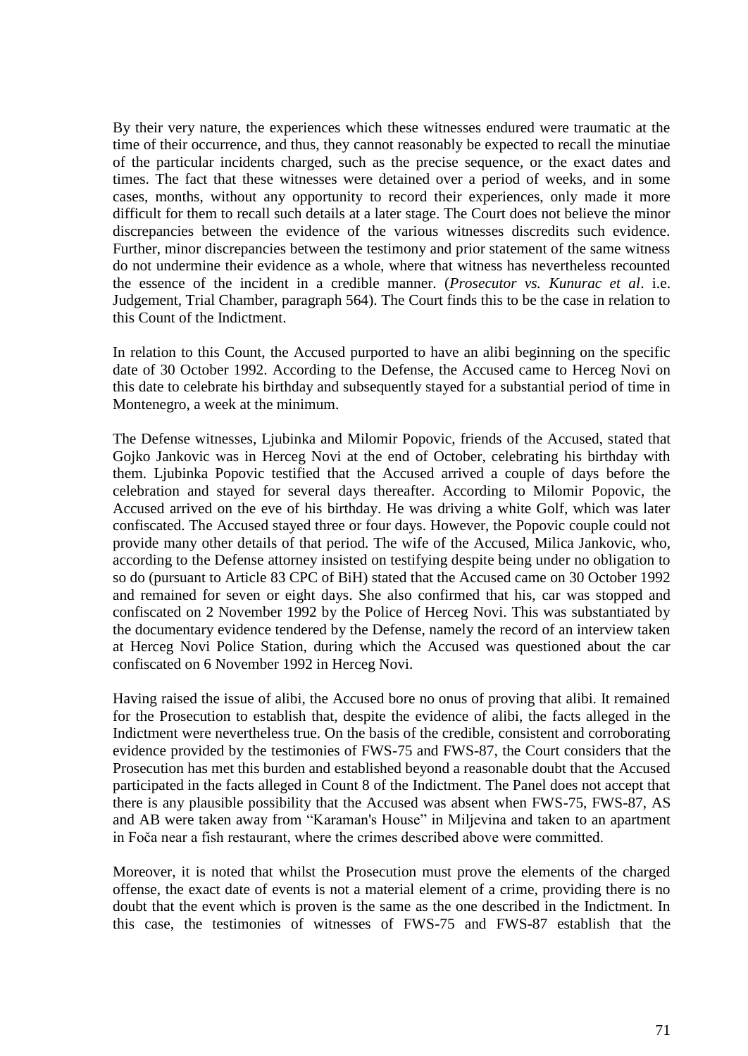By their very nature, the experiences which these witnesses endured were traumatic at the time of their occurrence, and thus, they cannot reasonably be expected to recall the minutiae of the particular incidents charged, such as the precise sequence, or the exact dates and times. The fact that these witnesses were detained over a period of weeks, and in some cases, months, without any opportunity to record their experiences, only made it more difficult for them to recall such details at a later stage. The Court does not believe the minor discrepancies between the evidence of the various witnesses discredits such evidence. Further, minor discrepancies between the testimony and prior statement of the same witness do not undermine their evidence as a whole, where that witness has nevertheless recounted the essence of the incident in a credible manner. (*Prosecutor vs. Kunurac et al*. i.e. Judgement, Trial Chamber, paragraph 564). The Court finds this to be the case in relation to this Count of the Indictment.

In relation to this Count, the Accused purported to have an alibi beginning on the specific date of 30 October 1992. According to the Defense, the Accused came to Herceg Novi on this date to celebrate his birthday and subsequently stayed for a substantial period of time in Montenegro, a week at the minimum.

The Defense witnesses, Ljubinka and Milomir Popovic, friends of the Accused, stated that Gojko Jankovic was in Herceg Novi at the end of October, celebrating his birthday with them. Ljubinka Popovic testified that the Accused arrived a couple of days before the celebration and stayed for several days thereafter. According to Milomir Popovic, the Accused arrived on the eve of his birthday. He was driving a white Golf, which was later confiscated. The Accused stayed three or four days. However, the Popovic couple could not provide many other details of that period. The wife of the Accused, Milica Jankovic, who, according to the Defense attorney insisted on testifying despite being under no obligation to so do (pursuant to Article 83 CPC of BiH) stated that the Accused came on 30 October 1992 and remained for seven or eight days. She also confirmed that his, car was stopped and confiscated on 2 November 1992 by the Police of Herceg Novi. This was substantiated by the documentary evidence tendered by the Defense, namely the record of an interview taken at Herceg Novi Police Station, during which the Accused was questioned about the car confiscated on 6 November 1992 in Herceg Novi.

Having raised the issue of alibi, the Accused bore no onus of proving that alibi. It remained for the Prosecution to establish that, despite the evidence of alibi, the facts alleged in the Indictment were nevertheless true. On the basis of the credible, consistent and corroborating evidence provided by the testimonies of FWS-75 and FWS-87, the Court considers that the Prosecution has met this burden and established beyond a reasonable doubt that the Accused participated in the facts alleged in Count 8 of the Indictment. The Panel does not accept that there is any plausible possibility that the Accused was absent when FWS-75, FWS-87, AS and AB were taken away from "Karaman's House" in Miljevina and taken to an apartment in Foča near a fish restaurant, where the crimes described above were committed.

Moreover, it is noted that whilst the Prosecution must prove the elements of the charged offense, the exact date of events is not a material element of a crime, providing there is no doubt that the event which is proven is the same as the one described in the Indictment. In this case, the testimonies of witnesses of FWS-75 and FWS-87 establish that the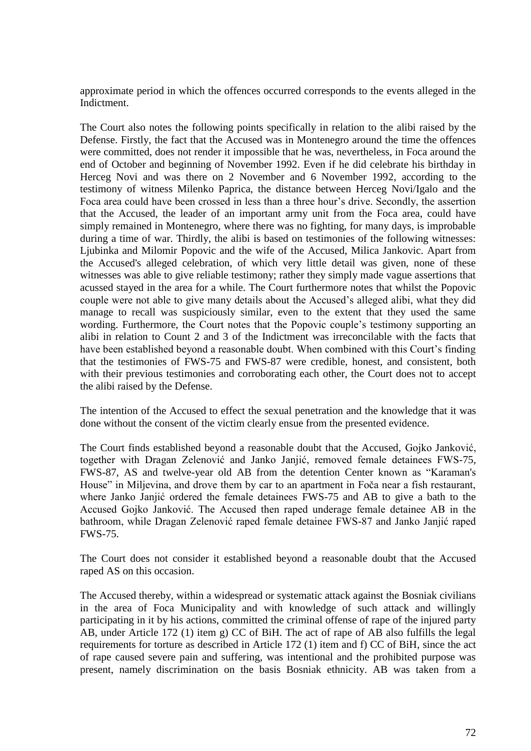approximate period in which the offences occurred corresponds to the events alleged in the Indictment.

The Court also notes the following points specifically in relation to the alibi raised by the Defense. Firstly, the fact that the Accused was in Montenegro around the time the offences were committed, does not render it impossible that he was, nevertheless, in Foca around the end of October and beginning of November 1992. Even if he did celebrate his birthday in Herceg Novi and was there on 2 November and 6 November 1992, according to the testimony of witness Milenko Paprica, the distance between Herceg Novi/Igalo and the Foca area could have been crossed in less than a three hour's drive. Secondly, the assertion that the Accused, the leader of an important army unit from the Foca area, could have simply remained in Montenegro, where there was no fighting, for many days, is improbable during a time of war. Thirdly, the alibi is based on testimonies of the following witnesses: Ljubinka and Milomir Popovic and the wife of the Accused, Milica Jankovic. Apart from the Accused's alleged celebration, of which very little detail was given, none of these witnesses was able to give reliable testimony; rather they simply made vague assertions that acussed stayed in the area for a while. The Court furthermore notes that whilst the Popovic couple were not able to give many details about the Accused's alleged alibi, what they did manage to recall was suspiciously similar, even to the extent that they used the same wording. Furthermore, the Court notes that the Popovic couple's testimony supporting an alibi in relation to Count 2 and 3 of the Indictment was irreconcilable with the facts that have been established beyond a reasonable doubt. When combined with this Court's finding that the testimonies of FWS-75 and FWS-87 were credible, honest, and consistent, both with their previous testimonies and corroborating each other, the Court does not to accept the alibi raised by the Defense.

The intention of the Accused to effect the sexual penetration and the knowledge that it was done without the consent of the victim clearly ensue from the presented evidence.

The Court finds established beyond a reasonable doubt that the Accused, Gojko Janković, together with Dragan Zelenović and Janko Janjić, removed female detainees FWS-75, FWS-87, AS and twelve-year old AB from the detention Center known as "Karaman's House" in Miljevina, and drove them by car to an apartment in Foča near a fish restaurant, where Janko Janjić ordered the female detainees FWS-75 and AB to give a bath to the Accused Gojko Janković. The Accused then raped underage female detainee AB in the bathroom, while Dragan Zelenović raped female detainee FWS-87 and Janko Janjić raped FWS-75.

The Court does not consider it established beyond a reasonable doubt that the Accused raped AS on this occasion.

The Accused thereby, within a widespread or systematic attack against the Bosniak civilians in the area of Foca Municipality and with knowledge of such attack and willingly participating in it by his actions, committed the criminal offense of rape of the injured party AB, under Article 172 (1) item g) CC of BiH. The act of rape of AB also fulfills the legal requirements for torture as described in Article 172 (1) item and f) CC of BiH, since the act of rape caused severe pain and suffering, was intentional and the prohibited purpose was present, namely discrimination on the basis Bosniak ethnicity. AB was taken from a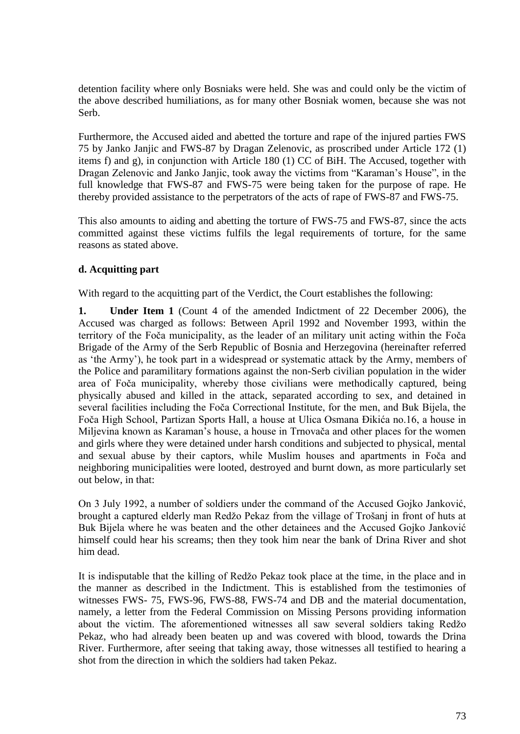detention facility where only Bosniaks were held. She was and could only be the victim of the above described humiliations, as for many other Bosniak women, because she was not Serb.

Furthermore, the Accused aided and abetted the torture and rape of the injured parties FWS 75 by Janko Janjic and FWS-87 by Dragan Zelenovic, as proscribed under Article 172 (1) items f) and g), in conjunction with Article 180 (1) CC of BiH. The Accused, together with Dragan Zelenovic and Janko Janjic, took away the victims from "Karaman's House", in the full knowledge that FWS-87 and FWS-75 were being taken for the purpose of rape. He thereby provided assistance to the perpetrators of the acts of rape of FWS-87 and FWS-75.

This also amounts to aiding and abetting the torture of FWS-75 and FWS-87, since the acts committed against these victims fulfils the legal requirements of torture, for the same reasons as stated above.

### d. Acquitting part

With regard to the acquitting part of the Verdict, the Court establishes the following:

**1. Under Item 1** (Count 4 of the amended Indictment of 22 December 2006), the Accused was charged as follows: Between April 1992 and November 1993, within the territory of the Foča municipality, as the leader of an military unit acting within the Foča Brigade of the Army of the Serb Republic of Bosnia and Herzegovina (hereinafter referred as 'the Army'), he took part in a widespread or systematic attack by the Army, members of the Police and paramilitary formations against the non-Serb civilian population in the wider area of Foča municipality, whereby those civilians were methodically captured, being physically abused and killed in the attack, separated according to sex, and detained in several facilities including the Foča Correctional Institute, for the men, and Buk Bijela, the Foča High School, Partizan Sports Hall, a house at Ulica Osmana Đikića no.16, a house in Miljevina known as Karaman's house, a house in Trnovača and other places for the women and girls where they were detained under harsh conditions and subjected to physical, mental and sexual abuse by their captors, while Muslim houses and apartments in Foča and neighboring municipalities were looted, destroyed and burnt down, as more particularly set out below, in that:

On 3 July 1992, a number of soldiers under the command of the Accused Gojko Janković, brought a captured elderly man Redžo Pekaz from the village of Trošanj in front of huts at Buk Bijela where he was beaten and the other detainees and the Accused Gojko Janković himself could hear his screams; then they took him near the bank of Drina River and shot him dead.

It is indisputable that the killing of Redžo Pekaz took place at the time, in the place and in the manner as described in the Indictment. This is established from the testimonies of witnesses FWS- 75, FWS-96, FWS-88, FWS-74 and DB and the material documentation, namely, a letter from the Federal Commission on Missing Persons providing information about the victim. The aforementioned witnesses all saw several soldiers taking Redžo Pekaz, who had already been beaten up and was covered with blood, towards the Drina River. Furthermore, after seeing that taking away, those witnesses all testified to hearing a shot from the direction in which the soldiers had taken Pekaz.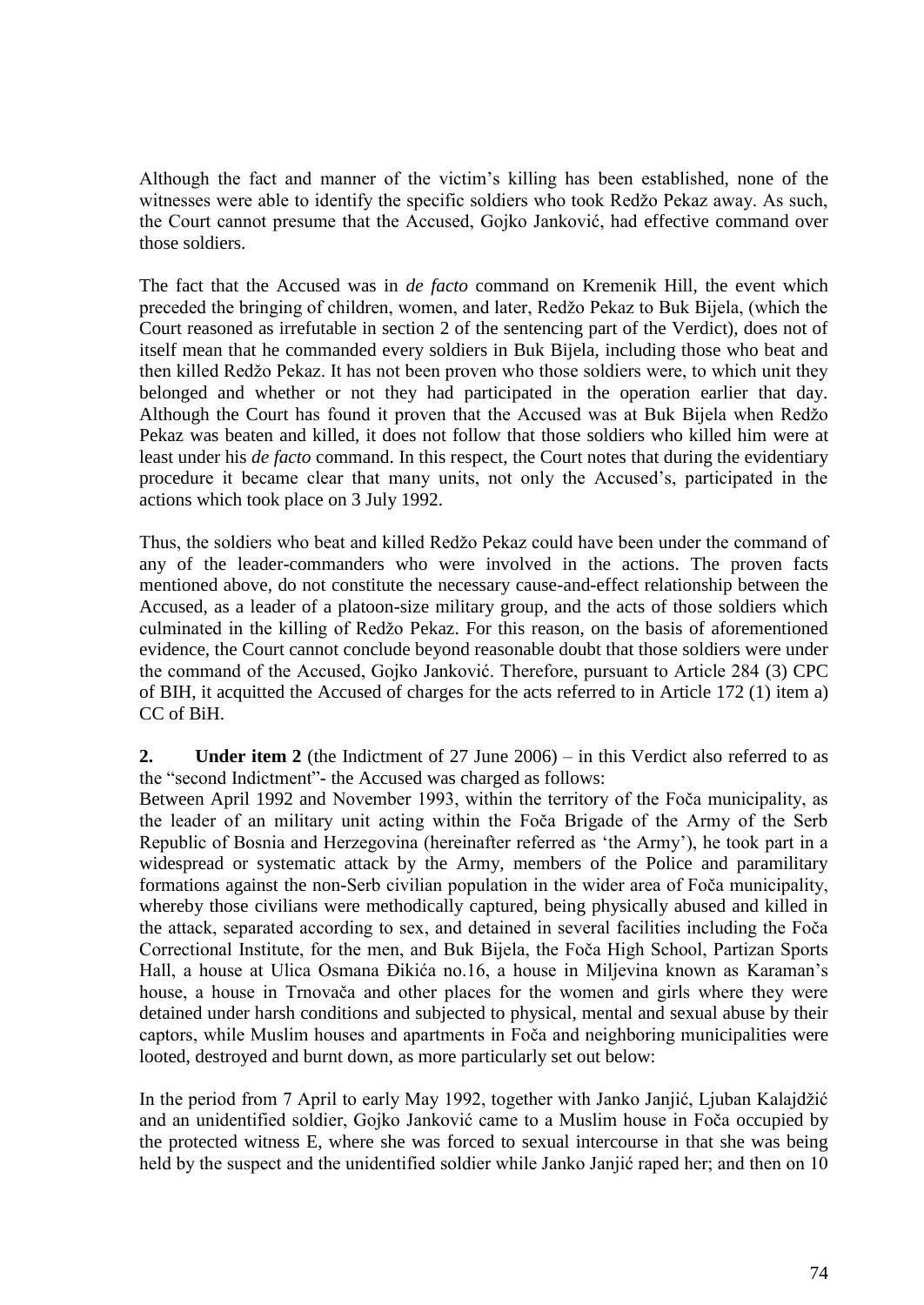Although the fact and manner of the victim's killing has been established, none of the witnesses were able to identify the specific soldiers who took Redžo Pekaz away. As such, the Court cannot presume that the Accused, Gojko Janković, had effective command over those soldiers.

The fact that the Accused was in *de facto* command on Kremenik Hill, the event which preceded the bringing of children, women, and later, Redžo Pekaz to Buk Bijela, (which the Court reasoned as irrefutable in section 2 of the sentencing part of the Verdict), does not of itself mean that he commanded every soldiers in Buk Bijela, including those who beat and then killed Redžo Pekaz. It has not been proven who those soldiers were, to which unit they belonged and whether or not they had participated in the operation earlier that day. Although the Court has found it proven that the Accused was at Buk Bijela when Redžo Pekaz was beaten and killed, it does not follow that those soldiers who killed him were at least under his *de facto* command. In this respect, the Court notes that during the evidentiary procedure it became clear that many units, not only the Accused's, participated in the actions which took place on 3 July 1992.

Thus, the soldiers who beat and killed Redžo Pekaz could have been under the command of any of the leader-commanders who were involved in the actions. The proven facts mentioned above, do not constitute the necessary cause-and-effect relationship between the Accused, as a leader of a platoon-size military group, and the acts of those soldiers which culminated in the killing of Redžo Pekaz. For this reason, on the basis of aforementioned evidence, the Court cannot conclude beyond reasonable doubt that those soldiers were under the command of the Accused, Gojko Janković. Therefore, pursuant to Article 284 (3) CPC of BIH, it acquitted the Accused of charges for the acts referred to in Article 172 (1) item a) CC of BiH.

**2. Under item 2** (the Indictment of 27 June 2006) – in this Verdict also referred to as the "second Indictment"- the Accused was charged as follows:
Between April 1992 and November 1993, within the territory of the Foča municipality, as the leader of an military unit acting within the Foča Brigade of the Army of the Serb Republic of Bosnia and Herzegovina (hereinafter referred as 'the Army'), he took part in a widespread or systematic attack by the Army, members of the Police and paramilitary formations against the non-Serb civilian population in the wider area of Foča municipality, whereby those civilians were methodically captured, being physically abused and killed in the attack, separated according to sex, and detained in several facilities including the Foča Correctional Institute, for the men, and Buk Bijela, the Foča High School, Partizan Sports Hall, a house at Ulica Osmana Đikića no.16, a house in Miljevina known as Karaman's house, a house in Trnovača and other places for the women and girls where they were detained under harsh conditions and subjected to physical, mental and sexual abuse by their captors, while Muslim houses and apartments in Foča and neighboring municipalities were looted, destroyed and burnt down, as more particularly set out below:

In the period from 7 April to early May 1992, together with Janko Janjić, Ljuban Kalajdžić and an unidentified soldier, Gojko Janković came to a Muslim house in Foča occupied by the protected witness E, where she was forced to sexual intercourse in that she was being held by the suspect and the unidentified soldier while Janko Janjić raped her; and then on 10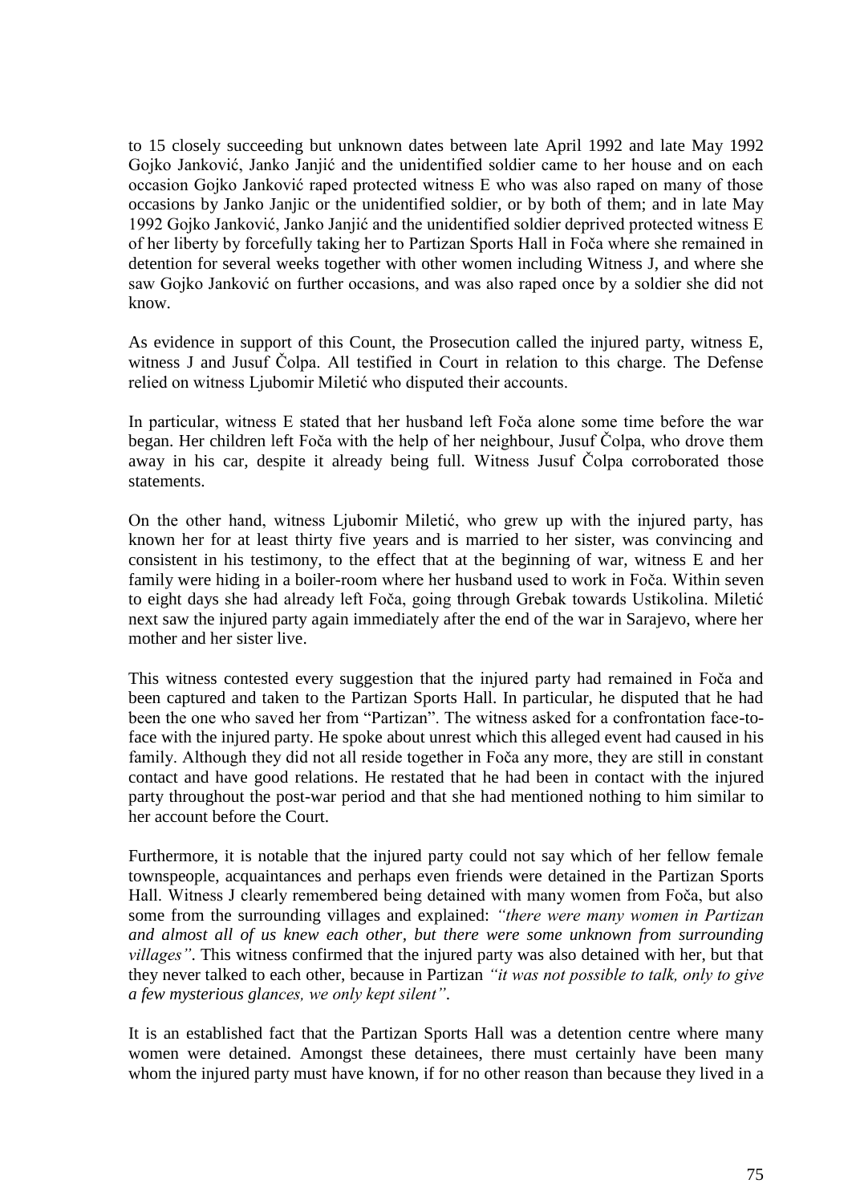to 15 closely succeeding but unknown dates between late April 1992 and late May 1992 Gojko Janković, Janko Janjić and the unidentified soldier came to her house and on each occasion Gojko Janković raped protected witness E who was also raped on many of those occasions by Janko Janjic or the unidentified soldier, or by both of them; and in late May 1992 Gojko Janković, Janko Janjić and the unidentified soldier deprived protected witness E of her liberty by forcefully taking her to Partizan Sports Hall in Foča where she remained in detention for several weeks together with other women including Witness J, and where she saw Gojko Janković on further occasions, and was also raped once by a soldier she did not know.

As evidence in support of this Count, the Prosecution called the injured party, witness E, witness J and Jusuf Čolpa. All testified in Court in relation to this charge. The Defense relied on witness Ljubomir Miletić who disputed their accounts.

In particular, witness E stated that her husband left Foča alone some time before the war began. Her children left Foča with the help of her neighbour, Jusuf Čolpa, who drove them away in his car, despite it already being full. Witness Jusuf Čolpa corroborated those statements.

On the other hand, witness Ljubomir Miletić, who grew up with the injured party, has known her for at least thirty five years and is married to her sister, was convincing and consistent in his testimony, to the effect that at the beginning of war, witness E and her family were hiding in a boiler-room where her husband used to work in Foča. Within seven to eight days she had already left Foča, going through Grebak towards Ustikolina. Miletić next saw the injured party again immediately after the end of the war in Sarajevo, where her mother and her sister live.

This witness contested every suggestion that the injured party had remained in Foča and been captured and taken to the Partizan Sports Hall. In particular, he disputed that he had been the one who saved her from "Partizan". The witness asked for a confrontation face-to-face with the injured party. He spoke about unrest which this alleged event had caused in his family. Although they did not all reside together in Foča any more, they are still in constant contact and have good relations. He restated that he had been in contact with the injured party throughout the post-war period and that she had mentioned nothing to him similar to her account before the Court.

Furthermore, it is notable that the injured party could not say which of her fellow female townspeople, acquaintances and perhaps even friends were detained in the Partizan Sports Hall. Witness J clearly remembered being detained with many women from Foča, but also some from the surrounding villages and explained: *"there were many women in Partizan and almost all of us knew each other, but there were some unknown from surrounding villages"*. This witness confirmed that the injured party was also detained with her, but that they never talked to each other, because in Partizan *"it was not possible to talk, only to give a few mysterious glances, we only kept silent"*.

It is an established fact that the Partizan Sports Hall was a detention centre where many women were detained. Amongst these detainees, there must certainly have been many whom the injured party must have known, if for no other reason than because they lived in a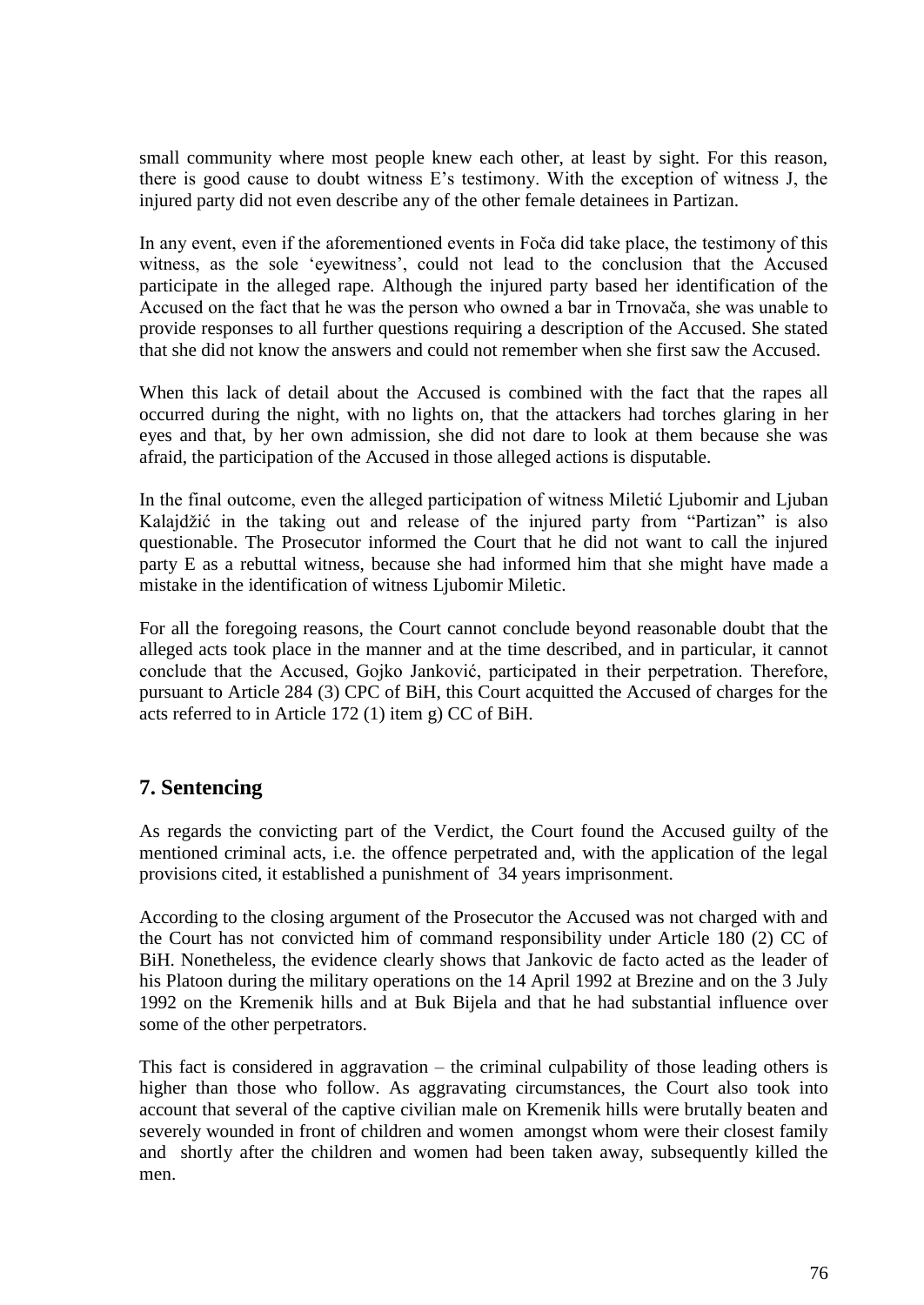small community where most people knew each other, at least by sight. For this reason, there is good cause to doubt witness E's testimony. With the exception of witness J, the injured party did not even describe any of the other female detainees in Partizan.

In any event, even if the aforementioned events in Foča did take place, the testimony of this witness, as the sole 'eyewitness', could not lead to the conclusion that the Accused participate in the alleged rape. Although the injured party based her identification of the Accused on the fact that he was the person who owned a bar in Trnovača, she was unable to provide responses to all further questions requiring a description of the Accused. She stated that she did not know the answers and could not remember when she first saw the Accused.

When this lack of detail about the Accused is combined with the fact that the rapes all occurred during the night, with no lights on, that the attackers had torches glaring in her eyes and that, by her own admission, she did not dare to look at them because she was afraid, the participation of the Accused in those alleged actions is disputable.

In the final outcome, even the alleged participation of witness Miletić Ljubomir and Ljuban Kalajdžić in the taking out and release of the injured party from "Partizan" is also questionable. The Prosecutor informed the Court that he did not want to call the injured party E as a rebuttal witness, because she had informed him that she might have made a mistake in the identification of witness Ljubomir Miletic.

For all the foregoing reasons, the Court cannot conclude beyond reasonable doubt that the alleged acts took place in the manner and at the time described, and in particular, it cannot conclude that the Accused, Gojko Janković, participated in their perpetration. Therefore, pursuant to Article 284 (3) CPC of BiH, this Court acquitted the Accused of charges for the acts referred to in Article 172 (1) item g) CC of BiH.

## 7. Sentencing

As regards the convicting part of the Verdict, the Court found the Accused guilty of the mentioned criminal acts, i.e. the offence perpetrated and, with the application of the legal provisions cited, it established a punishment of 34 years imprisonment.

According to the closing argument of the Prosecutor the Accused was not charged with and the Court has not convicted him of command responsibility under Article 180 (2) CC of BiH. Nonetheless, the evidence clearly shows that Jankovic de facto acted as the leader of his Platoon during the military operations on the 14 April 1992 at Brezine and on the 3 July 1992 on the Kremenik hills and at Buk Bijela and that he had substantial influence over some of the other perpetrators.

This fact is considered in aggravation – the criminal culpability of those leading others is higher than those who follow. As aggravating circumstances, the Court also took into account that several of the captive civilian male on Kremenik hills were brutally beaten and severely wounded in front of children and women amongst whom were their closest family and shortly after the children and women had been taken away, subsequently killed the men.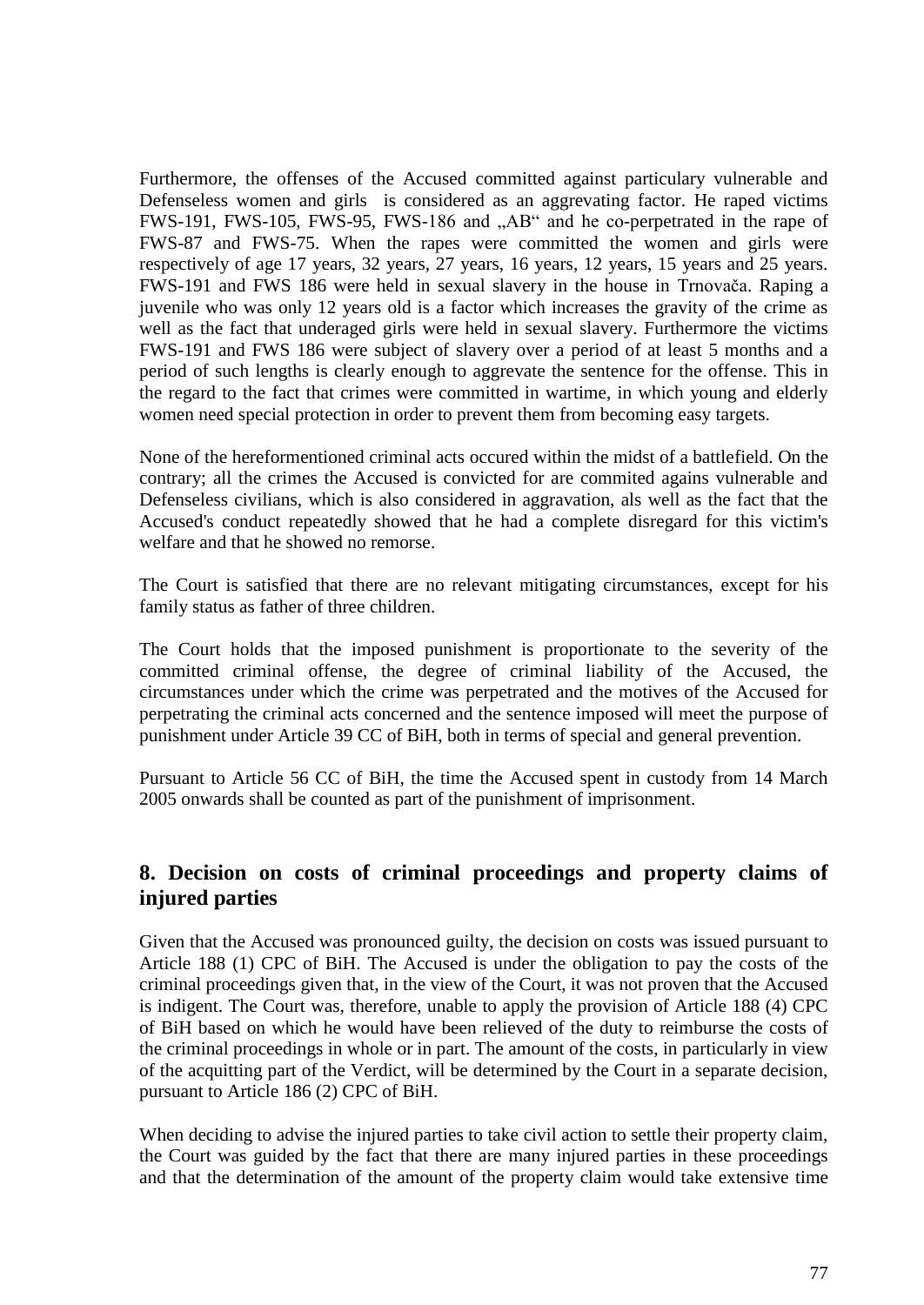Furthermore, the offenses of the Accused committed against particulary vulnerable and Defenseless women and girls is considered as an aggrevating factor. He raped victims FWS-191, FWS-105, FWS-95, FWS-186 and „AB“ and he co-perpetrated in the rape of FWS-87 and FWS-75. When the rapes were committed the women and girls were respectively of age 17 years, 32 years, 27 years, 16 years, 12 years, 15 years and 25 years. FWS-191 and FWS 186 were held in sexual slavery in the house in Trnovača. Raping a juvenile who was only 12 years old is a factor which increases the gravity of the crime as well as the fact that underaged girls were held in sexual slavery. Furthermore the victims FWS-191 and FWS 186 were subject of slavery over a period of at least 5 months and a period of such lengths is clearly enough to aggrevate the sentence for the offense. This in the regard to the fact that crimes were committed in wartime, in which young and elderly women need special protection in order to prevent them from becoming easy targets.

None of the hereformentioned criminal acts occured within the midst of a battlefield. On the contrary; all the crimes the Accused is convicted for are commited agains vulnerable and Defenseless civilians, which is also considered in aggravation, als well as the fact that the Accused's conduct repeatedly showed that he had a complete disregard for this victim's welfare and that he showed no remorse.

The Court is satisfied that there are no relevant mitigating circumstances, except for his family status as father of three children.

The Court holds that the imposed punishment is proportionate to the severity of the committed criminal offense, the degree of criminal liability of the Accused, the circumstances under which the crime was perpetrated and the motives of the Accused for perpetrating the criminal acts concerned and the sentence imposed will meet the purpose of punishment under Article 39 CC of BiH, both in terms of special and general prevention.

Pursuant to Article 56 CC of BiH, the time the Accused spent in custody from 14 March 2005 onwards shall be counted as part of the punishment of imprisonment.

## 8. Decision on costs of criminal proceedings and property claims of injured parties

Given that the Accused was pronounced guilty, the decision on costs was issued pursuant to Article 188 (1) CPC of BiH. The Accused is under the obligation to pay the costs of the criminal proceedings given that, in the view of the Court, it was not proven that the Accused is indigent. The Court was, therefore, unable to apply the provision of Article 188 (4) CPC of BiH based on which he would have been relieved of the duty to reimburse the costs of the criminal proceedings in whole or in part. The amount of the costs, in particularly in view of the acquitting part of the Verdict, will be determined by the Court in a separate decision, pursuant to Article 186 (2) CPC of BiH.

When deciding to advise the injured parties to take civil action to settle their property claim, the Court was guided by the fact that there are many injured parties in these proceedings and that the determination of the amount of the property claim would take extensive time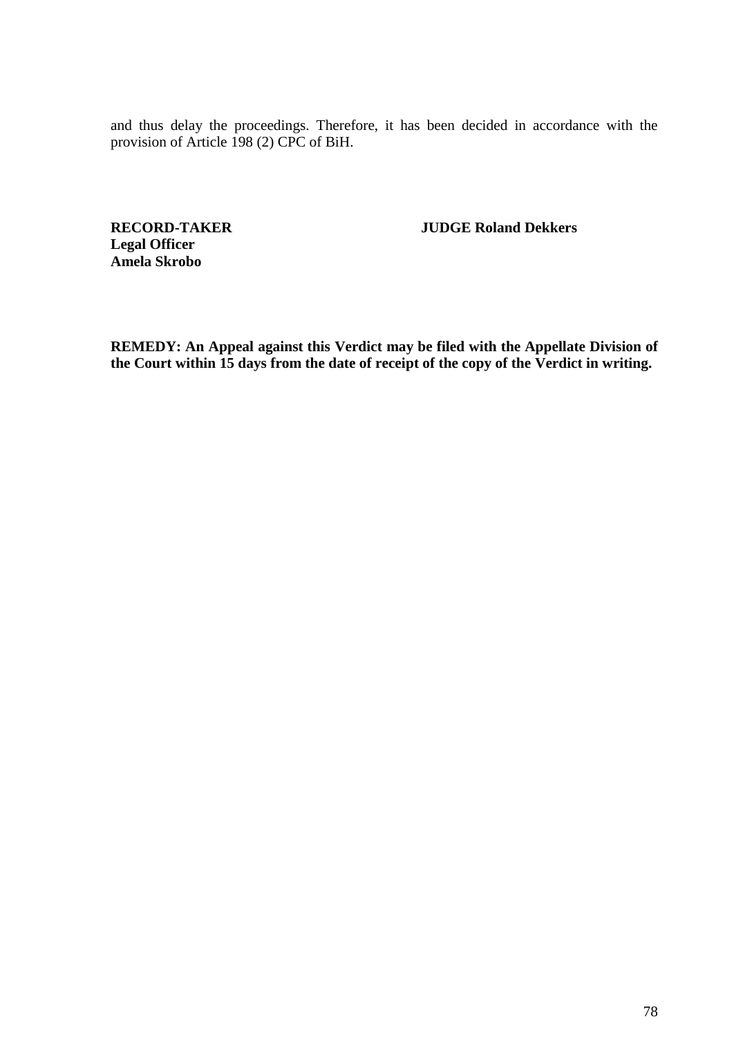and thus delay the proceedings. Therefore, it has been decided in accordance with the provision of Article 198 (2) CPC of BiH.

**RECORD-TAKER**
**Legal Officer**
**Amela Skrobo**

**JUDGE Roland Dekkers**

**REMEDY: An Appeal against this Verdict may be filed with the Appellate Division of the Court within 15 days from the date of receipt of the copy of the Verdict in writing.**